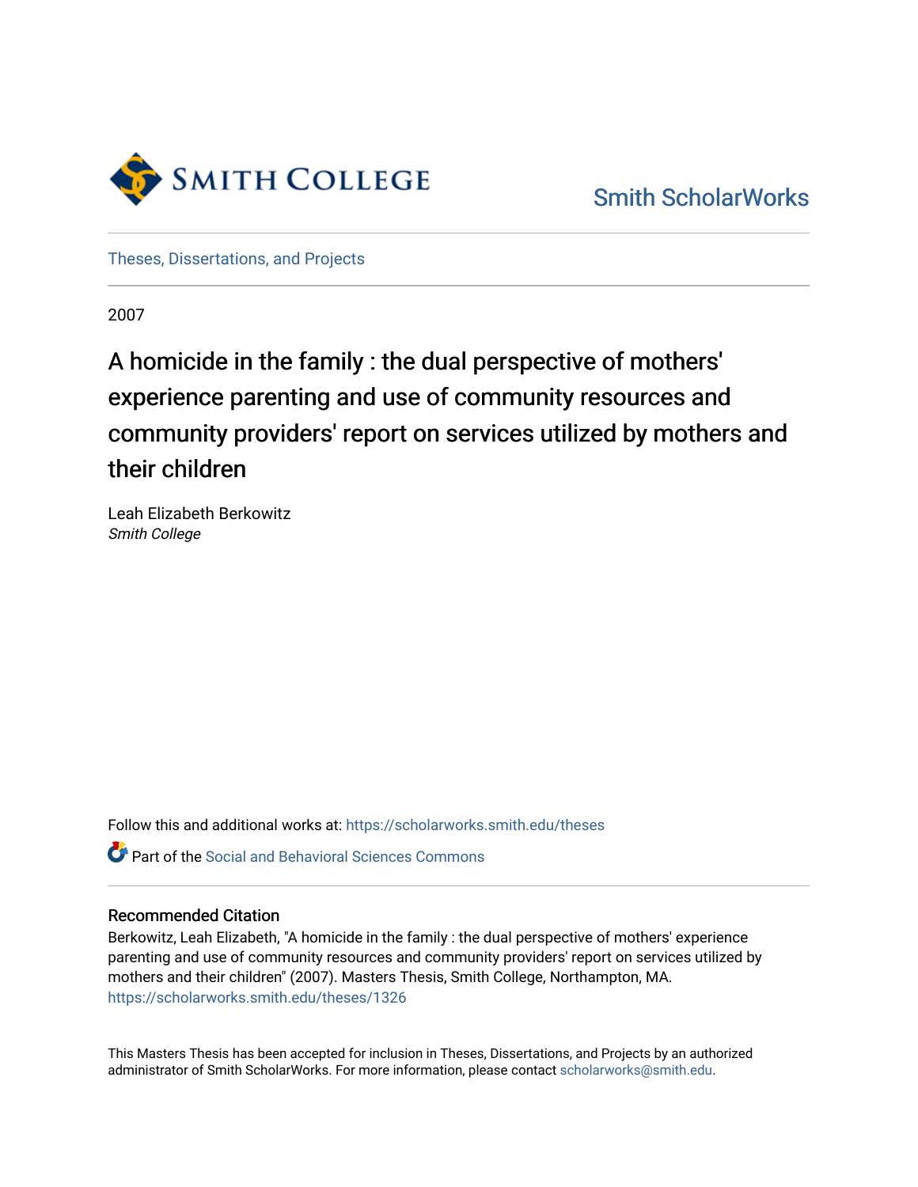Smith College

Smith ScholarWorks

Theses, Dissertations, and Projects

2007

# A homicide in the family : the dual perspective of mothers' experience parenting and use of community resources and community providers' report on services utilized by mothers and their children

Leah Elizabeth Berkowitz
*Smith College*

Follow this and additional works at: https://scholarworks.smith.edu/theses

Part of the Social and Behavioral Sciences Commons

## Recommended Citation

Berkowitz, Leah Elizabeth, "A homicide in the family : the dual perspective of mothers' experience parenting and use of community resources and community providers' report on services utilized by mothers and their children" (2007). Masters Thesis, Smith College, Northampton, MA.
https://scholarworks.smith.edu/theses/1326

This Masters Thesis has been accepted for inclusion in Theses, Dissertations, and Projects by an authorized administrator of Smith ScholarWorks. For more information, please contact scholarworks@smith.edu.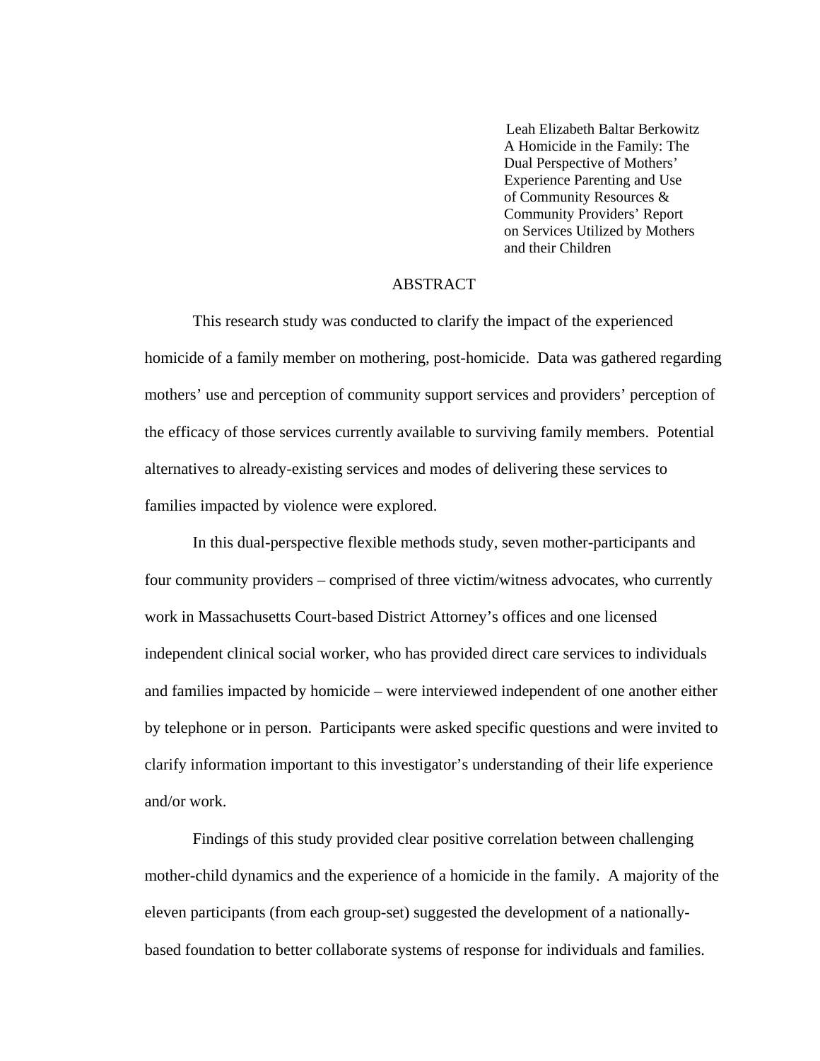Leah Elizabeth Baltar Berkowitz
A Homicide in the Family: The Dual Perspective of Mothers' Experience Parenting and Use of Community Resources & Community Providers' Report on Services Utilized by Mothers and their Children

## ABSTRACT

This research study was conducted to clarify the impact of the experienced homicide of a family member on mothering, post-homicide. Data was gathered regarding mothers' use and perception of community support services and providers' perception of the efficacy of those services currently available to surviving family members. Potential alternatives to already-existing services and modes of delivering these services to families impacted by violence were explored.

In this dual-perspective flexible methods study, seven mother-participants and four community providers – comprised of three victim/witness advocates, who currently work in Massachusetts Court-based District Attorney's offices and one licensed independent clinical social worker, who has provided direct care services to individuals and families impacted by homicide – were interviewed independent of one another either by telephone or in person. Participants were asked specific questions and were invited to clarify information important to this investigator's understanding of their life experience and/or work.

Findings of this study provided clear positive correlation between challenging mother-child dynamics and the experience of a homicide in the family. A majority of the eleven participants (from each group-set) suggested the development of a nationally-based foundation to better collaborate systems of response for individuals and families.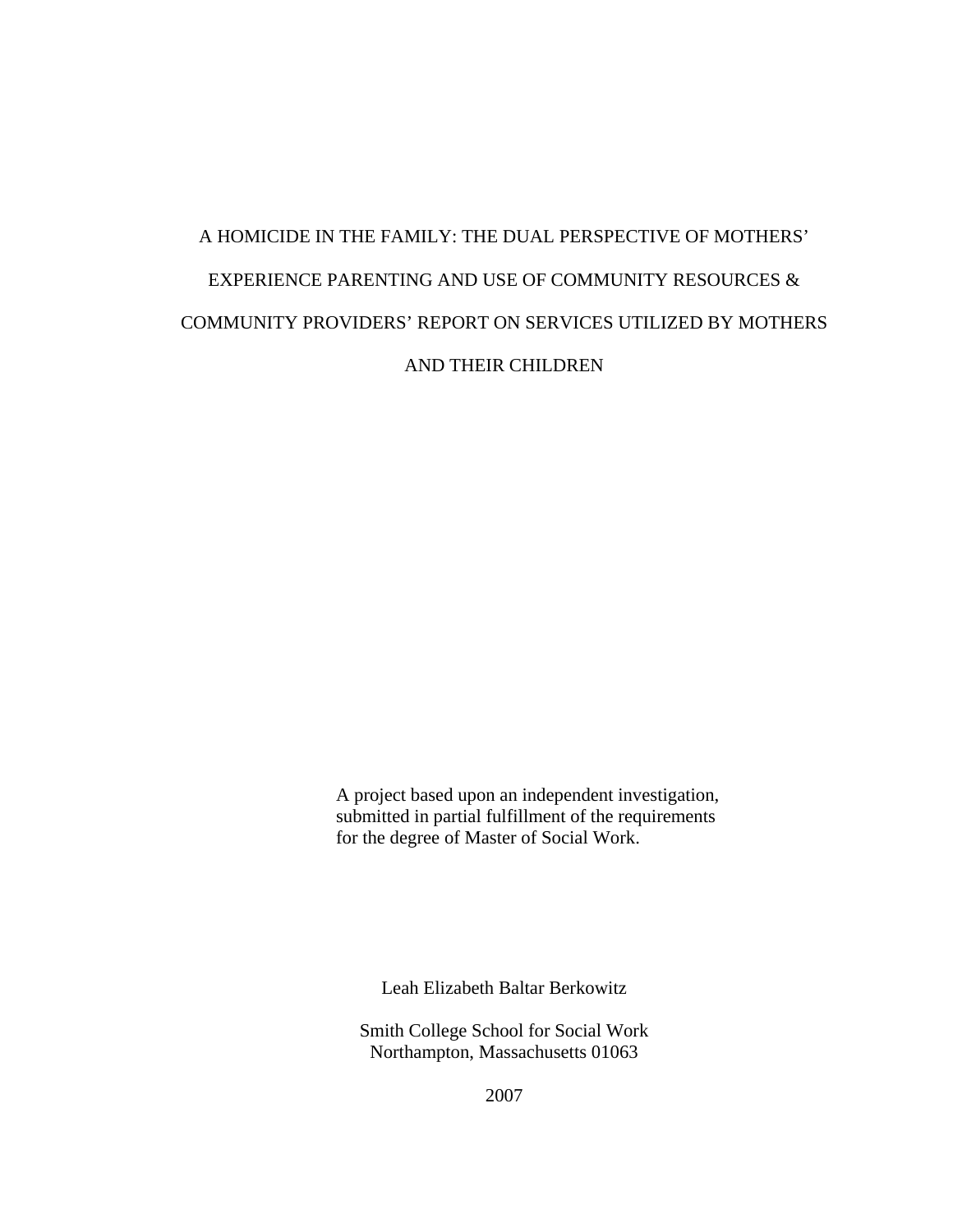# A HOMICIDE IN THE FAMILY: THE DUAL PERSPECTIVE OF MOTHERS' EXPERIENCE PARENTING AND USE OF COMMUNITY RESOURCES & COMMUNITY PROVIDERS' REPORT ON SERVICES UTILIZED BY MOTHERS AND THEIR CHILDREN

A project based upon an independent investigation, submitted in partial fulfillment of the requirements for the degree of Master of Social Work.

Leah Elizabeth Baltar Berkowitz

Smith College School for Social Work
Northampton, Massachusetts 01063

2007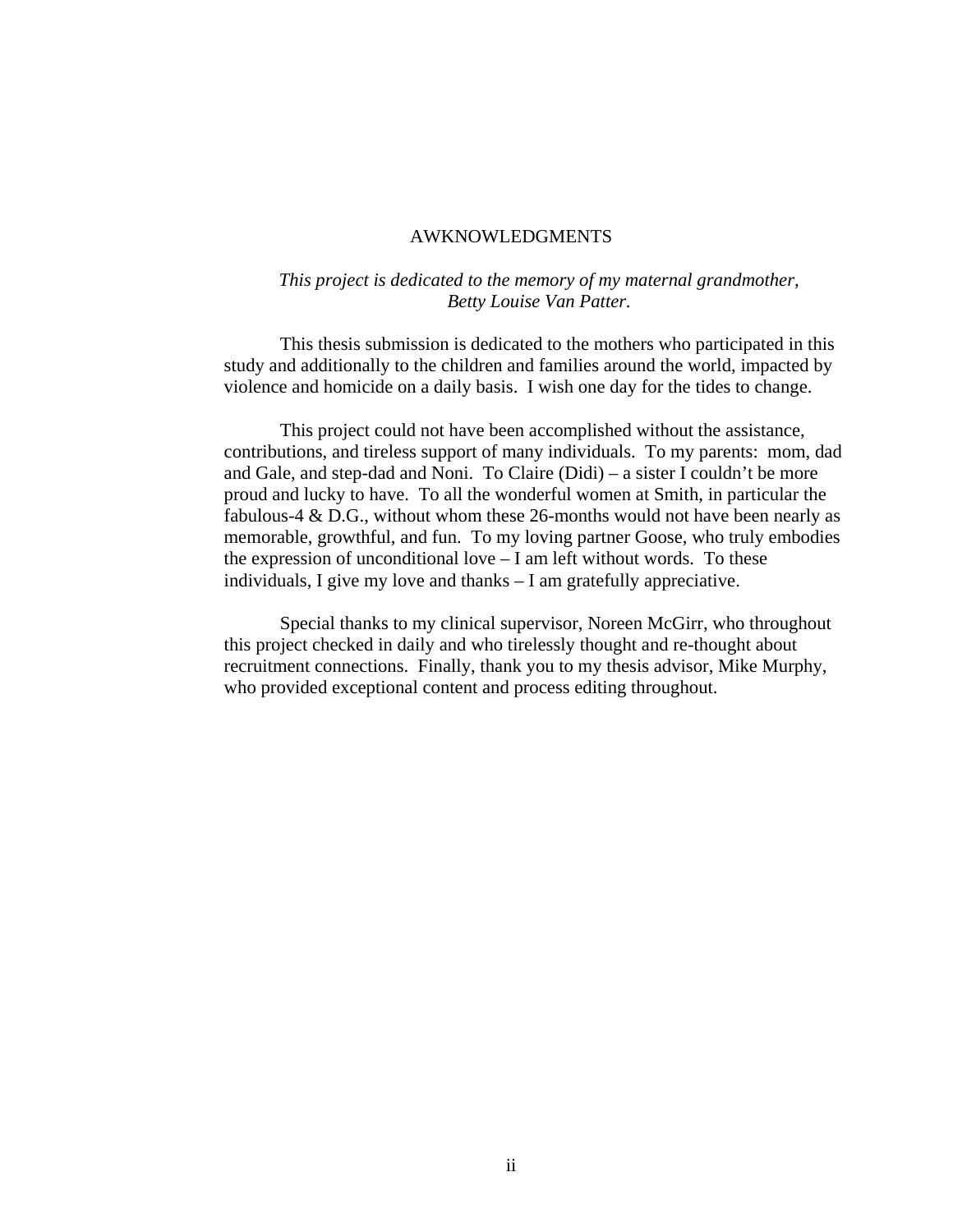# AWKNOWLEDGMENTS

*This project is dedicated to the memory of my maternal grandmother, Betty Louise Van Patter.*

This thesis submission is dedicated to the mothers who participated in this study and additionally to the children and families around the world, impacted by violence and homicide on a daily basis. I wish one day for the tides to change.

This project could not have been accomplished without the assistance, contributions, and tireless support of many individuals. To my parents: mom, dad and Gale, and step-dad and Noni. To Claire (Didi) – a sister I couldn't be more proud and lucky to have. To all the wonderful women at Smith, in particular the fabulous-4 & D.G., without whom these 26-months would not have been nearly as memorable, growthful, and fun. To my loving partner Goose, who truly embodies the expression of unconditional love – I am left without words. To these individuals, I give my love and thanks – I am gratefully appreciative.

Special thanks to my clinical supervisor, Noreen McGirr, who throughout this project checked in daily and who tirelessly thought and re-thought about recruitment connections. Finally, thank you to my thesis advisor, Mike Murphy, who provided exceptional content and process editing throughout.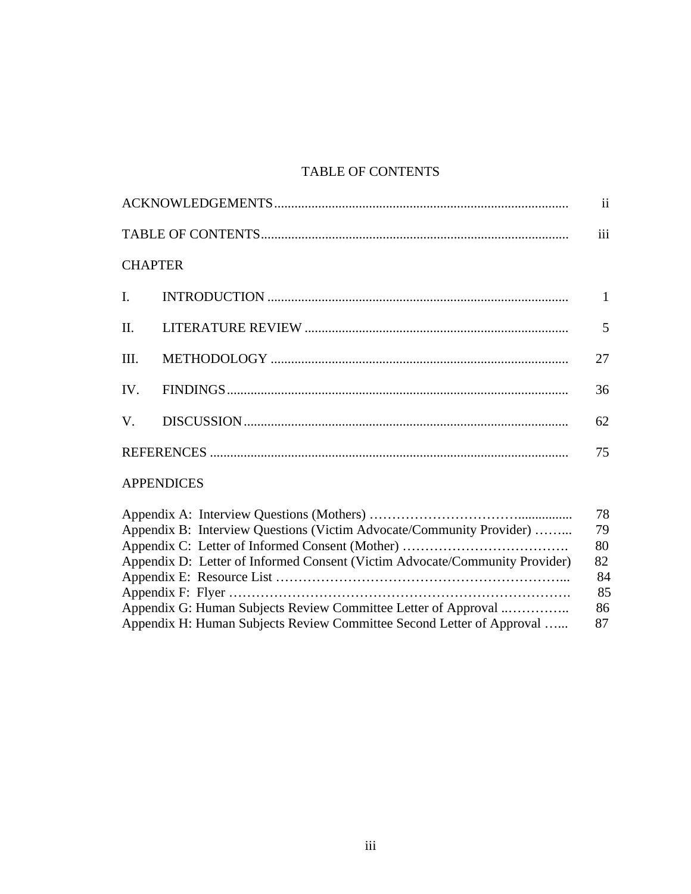# TABLE OF CONTENTS

| | |
|---|---|
| ACKNOWLEDGEMENTS | ii |
| TABLE OF CONTENTS | iii |
| **CHAPTER** | |
| I. INTRODUCTION | 1 |
| II. LITERATURE REVIEW | 5 |
| III. METHODOLOGY | 27 |
| IV. FINDINGS | 36 |
| V. DISCUSSION | 62 |
| REFERENCES | 75 |
| **APPENDICES** | |
| Appendix A: Interview Questions (Mothers) | 78 |
| Appendix B: Interview Questions (Victim Advocate/Community Provider) | 79 |
| Appendix C: Letter of Informed Consent (Mother) | 80 |
| Appendix D: Letter of Informed Consent (Victim Advocate/Community Provider) | 82 |
| Appendix E: Resource List | 84 |
| Appendix F: Flyer | 85 |
| Appendix G: Human Subjects Review Committee Letter of Approval | 86 |
| Appendix H: Human Subjects Review Committee Second Letter of Approval | 87 |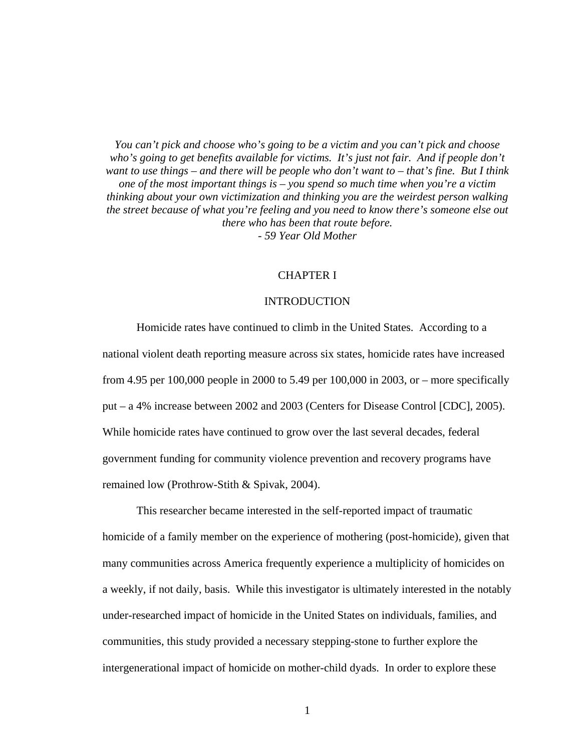*You can't pick and choose who's going to be a victim and you can't pick and choose who's going to get benefits available for victims. It's just not fair. And if people don't want to use things – and there will be people who don't want to – that's fine. But I think one of the most important things is – you spend so much time when you're a victim thinking about your own victimization and thinking you are the weirdest person walking the street because of what you're feeling and you need to know there's someone else out there who has been that route before.*
*- 59 Year Old Mother*

# CHAPTER I

## INTRODUCTION

Homicide rates have continued to climb in the United States. According to a national violent death reporting measure across six states, homicide rates have increased from 4.95 per 100,000 people in 2000 to 5.49 per 100,000 in 2003, or – more specifically put – a 4% increase between 2002 and 2003 (Centers for Disease Control [CDC], 2005). While homicide rates have continued to grow over the last several decades, federal government funding for community violence prevention and recovery programs have remained low (Prothrow-Stith & Spivak, 2004).

This researcher became interested in the self-reported impact of traumatic homicide of a family member on the experience of mothering (post-homicide), given that many communities across America frequently experience a multiplicity of homicides on a weekly, if not daily, basis. While this investigator is ultimately interested in the notably under-researched impact of homicide in the United States on individuals, families, and communities, this study provided a necessary stepping-stone to further explore the intergenerational impact of homicide on mother-child dyads. In order to explore these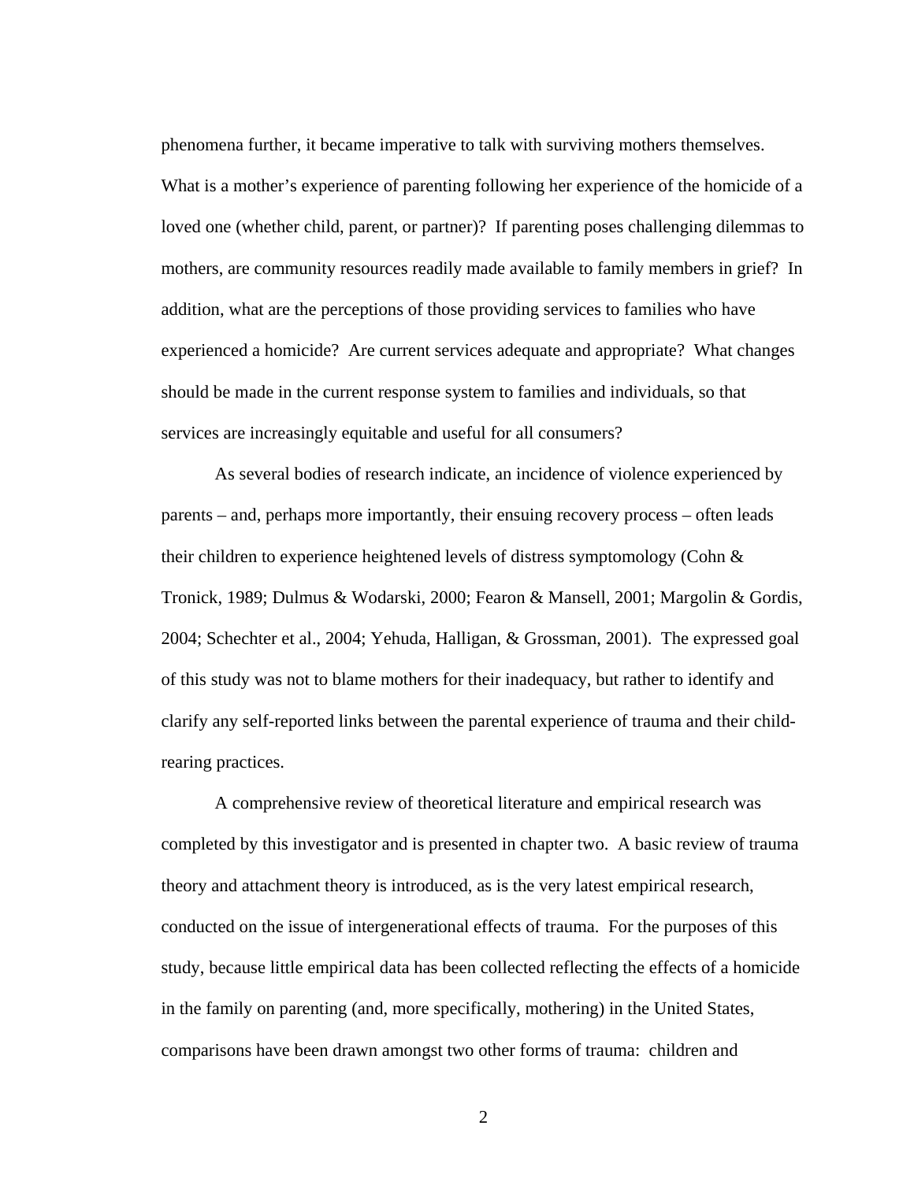phenomena further, it became imperative to talk with surviving mothers themselves. What is a mother's experience of parenting following her experience of the homicide of a loved one (whether child, parent, or partner)? If parenting poses challenging dilemmas to mothers, are community resources readily made available to family members in grief? In addition, what are the perceptions of those providing services to families who have experienced a homicide? Are current services adequate and appropriate? What changes should be made in the current response system to families and individuals, so that services are increasingly equitable and useful for all consumers?

As several bodies of research indicate, an incidence of violence experienced by parents – and, perhaps more importantly, their ensuing recovery process – often leads their children to experience heightened levels of distress symptomology (Cohn & Tronick, 1989; Dulmus & Wodarski, 2000; Fearon & Mansell, 2001; Margolin & Gordis, 2004; Schechter et al., 2004; Yehuda, Halligan, & Grossman, 2001). The expressed goal of this study was not to blame mothers for their inadequacy, but rather to identify and clarify any self-reported links between the parental experience of trauma and their child-rearing practices.

A comprehensive review of theoretical literature and empirical research was completed by this investigator and is presented in chapter two. A basic review of trauma theory and attachment theory is introduced, as is the very latest empirical research, conducted on the issue of intergenerational effects of trauma. For the purposes of this study, because little empirical data has been collected reflecting the effects of a homicide in the family on parenting (and, more specifically, mothering) in the United States, comparisons have been drawn amongst two other forms of trauma: children and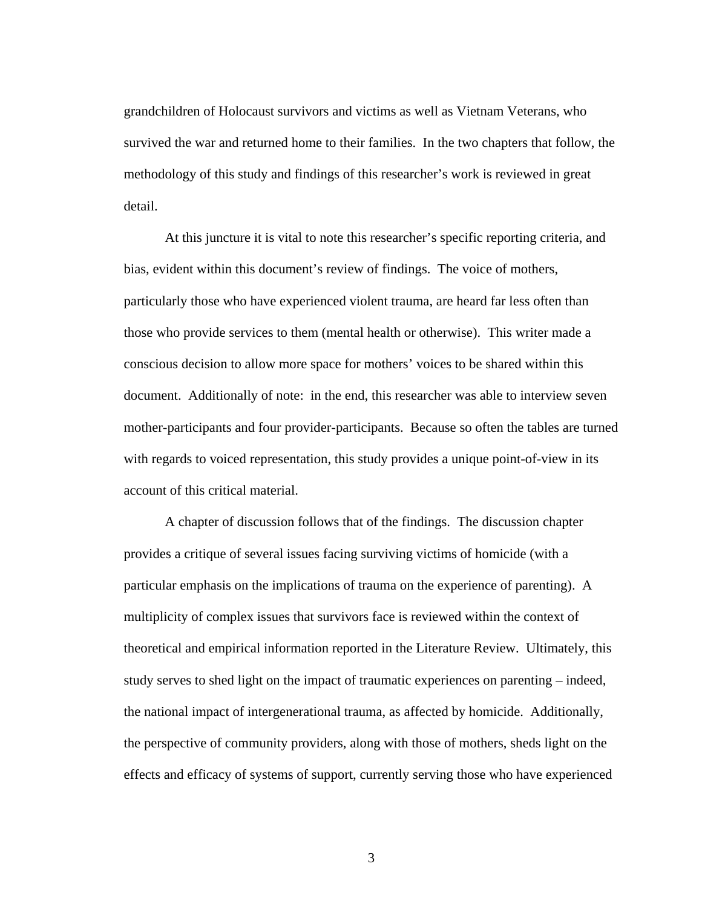grandchildren of Holocaust survivors and victims as well as Vietnam Veterans, who survived the war and returned home to their families. In the two chapters that follow, the methodology of this study and findings of this researcher's work is reviewed in great detail.

At this juncture it is vital to note this researcher's specific reporting criteria, and bias, evident within this document's review of findings. The voice of mothers, particularly those who have experienced violent trauma, are heard far less often than those who provide services to them (mental health or otherwise). This writer made a conscious decision to allow more space for mothers' voices to be shared within this document. Additionally of note: in the end, this researcher was able to interview seven mother-participants and four provider-participants. Because so often the tables are turned with regards to voiced representation, this study provides a unique point-of-view in its account of this critical material.

A chapter of discussion follows that of the findings. The discussion chapter provides a critique of several issues facing surviving victims of homicide (with a particular emphasis on the implications of trauma on the experience of parenting). A multiplicity of complex issues that survivors face is reviewed within the context of theoretical and empirical information reported in the Literature Review. Ultimately, this study serves to shed light on the impact of traumatic experiences on parenting – indeed, the national impact of intergenerational trauma, as affected by homicide. Additionally, the perspective of community providers, along with those of mothers, sheds light on the effects and efficacy of systems of support, currently serving those who have experienced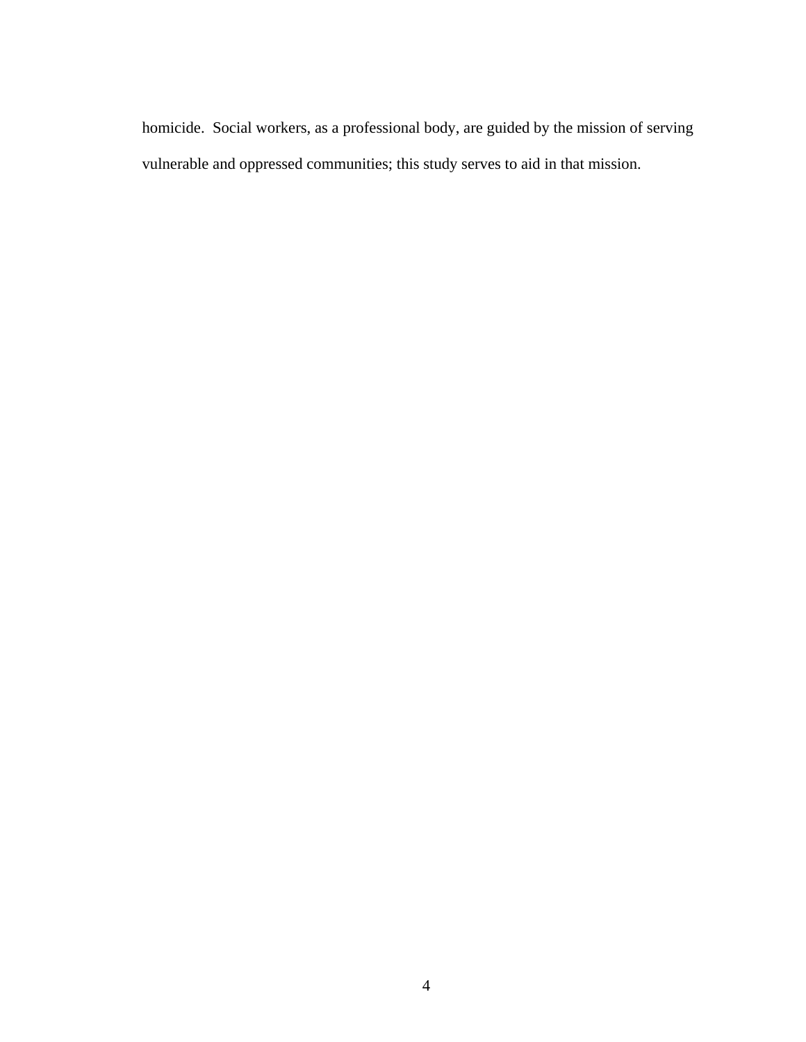homicide.  Social workers, as a professional body, are guided by the mission of serving vulnerable and oppressed communities; this study serves to aid in that mission.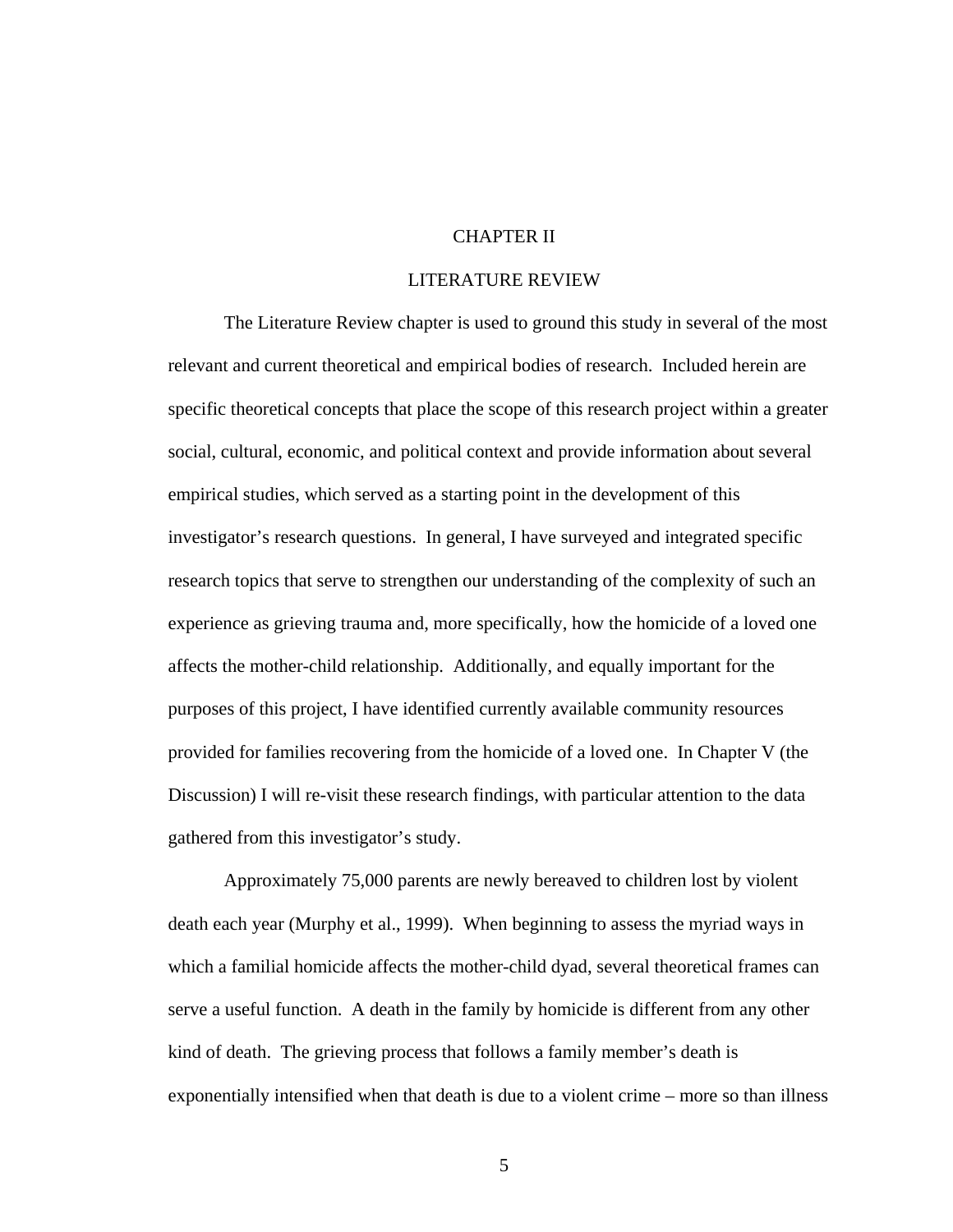# CHAPTER II

## LITERATURE REVIEW

The Literature Review chapter is used to ground this study in several of the most relevant and current theoretical and empirical bodies of research. Included herein are specific theoretical concepts that place the scope of this research project within a greater social, cultural, economic, and political context and provide information about several empirical studies, which served as a starting point in the development of this investigator's research questions. In general, I have surveyed and integrated specific research topics that serve to strengthen our understanding of the complexity of such an experience as grieving trauma and, more specifically, how the homicide of a loved one affects the mother-child relationship. Additionally, and equally important for the purposes of this project, I have identified currently available community resources provided for families recovering from the homicide of a loved one. In Chapter V (the Discussion) I will re-visit these research findings, with particular attention to the data gathered from this investigator's study.

Approximately 75,000 parents are newly bereaved to children lost by violent death each year (Murphy et al., 1999). When beginning to assess the myriad ways in which a familial homicide affects the mother-child dyad, several theoretical frames can serve a useful function. A death in the family by homicide is different from any other kind of death. The grieving process that follows a family member's death is exponentially intensified when that death is due to a violent crime – more so than illness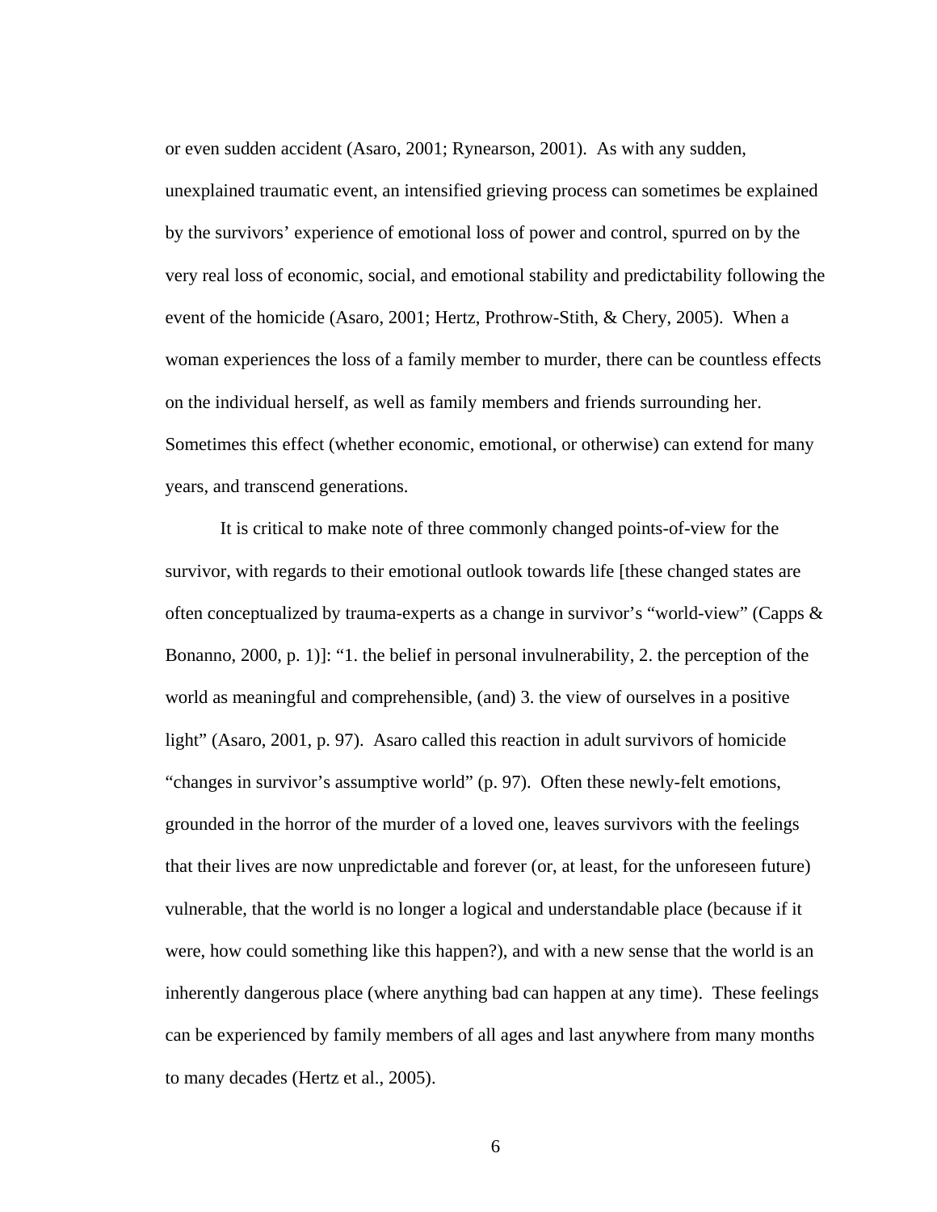or even sudden accident (Asaro, 2001; Rynearson, 2001). As with any sudden, unexplained traumatic event, an intensified grieving process can sometimes be explained by the survivors' experience of emotional loss of power and control, spurred on by the very real loss of economic, social, and emotional stability and predictability following the event of the homicide (Asaro, 2001; Hertz, Prothrow-Stith, & Chery, 2005). When a woman experiences the loss of a family member to murder, there can be countless effects on the individual herself, as well as family members and friends surrounding her. Sometimes this effect (whether economic, emotional, or otherwise) can extend for many years, and transcend generations.

It is critical to make note of three commonly changed points-of-view for the survivor, with regards to their emotional outlook towards life [these changed states are often conceptualized by trauma-experts as a change in survivor's "world-view" (Capps & Bonanno, 2000, p. 1)]: "1. the belief in personal invulnerability, 2. the perception of the world as meaningful and comprehensible, (and) 3. the view of ourselves in a positive light" (Asaro, 2001, p. 97). Asaro called this reaction in adult survivors of homicide "changes in survivor's assumptive world" (p. 97). Often these newly-felt emotions, grounded in the horror of the murder of a loved one, leaves survivors with the feelings that their lives are now unpredictable and forever (or, at least, for the unforeseen future) vulnerable, that the world is no longer a logical and understandable place (because if it were, how could something like this happen?), and with a new sense that the world is an inherently dangerous place (where anything bad can happen at any time). These feelings can be experienced by family members of all ages and last anywhere from many months to many decades (Hertz et al., 2005).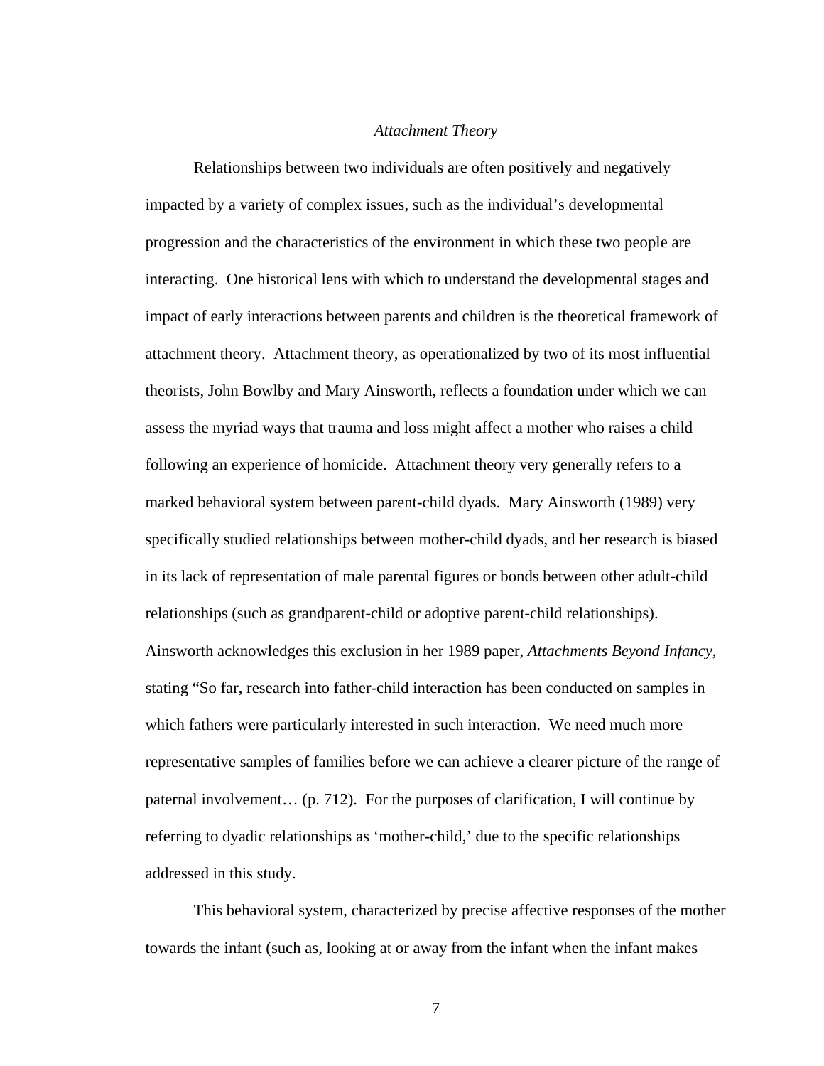*Attachment Theory*

Relationships between two individuals are often positively and negatively impacted by a variety of complex issues, such as the individual's developmental progression and the characteristics of the environment in which these two people are interacting. One historical lens with which to understand the developmental stages and impact of early interactions between parents and children is the theoretical framework of attachment theory. Attachment theory, as operationalized by two of its most influential theorists, John Bowlby and Mary Ainsworth, reflects a foundation under which we can assess the myriad ways that trauma and loss might affect a mother who raises a child following an experience of homicide. Attachment theory very generally refers to a marked behavioral system between parent-child dyads. Mary Ainsworth (1989) very specifically studied relationships between mother-child dyads, and her research is biased in its lack of representation of male parental figures or bonds between other adult-child relationships (such as grandparent-child or adoptive parent-child relationships). Ainsworth acknowledges this exclusion in her 1989 paper, *Attachments Beyond Infancy*, stating "So far, research into father-child interaction has been conducted on samples in which fathers were particularly interested in such interaction. We need much more representative samples of families before we can achieve a clearer picture of the range of paternal involvement… (p. 712). For the purposes of clarification, I will continue by referring to dyadic relationships as 'mother-child,' due to the specific relationships addressed in this study.

This behavioral system, characterized by precise affective responses of the mother towards the infant (such as, looking at or away from the infant when the infant makes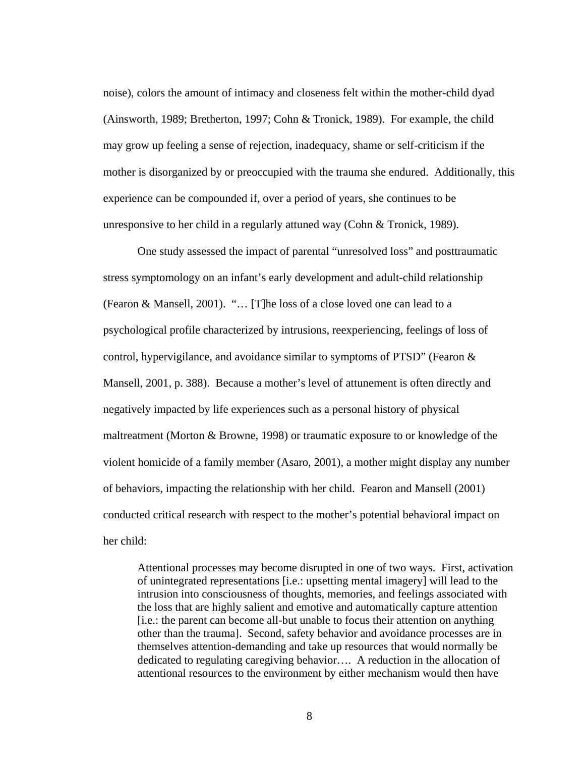noise), colors the amount of intimacy and closeness felt within the mother-child dyad (Ainsworth, 1989; Bretherton, 1997; Cohn & Tronick, 1989). For example, the child may grow up feeling a sense of rejection, inadequacy, shame or self-criticism if the mother is disorganized by or preoccupied with the trauma she endured. Additionally, this experience can be compounded if, over a period of years, she continues to be unresponsive to her child in a regularly attuned way (Cohn & Tronick, 1989).

One study assessed the impact of parental "unresolved loss" and posttraumatic stress symptomology on an infant's early development and adult-child relationship (Fearon & Mansell, 2001). "… [T]he loss of a close loved one can lead to a psychological profile characterized by intrusions, reexperiencing, feelings of loss of control, hypervigilance, and avoidance similar to symptoms of PTSD" (Fearon & Mansell, 2001, p. 388). Because a mother's level of attunement is often directly and negatively impacted by life experiences such as a personal history of physical maltreatment (Morton & Browne, 1998) or traumatic exposure to or knowledge of the violent homicide of a family member (Asaro, 2001), a mother might display any number of behaviors, impacting the relationship with her child. Fearon and Mansell (2001) conducted critical research with respect to the mother's potential behavioral impact on her child:

> Attentional processes may become disrupted in one of two ways. First, activation of unintegrated representations [i.e.: upsetting mental imagery] will lead to the intrusion into consciousness of thoughts, memories, and feelings associated with the loss that are highly salient and emotive and automatically capture attention [i.e.: the parent can become all-but unable to focus their attention on anything other than the trauma]. Second, safety behavior and avoidance processes are in themselves attention-demanding and take up resources that would normally be dedicated to regulating caregiving behavior…. A reduction in the allocation of attentional resources to the environment by either mechanism would then have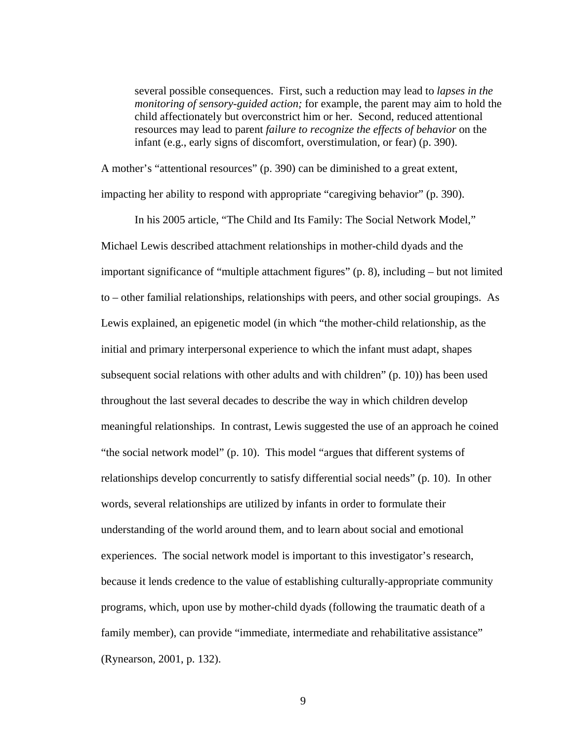> several possible consequences. First, such a reduction may lead to *lapses in the monitoring of sensory-guided action;* for example, the parent may aim to hold the child affectionately but overconstrict him or her. Second, reduced attentional resources may lead to parent *failure to recognize the effects of behavior* on the infant (e.g., early signs of discomfort, overstimulation, or fear) (p. 390).

A mother's "attentional resources" (p. 390) can be diminished to a great extent, impacting her ability to respond with appropriate "caregiving behavior" (p. 390).

In his 2005 article, "The Child and Its Family: The Social Network Model," Michael Lewis described attachment relationships in mother-child dyads and the important significance of "multiple attachment figures" (p. 8), including – but not limited to – other familial relationships, relationships with peers, and other social groupings. As Lewis explained, an epigenetic model (in which "the mother-child relationship, as the initial and primary interpersonal experience to which the infant must adapt, shapes subsequent social relations with other adults and with children" (p. 10)) has been used throughout the last several decades to describe the way in which children develop meaningful relationships. In contrast, Lewis suggested the use of an approach he coined "the social network model" (p. 10). This model "argues that different systems of relationships develop concurrently to satisfy differential social needs" (p. 10). In other words, several relationships are utilized by infants in order to formulate their understanding of the world around them, and to learn about social and emotional experiences. The social network model is important to this investigator's research, because it lends credence to the value of establishing culturally-appropriate community programs, which, upon use by mother-child dyads (following the traumatic death of a family member), can provide "immediate, intermediate and rehabilitative assistance" (Rynearson, 2001, p. 132).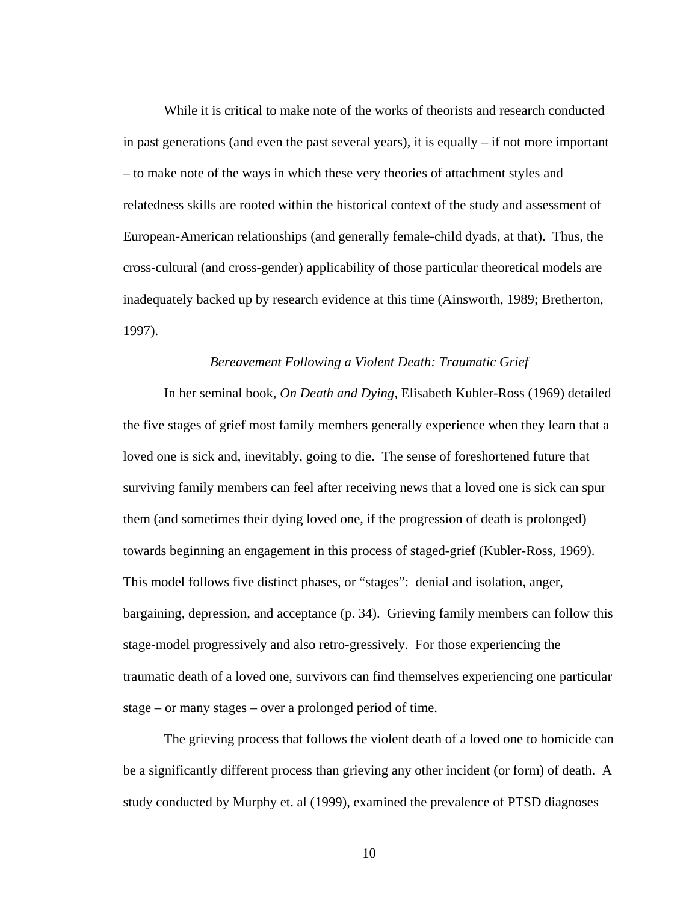While it is critical to make note of the works of theorists and research conducted in past generations (and even the past several years), it is equally – if not more important – to make note of the ways in which these very theories of attachment styles and relatedness skills are rooted within the historical context of the study and assessment of European-American relationships (and generally female-child dyads, at that). Thus, the cross-cultural (and cross-gender) applicability of those particular theoretical models are inadequately backed up by research evidence at this time (Ainsworth, 1989; Bretherton, 1997).

### *Bereavement Following a Violent Death: Traumatic Grief*

In her seminal book, *On Death and Dying*, Elisabeth Kubler-Ross (1969) detailed the five stages of grief most family members generally experience when they learn that a loved one is sick and, inevitably, going to die. The sense of foreshortened future that surviving family members can feel after receiving news that a loved one is sick can spur them (and sometimes their dying loved one, if the progression of death is prolonged) towards beginning an engagement in this process of staged-grief (Kubler-Ross, 1969). This model follows five distinct phases, or "stages": denial and isolation, anger, bargaining, depression, and acceptance (p. 34). Grieving family members can follow this stage-model progressively and also retro-gressively. For those experiencing the traumatic death of a loved one, survivors can find themselves experiencing one particular stage – or many stages – over a prolonged period of time.

The grieving process that follows the violent death of a loved one to homicide can be a significantly different process than grieving any other incident (or form) of death. A study conducted by Murphy et. al (1999), examined the prevalence of PTSD diagnoses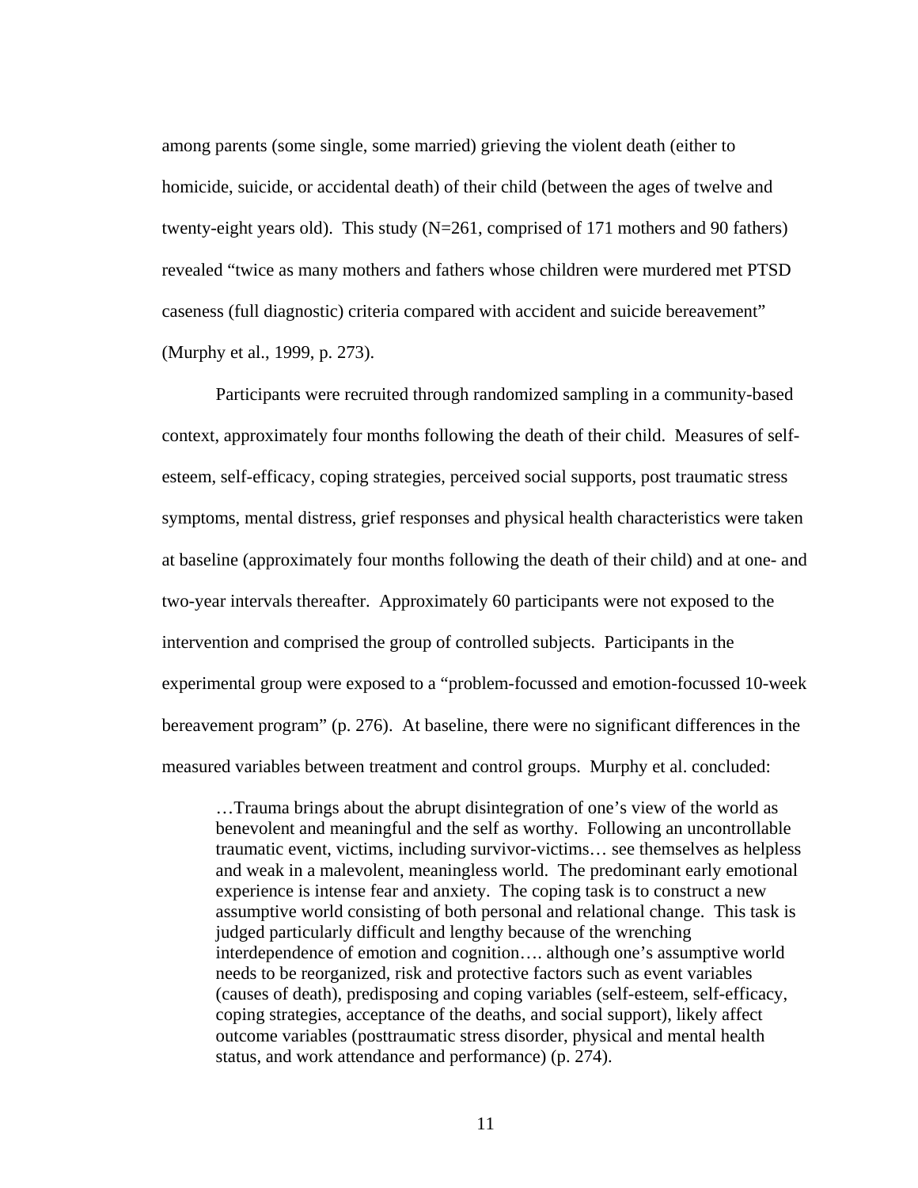among parents (some single, some married) grieving the violent death (either to homicide, suicide, or accidental death) of their child (between the ages of twelve and twenty-eight years old). This study (N=261, comprised of 171 mothers and 90 fathers) revealed "twice as many mothers and fathers whose children were murdered met PTSD caseness (full diagnostic) criteria compared with accident and suicide bereavement" (Murphy et al., 1999, p. 273).

Participants were recruited through randomized sampling in a community-based context, approximately four months following the death of their child. Measures of self-esteem, self-efficacy, coping strategies, perceived social supports, post traumatic stress symptoms, mental distress, grief responses and physical health characteristics were taken at baseline (approximately four months following the death of their child) and at one- and two-year intervals thereafter. Approximately 60 participants were not exposed to the intervention and comprised the group of controlled subjects. Participants in the experimental group were exposed to a "problem-focussed and emotion-focussed 10-week bereavement program" (p. 276). At baseline, there were no significant differences in the measured variables between treatment and control groups. Murphy et al. concluded:

> …Trauma brings about the abrupt disintegration of one's view of the world as benevolent and meaningful and the self as worthy. Following an uncontrollable traumatic event, victims, including survivor-victims… see themselves as helpless and weak in a malevolent, meaningless world. The predominant early emotional experience is intense fear and anxiety. The coping task is to construct a new assumptive world consisting of both personal and relational change. This task is judged particularly difficult and lengthy because of the wrenching interdependence of emotion and cognition…. although one's assumptive world needs to be reorganized, risk and protective factors such as event variables (causes of death), predisposing and coping variables (self-esteem, self-efficacy, coping strategies, acceptance of the deaths, and social support), likely affect outcome variables (posttraumatic stress disorder, physical and mental health status, and work attendance and performance) (p. 274).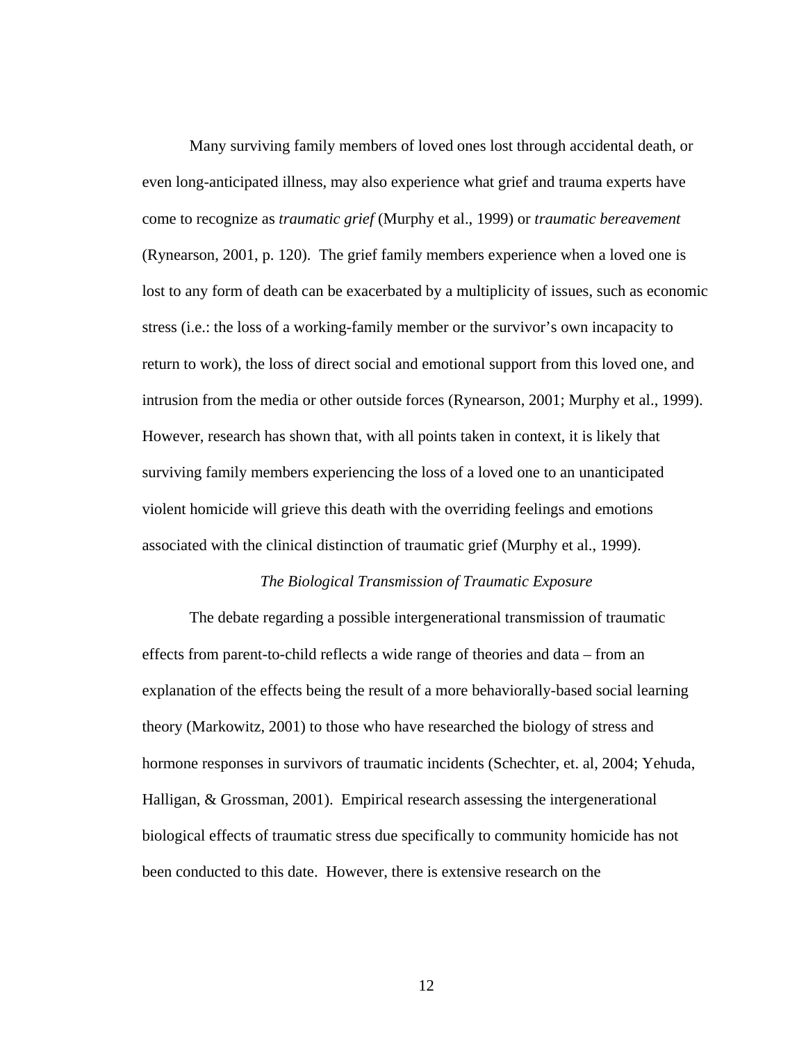Many surviving family members of loved ones lost through accidental death, or even long-anticipated illness, may also experience what grief and trauma experts have come to recognize as *traumatic grief* (Murphy et al., 1999) or *traumatic bereavement* (Rynearson, 2001, p. 120). The grief family members experience when a loved one is lost to any form of death can be exacerbated by a multiplicity of issues, such as economic stress (i.e.: the loss of a working-family member or the survivor's own incapacity to return to work), the loss of direct social and emotional support from this loved one, and intrusion from the media or other outside forces (Rynearson, 2001; Murphy et al., 1999). However, research has shown that, with all points taken in context, it is likely that surviving family members experiencing the loss of a loved one to an unanticipated violent homicide will grieve this death with the overriding feelings and emotions associated with the clinical distinction of traumatic grief (Murphy et al., 1999).

### *The Biological Transmission of Traumatic Exposure*

The debate regarding a possible intergenerational transmission of traumatic effects from parent-to-child reflects a wide range of theories and data – from an explanation of the effects being the result of a more behaviorally-based social learning theory (Markowitz, 2001) to those who have researched the biology of stress and hormone responses in survivors of traumatic incidents (Schechter, et. al, 2004; Yehuda, Halligan, & Grossman, 2001). Empirical research assessing the intergenerational biological effects of traumatic stress due specifically to community homicide has not been conducted to this date. However, there is extensive research on the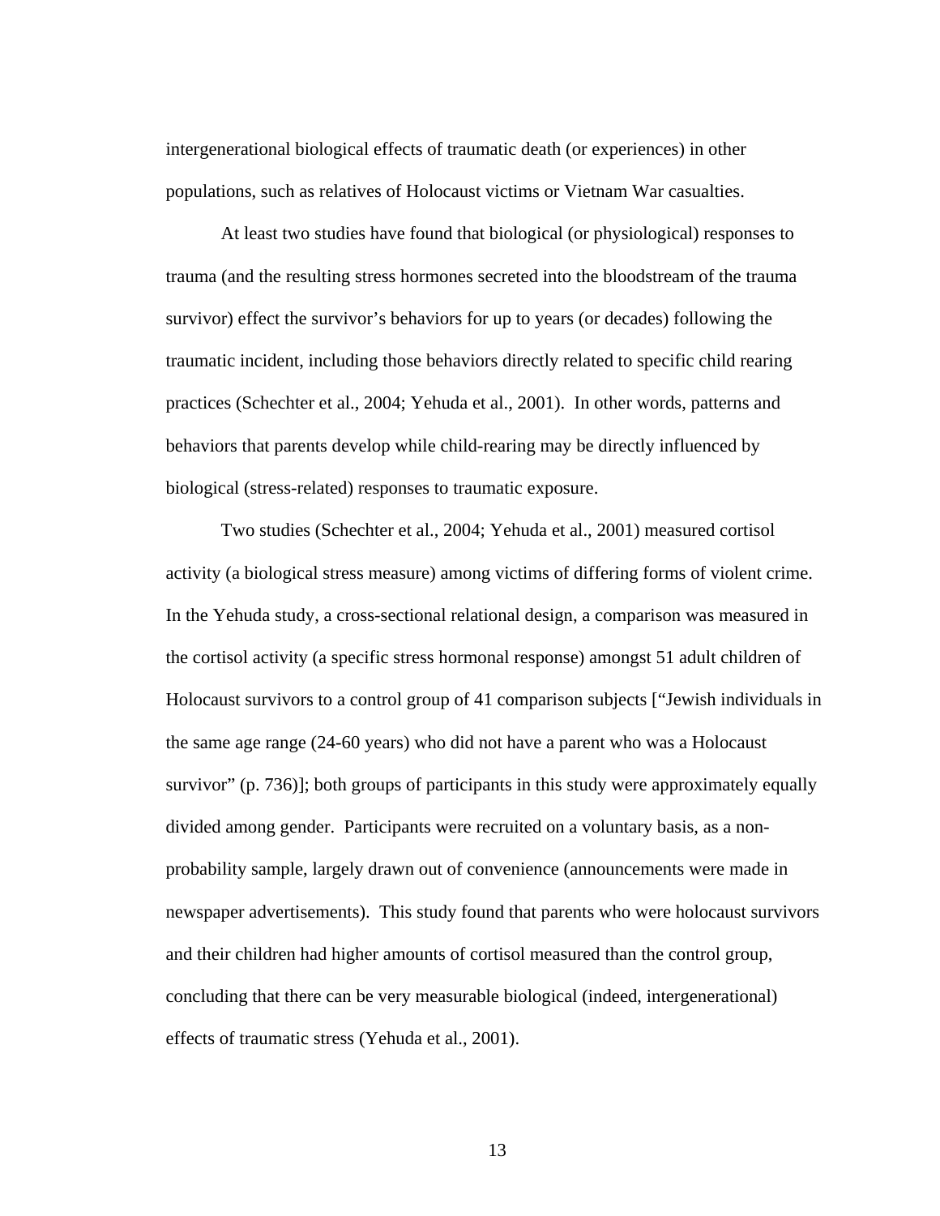intergenerational biological effects of traumatic death (or experiences) in other populations, such as relatives of Holocaust victims or Vietnam War casualties.

At least two studies have found that biological (or physiological) responses to trauma (and the resulting stress hormones secreted into the bloodstream of the trauma survivor) effect the survivor's behaviors for up to years (or decades) following the traumatic incident, including those behaviors directly related to specific child rearing practices (Schechter et al., 2004; Yehuda et al., 2001). In other words, patterns and behaviors that parents develop while child-rearing may be directly influenced by biological (stress-related) responses to traumatic exposure.

Two studies (Schechter et al., 2004; Yehuda et al., 2001) measured cortisol activity (a biological stress measure) among victims of differing forms of violent crime. In the Yehuda study, a cross-sectional relational design, a comparison was measured in the cortisol activity (a specific stress hormonal response) amongst 51 adult children of Holocaust survivors to a control group of 41 comparison subjects ["Jewish individuals in the same age range (24-60 years) who did not have a parent who was a Holocaust survivor" (p. 736)]; both groups of participants in this study were approximately equally divided among gender. Participants were recruited on a voluntary basis, as a non-probability sample, largely drawn out of convenience (announcements were made in newspaper advertisements). This study found that parents who were holocaust survivors and their children had higher amounts of cortisol measured than the control group, concluding that there can be very measurable biological (indeed, intergenerational) effects of traumatic stress (Yehuda et al., 2001).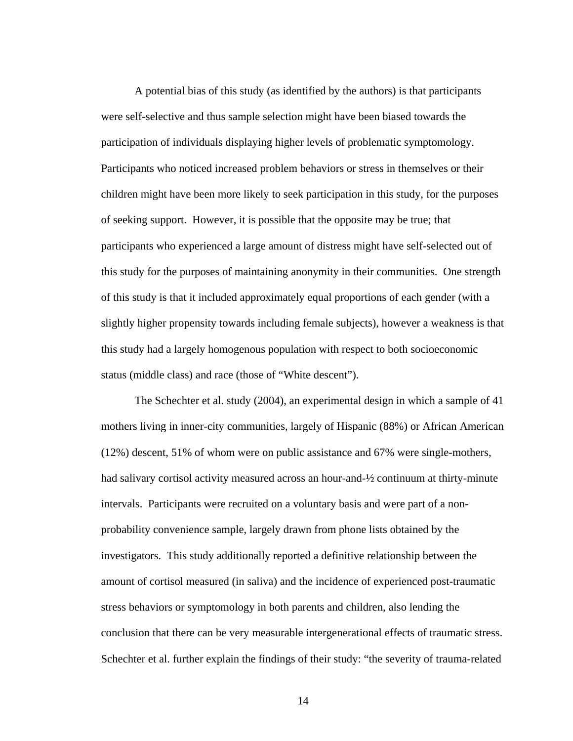A potential bias of this study (as identified by the authors) is that participants were self-selective and thus sample selection might have been biased towards the participation of individuals displaying higher levels of problematic symptomology. Participants who noticed increased problem behaviors or stress in themselves or their children might have been more likely to seek participation in this study, for the purposes of seeking support. However, it is possible that the opposite may be true; that participants who experienced a large amount of distress might have self-selected out of this study for the purposes of maintaining anonymity in their communities. One strength of this study is that it included approximately equal proportions of each gender (with a slightly higher propensity towards including female subjects), however a weakness is that this study had a largely homogenous population with respect to both socioeconomic status (middle class) and race (those of "White descent").

The Schechter et al. study (2004), an experimental design in which a sample of 41 mothers living in inner-city communities, largely of Hispanic (88%) or African American (12%) descent, 51% of whom were on public assistance and 67% were single-mothers, had salivary cortisol activity measured across an hour-and-½ continuum at thirty-minute intervals. Participants were recruited on a voluntary basis and were part of a non-probability convenience sample, largely drawn from phone lists obtained by the investigators. This study additionally reported a definitive relationship between the amount of cortisol measured (in saliva) and the incidence of experienced post-traumatic stress behaviors or symptomology in both parents and children, also lending the conclusion that there can be very measurable intergenerational effects of traumatic stress. Schechter et al. further explain the findings of their study: "the severity of trauma-related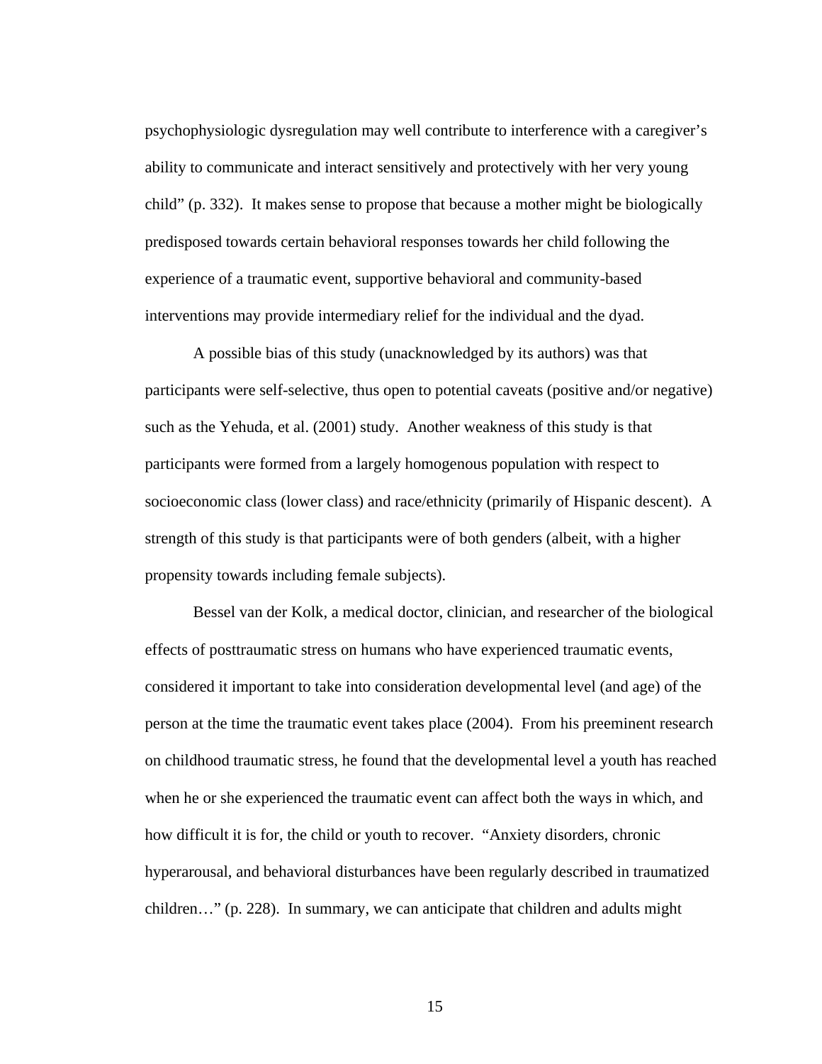psychophysiologic dysregulation may well contribute to interference with a caregiver's ability to communicate and interact sensitively and protectively with her very young child" (p. 332). It makes sense to propose that because a mother might be biologically predisposed towards certain behavioral responses towards her child following the experience of a traumatic event, supportive behavioral and community-based interventions may provide intermediary relief for the individual and the dyad.

A possible bias of this study (unacknowledged by its authors) was that participants were self-selective, thus open to potential caveats (positive and/or negative) such as the Yehuda, et al. (2001) study. Another weakness of this study is that participants were formed from a largely homogenous population with respect to socioeconomic class (lower class) and race/ethnicity (primarily of Hispanic descent). A strength of this study is that participants were of both genders (albeit, with a higher propensity towards including female subjects).

Bessel van der Kolk, a medical doctor, clinician, and researcher of the biological effects of posttraumatic stress on humans who have experienced traumatic events, considered it important to take into consideration developmental level (and age) of the person at the time the traumatic event takes place (2004). From his preeminent research on childhood traumatic stress, he found that the developmental level a youth has reached when he or she experienced the traumatic event can affect both the ways in which, and how difficult it is for, the child or youth to recover. "Anxiety disorders, chronic hyperarousal, and behavioral disturbances have been regularly described in traumatized children…" (p. 228). In summary, we can anticipate that children and adults might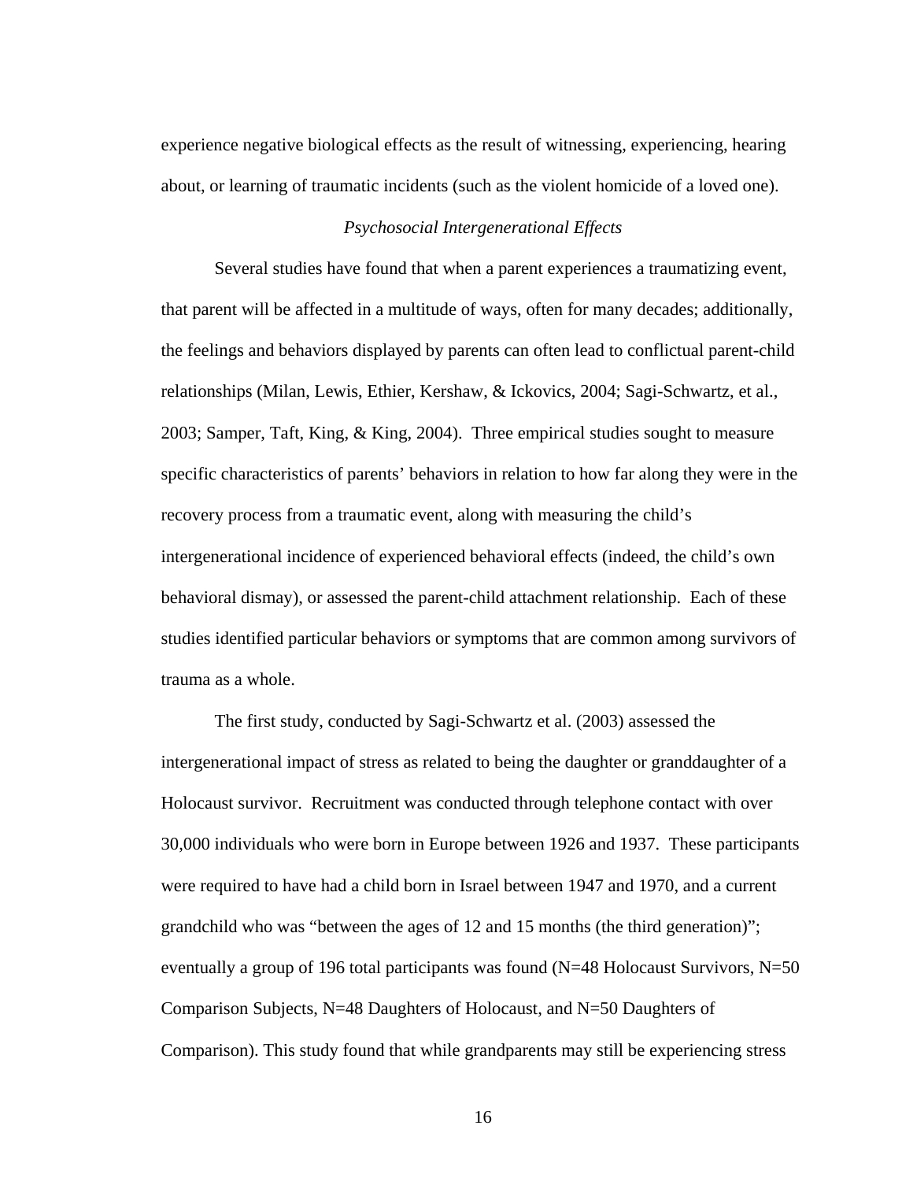experience negative biological effects as the result of witnessing, experiencing, hearing about, or learning of traumatic incidents (such as the violent homicide of a loved one).

### *Psychosocial Intergenerational Effects*

Several studies have found that when a parent experiences a traumatizing event, that parent will be affected in a multitude of ways, often for many decades; additionally, the feelings and behaviors displayed by parents can often lead to conflictual parent-child relationships (Milan, Lewis, Ethier, Kershaw, & Ickovics, 2004; Sagi-Schwartz, et al., 2003; Samper, Taft, King, & King, 2004). Three empirical studies sought to measure specific characteristics of parents' behaviors in relation to how far along they were in the recovery process from a traumatic event, along with measuring the child's intergenerational incidence of experienced behavioral effects (indeed, the child's own behavioral dismay), or assessed the parent-child attachment relationship. Each of these studies identified particular behaviors or symptoms that are common among survivors of trauma as a whole.

The first study, conducted by Sagi-Schwartz et al. (2003) assessed the intergenerational impact of stress as related to being the daughter or granddaughter of a Holocaust survivor. Recruitment was conducted through telephone contact with over 30,000 individuals who were born in Europe between 1926 and 1937. These participants were required to have had a child born in Israel between 1947 and 1970, and a current grandchild who was "between the ages of 12 and 15 months (the third generation)"; eventually a group of 196 total participants was found (N=48 Holocaust Survivors, N=50 Comparison Subjects, N=48 Daughters of Holocaust, and N=50 Daughters of Comparison). This study found that while grandparents may still be experiencing stress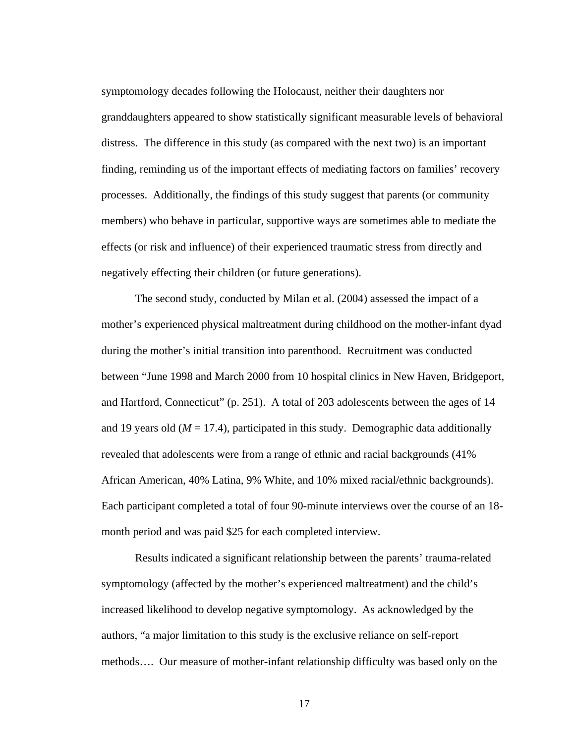symptomology decades following the Holocaust, neither their daughters nor granddaughters appeared to show statistically significant measurable levels of behavioral distress. The difference in this study (as compared with the next two) is an important finding, reminding us of the important effects of mediating factors on families' recovery processes. Additionally, the findings of this study suggest that parents (or community members) who behave in particular, supportive ways are sometimes able to mediate the effects (or risk and influence) of their experienced traumatic stress from directly and negatively effecting their children (or future generations).

The second study, conducted by Milan et al. (2004) assessed the impact of a mother's experienced physical maltreatment during childhood on the mother-infant dyad during the mother's initial transition into parenthood. Recruitment was conducted between "June 1998 and March 2000 from 10 hospital clinics in New Haven, Bridgeport, and Hartford, Connecticut" (p. 251). A total of 203 adolescents between the ages of 14 and 19 years old (*M* = 17.4), participated in this study. Demographic data additionally revealed that adolescents were from a range of ethnic and racial backgrounds (41% African American, 40% Latina, 9% White, and 10% mixed racial/ethnic backgrounds). Each participant completed a total of four 90-minute interviews over the course of an 18-month period and was paid $25 for each completed interview.

Results indicated a significant relationship between the parents' trauma-related symptomology (affected by the mother's experienced maltreatment) and the child's increased likelihood to develop negative symptomology. As acknowledged by the authors, "a major limitation to this study is the exclusive reliance on self-report methods…. Our measure of mother-infant relationship difficulty was based only on the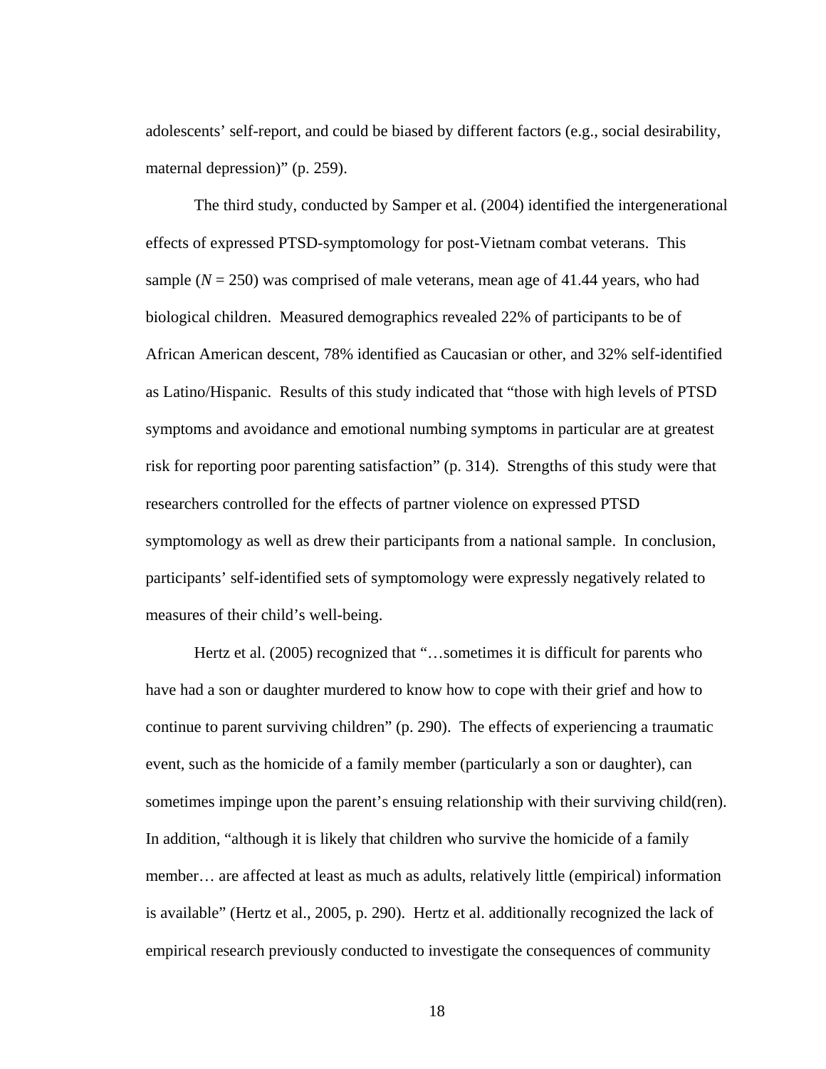adolescents' self-report, and could be biased by different factors (e.g., social desirability, maternal depression)" (p. 259).

The third study, conducted by Samper et al. (2004) identified the intergenerational effects of expressed PTSD-symptomology for post-Vietnam combat veterans. This sample (*N* = 250) was comprised of male veterans, mean age of 41.44 years, who had biological children. Measured demographics revealed 22% of participants to be of African American descent, 78% identified as Caucasian or other, and 32% self-identified as Latino/Hispanic. Results of this study indicated that "those with high levels of PTSD symptoms and avoidance and emotional numbing symptoms in particular are at greatest risk for reporting poor parenting satisfaction" (p. 314). Strengths of this study were that researchers controlled for the effects of partner violence on expressed PTSD symptomology as well as drew their participants from a national sample. In conclusion, participants' self-identified sets of symptomology were expressly negatively related to measures of their child's well-being.

Hertz et al. (2005) recognized that "…sometimes it is difficult for parents who have had a son or daughter murdered to know how to cope with their grief and how to continue to parent surviving children" (p. 290). The effects of experiencing a traumatic event, such as the homicide of a family member (particularly a son or daughter), can sometimes impinge upon the parent's ensuing relationship with their surviving child(ren). In addition, "although it is likely that children who survive the homicide of a family member… are affected at least as much as adults, relatively little (empirical) information is available" (Hertz et al., 2005, p. 290). Hertz et al. additionally recognized the lack of empirical research previously conducted to investigate the consequences of community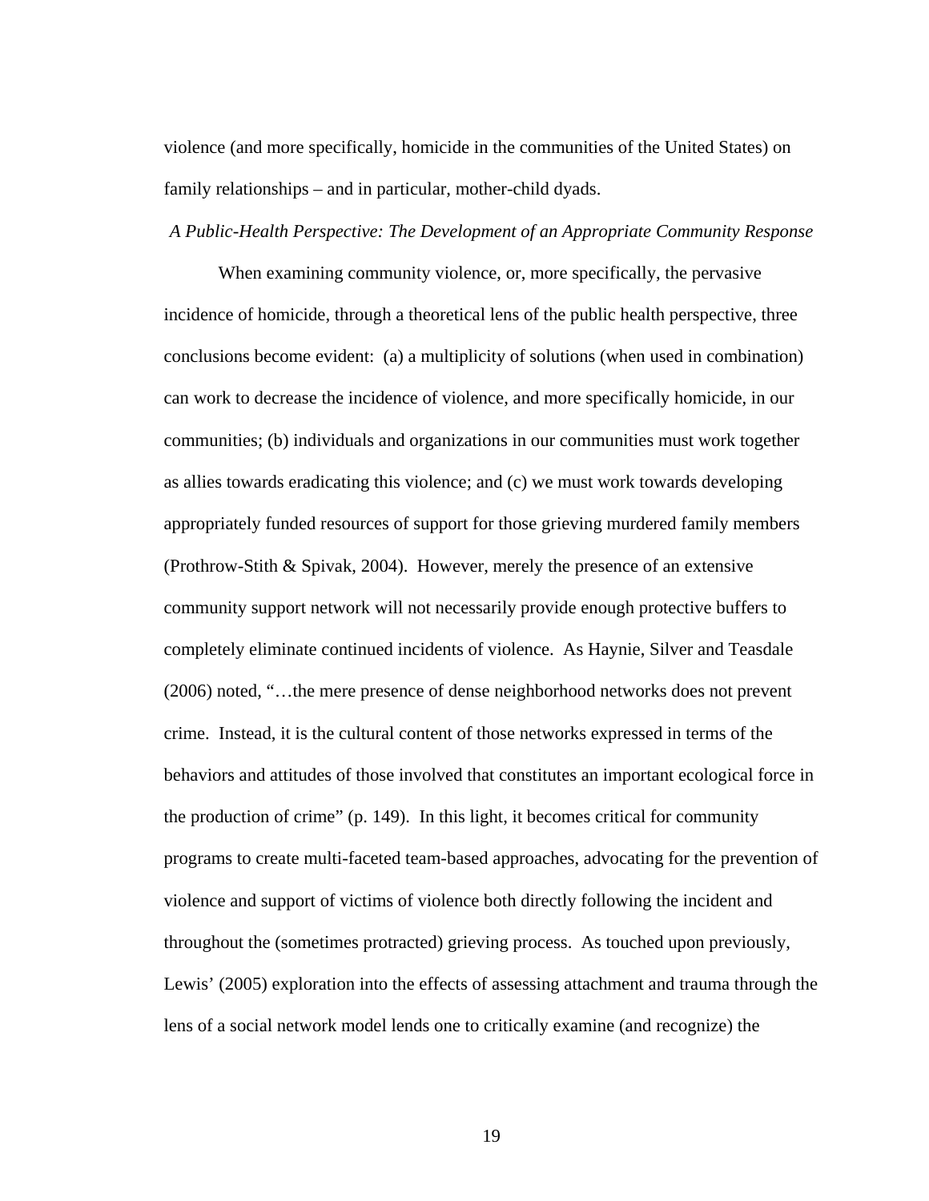violence (and more specifically, homicide in the communities of the United States) on family relationships – and in particular, mother-child dyads.

*A Public-Health Perspective: The Development of an Appropriate Community Response*

When examining community violence, or, more specifically, the pervasive incidence of homicide, through a theoretical lens of the public health perspective, three conclusions become evident: (a) a multiplicity of solutions (when used in combination) can work to decrease the incidence of violence, and more specifically homicide, in our communities; (b) individuals and organizations in our communities must work together as allies towards eradicating this violence; and (c) we must work towards developing appropriately funded resources of support for those grieving murdered family members (Prothrow-Stith & Spivak, 2004). However, merely the presence of an extensive community support network will not necessarily provide enough protective buffers to completely eliminate continued incidents of violence. As Haynie, Silver and Teasdale (2006) noted, "…the mere presence of dense neighborhood networks does not prevent crime. Instead, it is the cultural content of those networks expressed in terms of the behaviors and attitudes of those involved that constitutes an important ecological force in the production of crime" (p. 149). In this light, it becomes critical for community programs to create multi-faceted team-based approaches, advocating for the prevention of violence and support of victims of violence both directly following the incident and throughout the (sometimes protracted) grieving process. As touched upon previously, Lewis' (2005) exploration into the effects of assessing attachment and trauma through the lens of a social network model lends one to critically examine (and recognize) the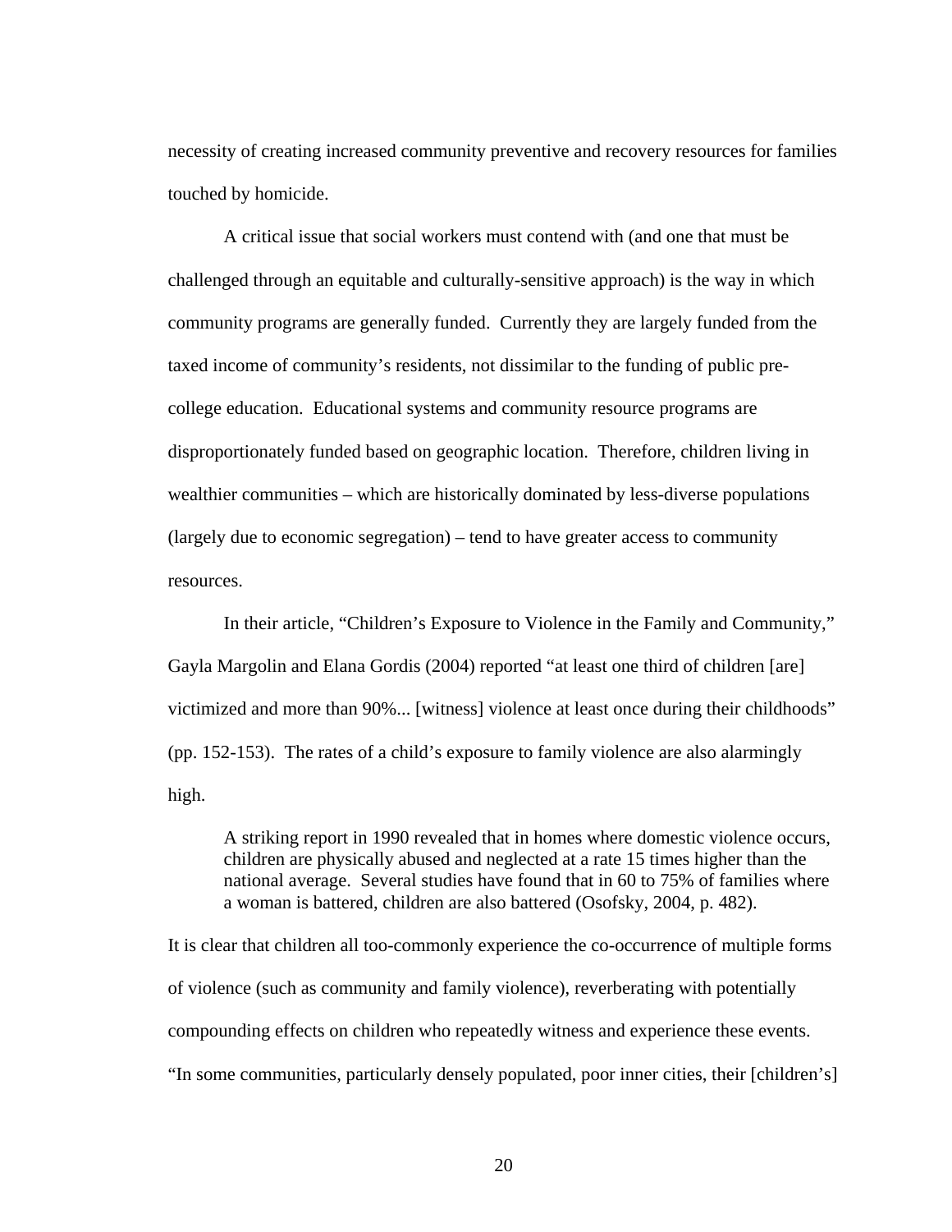necessity of creating increased community preventive and recovery resources for families touched by homicide.

A critical issue that social workers must contend with (and one that must be challenged through an equitable and culturally-sensitive approach) is the way in which community programs are generally funded. Currently they are largely funded from the taxed income of community's residents, not dissimilar to the funding of public pre-college education. Educational systems and community resource programs are disproportionately funded based on geographic location. Therefore, children living in wealthier communities – which are historically dominated by less-diverse populations (largely due to economic segregation) – tend to have greater access to community resources.

In their article, "Children's Exposure to Violence in the Family and Community," Gayla Margolin and Elana Gordis (2004) reported "at least one third of children [are] victimized and more than 90%... [witness] violence at least once during their childhoods" (pp. 152-153). The rates of a child's exposure to family violence are also alarmingly high.

> A striking report in 1990 revealed that in homes where domestic violence occurs, children are physically abused and neglected at a rate 15 times higher than the national average. Several studies have found that in 60 to 75% of families where a woman is battered, children are also battered (Osofsky, 2004, p. 482).

It is clear that children all too-commonly experience the co-occurrence of multiple forms of violence (such as community and family violence), reverberating with potentially compounding effects on children who repeatedly witness and experience these events. "In some communities, particularly densely populated, poor inner cities, their [children's]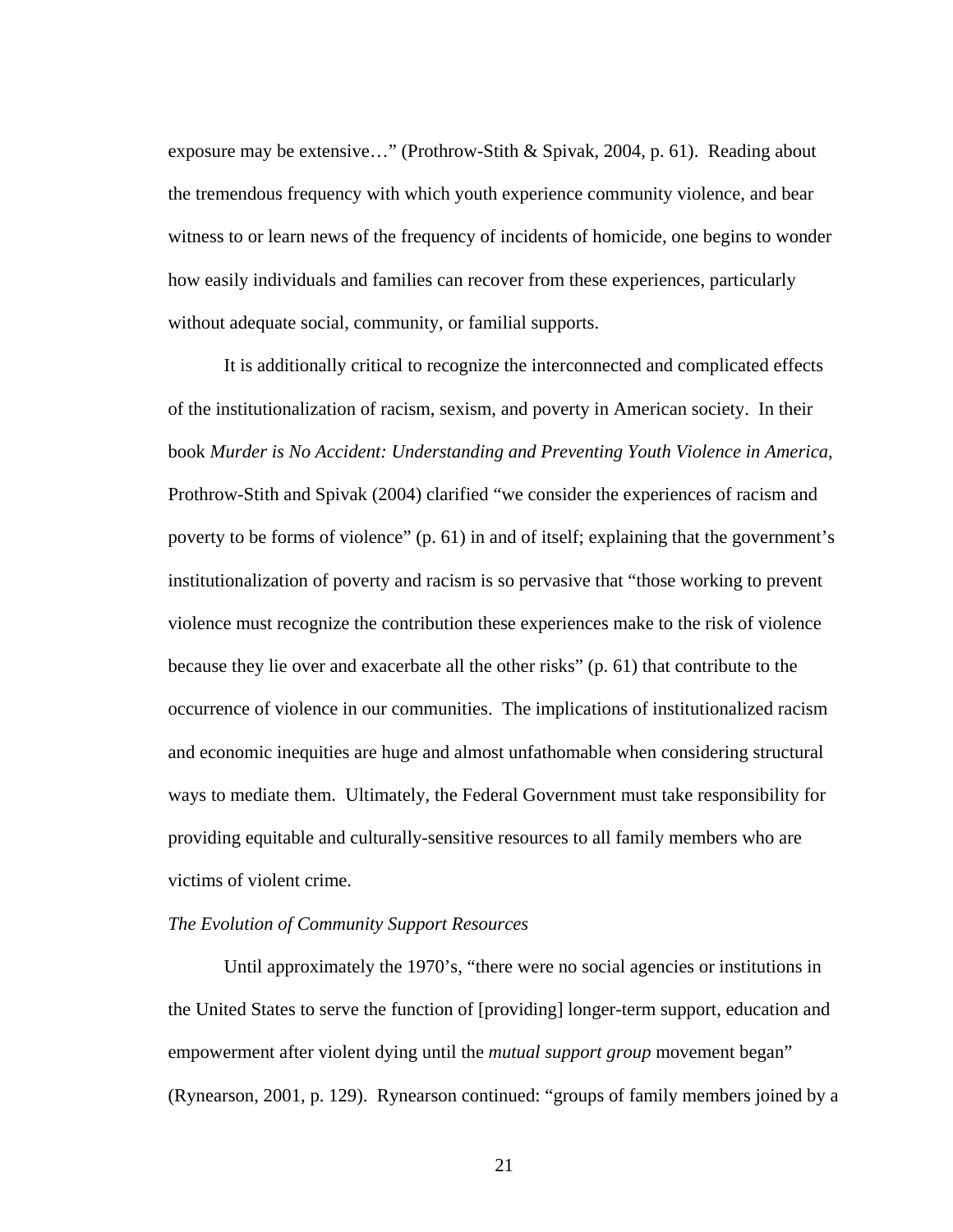exposure may be extensive…" (Prothrow-Stith & Spivak, 2004, p. 61). Reading about the tremendous frequency with which youth experience community violence, and bear witness to or learn news of the frequency of incidents of homicide, one begins to wonder how easily individuals and families can recover from these experiences, particularly without adequate social, community, or familial supports.

It is additionally critical to recognize the interconnected and complicated effects of the institutionalization of racism, sexism, and poverty in American society. In their book *Murder is No Accident: Understanding and Preventing Youth Violence in America*, Prothrow-Stith and Spivak (2004) clarified "we consider the experiences of racism and poverty to be forms of violence" (p. 61) in and of itself; explaining that the government's institutionalization of poverty and racism is so pervasive that "those working to prevent violence must recognize the contribution these experiences make to the risk of violence because they lie over and exacerbate all the other risks" (p. 61) that contribute to the occurrence of violence in our communities. The implications of institutionalized racism and economic inequities are huge and almost unfathomable when considering structural ways to mediate them. Ultimately, the Federal Government must take responsibility for providing equitable and culturally-sensitive resources to all family members who are victims of violent crime.

*The Evolution of Community Support Resources*

Until approximately the 1970's, "there were no social agencies or institutions in the United States to serve the function of [providing] longer-term support, education and empowerment after violent dying until the *mutual support group* movement began" (Rynearson, 2001, p. 129). Rynearson continued: "groups of family members joined by a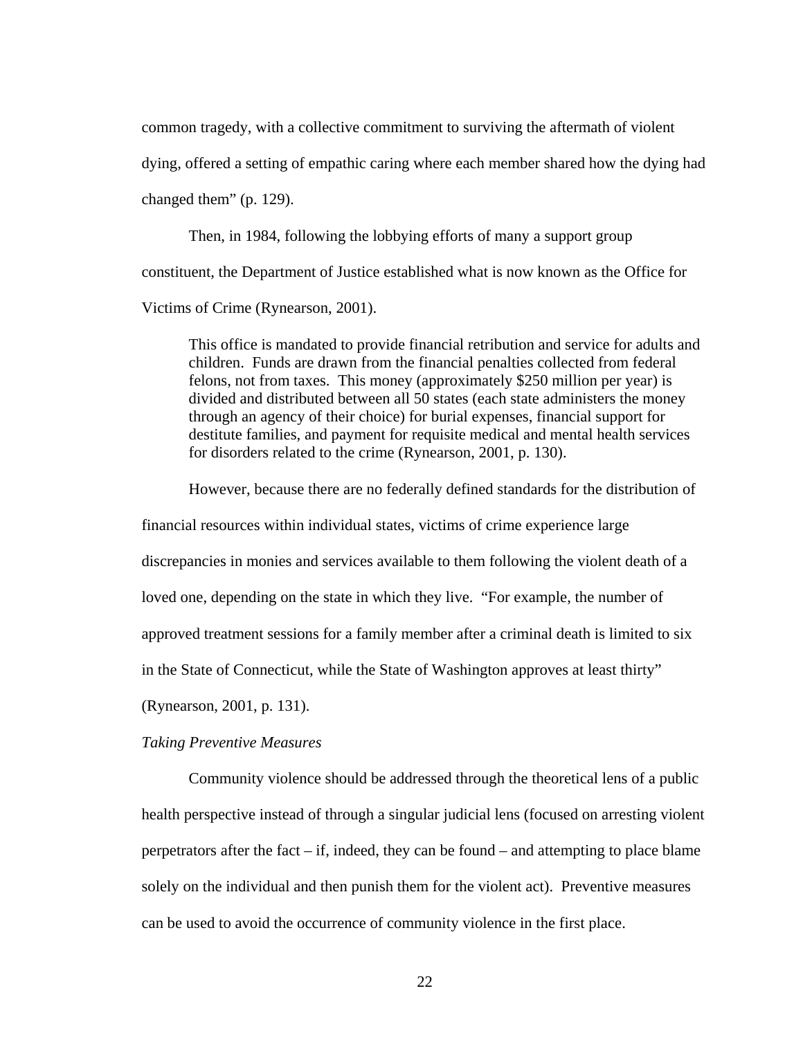common tragedy, with a collective commitment to surviving the aftermath of violent dying, offered a setting of empathic caring where each member shared how the dying had changed them" (p. 129).

Then, in 1984, following the lobbying efforts of many a support group constituent, the Department of Justice established what is now known as the Office for Victims of Crime (Rynearson, 2001).

> This office is mandated to provide financial retribution and service for adults and children. Funds are drawn from the financial penalties collected from federal felons, not from taxes. This money (approximately $250 million per year) is divided and distributed between all 50 states (each state administers the money through an agency of their choice) for burial expenses, financial support for destitute families, and payment for requisite medical and mental health services for disorders related to the crime (Rynearson, 2001, p. 130).

However, because there are no federally defined standards for the distribution of financial resources within individual states, victims of crime experience large discrepancies in monies and services available to them following the violent death of a loved one, depending on the state in which they live. "For example, the number of approved treatment sessions for a family member after a criminal death is limited to six in the State of Connecticut, while the State of Washington approves at least thirty" (Rynearson, 2001, p. 131).

*Taking Preventive Measures*

Community violence should be addressed through the theoretical lens of a public health perspective instead of through a singular judicial lens (focused on arresting violent perpetrators after the fact – if, indeed, they can be found – and attempting to place blame solely on the individual and then punish them for the violent act). Preventive measures can be used to avoid the occurrence of community violence in the first place.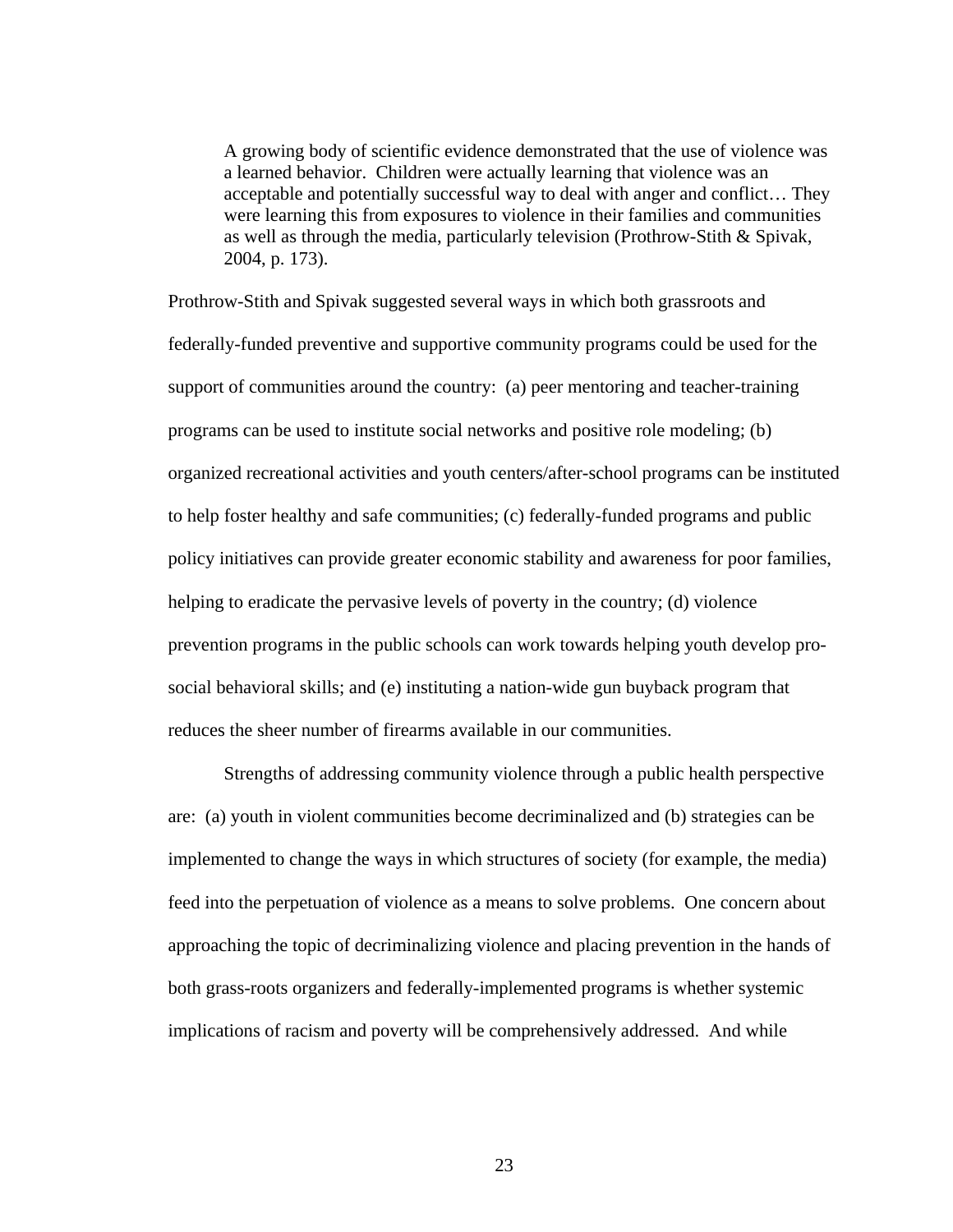> A growing body of scientific evidence demonstrated that the use of violence was a learned behavior. Children were actually learning that violence was an acceptable and potentially successful way to deal with anger and conflict… They were learning this from exposures to violence in their families and communities as well as through the media, particularly television (Prothrow-Stith & Spivak, 2004, p. 173).

Prothrow-Stith and Spivak suggested several ways in which both grassroots and federally-funded preventive and supportive community programs could be used for the support of communities around the country: (a) peer mentoring and teacher-training programs can be used to institute social networks and positive role modeling; (b) organized recreational activities and youth centers/after-school programs can be instituted to help foster healthy and safe communities; (c) federally-funded programs and public policy initiatives can provide greater economic stability and awareness for poor families, helping to eradicate the pervasive levels of poverty in the country; (d) violence prevention programs in the public schools can work towards helping youth develop pro-social behavioral skills; and (e) instituting a nation-wide gun buyback program that reduces the sheer number of firearms available in our communities.

Strengths of addressing community violence through a public health perspective are: (a) youth in violent communities become decriminalized and (b) strategies can be implemented to change the ways in which structures of society (for example, the media) feed into the perpetuation of violence as a means to solve problems. One concern about approaching the topic of decriminalizing violence and placing prevention in the hands of both grass-roots organizers and federally-implemented programs is whether systemic implications of racism and poverty will be comprehensively addressed. And while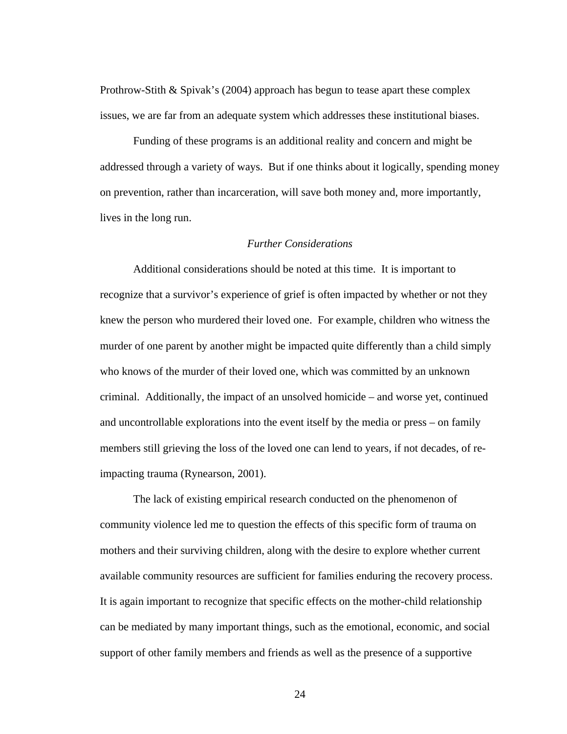Prothrow-Stith & Spivak's (2004) approach has begun to tease apart these complex issues, we are far from an adequate system which addresses these institutional biases.

Funding of these programs is an additional reality and concern and might be addressed through a variety of ways. But if one thinks about it logically, spending money on prevention, rather than incarceration, will save both money and, more importantly, lives in the long run.

### *Further Considerations*

Additional considerations should be noted at this time. It is important to recognize that a survivor's experience of grief is often impacted by whether or not they knew the person who murdered their loved one. For example, children who witness the murder of one parent by another might be impacted quite differently than a child simply who knows of the murder of their loved one, which was committed by an unknown criminal. Additionally, the impact of an unsolved homicide – and worse yet, continued and uncontrollable explorations into the event itself by the media or press – on family members still grieving the loss of the loved one can lend to years, if not decades, of re-impacting trauma (Rynearson, 2001).

The lack of existing empirical research conducted on the phenomenon of community violence led me to question the effects of this specific form of trauma on mothers and their surviving children, along with the desire to explore whether current available community resources are sufficient for families enduring the recovery process. It is again important to recognize that specific effects on the mother-child relationship can be mediated by many important things, such as the emotional, economic, and social support of other family members and friends as well as the presence of a supportive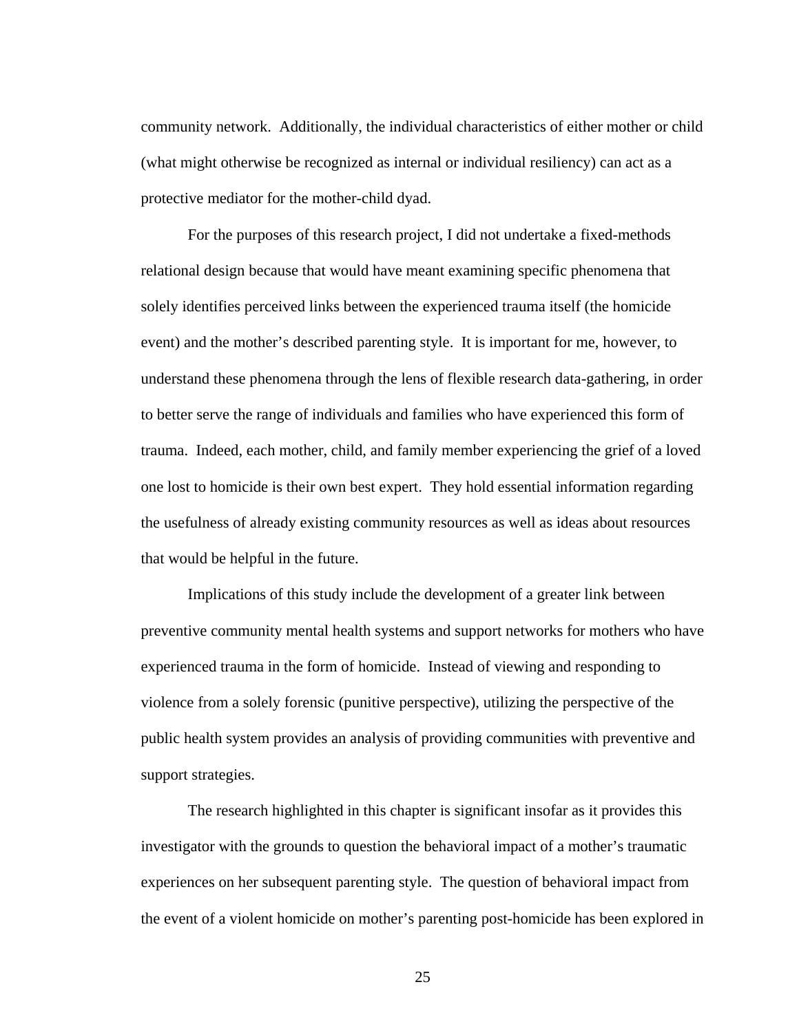community network. Additionally, the individual characteristics of either mother or child (what might otherwise be recognized as internal or individual resiliency) can act as a protective mediator for the mother-child dyad.

For the purposes of this research project, I did not undertake a fixed-methods relational design because that would have meant examining specific phenomena that solely identifies perceived links between the experienced trauma itself (the homicide event) and the mother's described parenting style. It is important for me, however, to understand these phenomena through the lens of flexible research data-gathering, in order to better serve the range of individuals and families who have experienced this form of trauma. Indeed, each mother, child, and family member experiencing the grief of a loved one lost to homicide is their own best expert. They hold essential information regarding the usefulness of already existing community resources as well as ideas about resources that would be helpful in the future.

Implications of this study include the development of a greater link between preventive community mental health systems and support networks for mothers who have experienced trauma in the form of homicide. Instead of viewing and responding to violence from a solely forensic (punitive perspective), utilizing the perspective of the public health system provides an analysis of providing communities with preventive and support strategies.

The research highlighted in this chapter is significant insofar as it provides this investigator with the grounds to question the behavioral impact of a mother's traumatic experiences on her subsequent parenting style. The question of behavioral impact from the event of a violent homicide on mother's parenting post-homicide has been explored in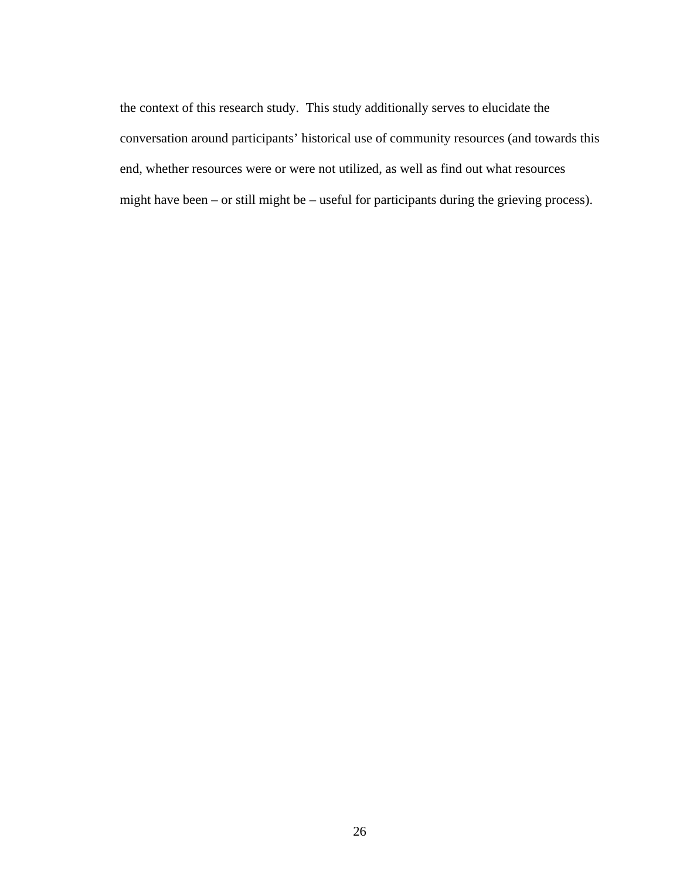the context of this research study.  This study additionally serves to elucidate the conversation around participants' historical use of community resources (and towards this end, whether resources were or were not utilized, as well as find out what resources might have been – or still might be – useful for participants during the grieving process).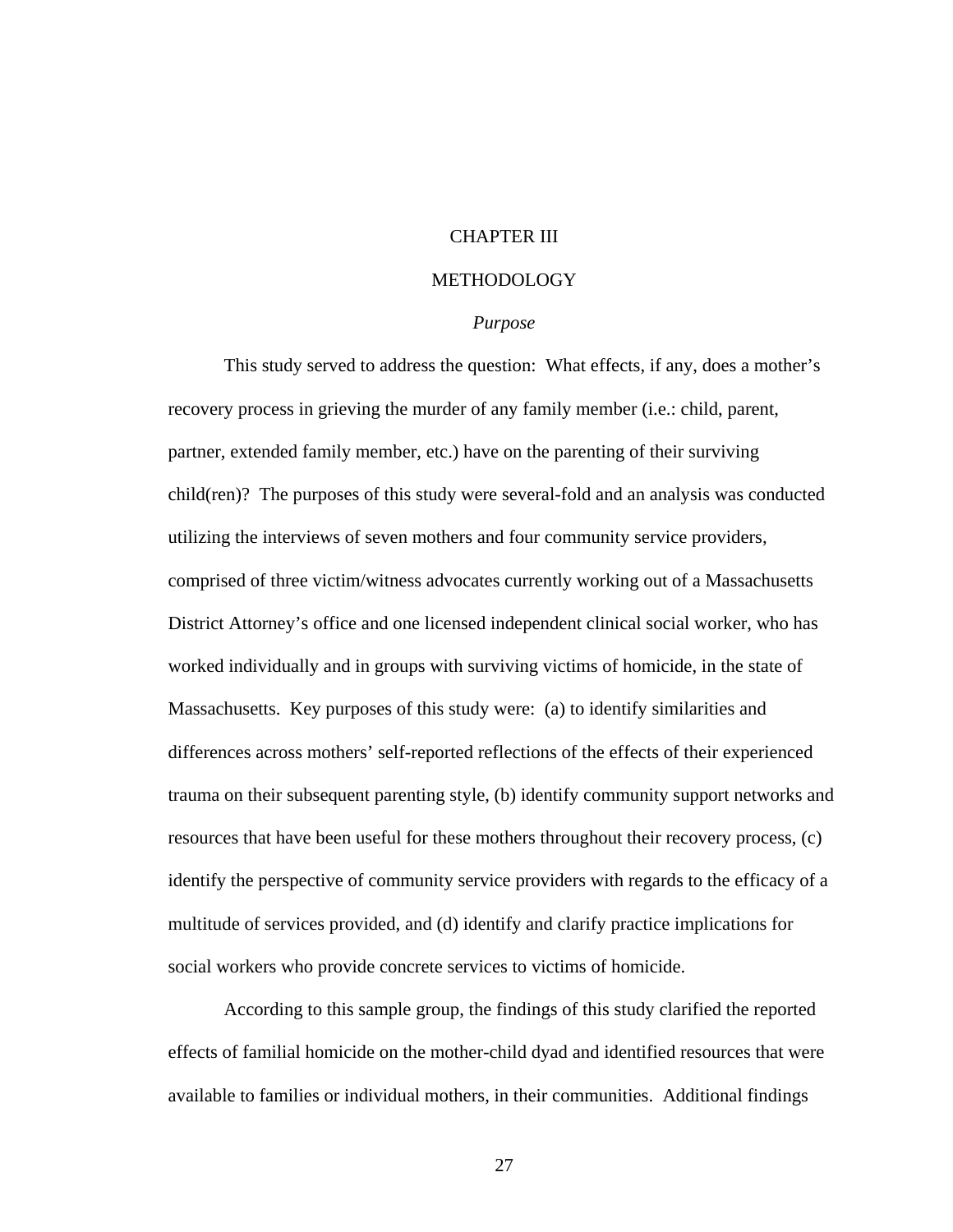# CHAPTER III

# METHODOLOGY

### *Purpose*

This study served to address the question: What effects, if any, does a mother's recovery process in grieving the murder of any family member (i.e.: child, parent, partner, extended family member, etc.) have on the parenting of their surviving child(ren)? The purposes of this study were several-fold and an analysis was conducted utilizing the interviews of seven mothers and four community service providers, comprised of three victim/witness advocates currently working out of a Massachusetts District Attorney's office and one licensed independent clinical social worker, who has worked individually and in groups with surviving victims of homicide, in the state of Massachusetts. Key purposes of this study were: (a) to identify similarities and differences across mothers' self-reported reflections of the effects of their experienced trauma on their subsequent parenting style, (b) identify community support networks and resources that have been useful for these mothers throughout their recovery process, (c) identify the perspective of community service providers with regards to the efficacy of a multitude of services provided, and (d) identify and clarify practice implications for social workers who provide concrete services to victims of homicide.

According to this sample group, the findings of this study clarified the reported effects of familial homicide on the mother-child dyad and identified resources that were available to families or individual mothers, in their communities. Additional findings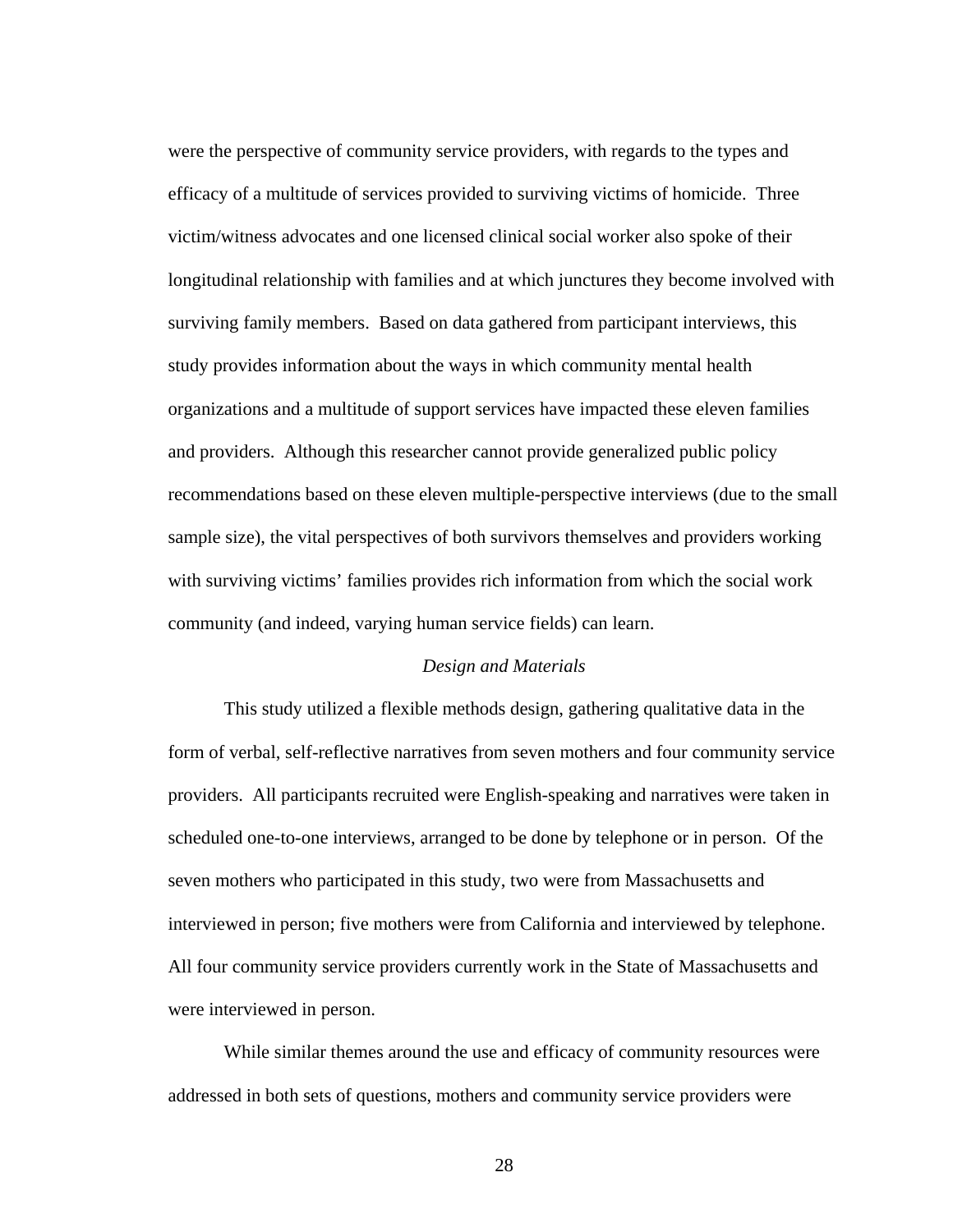were the perspective of community service providers, with regards to the types and efficacy of a multitude of services provided to surviving victims of homicide. Three victim/witness advocates and one licensed clinical social worker also spoke of their longitudinal relationship with families and at which junctures they become involved with surviving family members. Based on data gathered from participant interviews, this study provides information about the ways in which community mental health organizations and a multitude of support services have impacted these eleven families and providers. Although this researcher cannot provide generalized public policy recommendations based on these eleven multiple-perspective interviews (due to the small sample size), the vital perspectives of both survivors themselves and providers working with surviving victims' families provides rich information from which the social work community (and indeed, varying human service fields) can learn.

### *Design and Materials*

This study utilized a flexible methods design, gathering qualitative data in the form of verbal, self-reflective narratives from seven mothers and four community service providers. All participants recruited were English-speaking and narratives were taken in scheduled one-to-one interviews, arranged to be done by telephone or in person. Of the seven mothers who participated in this study, two were from Massachusetts and interviewed in person; five mothers were from California and interviewed by telephone. All four community service providers currently work in the State of Massachusetts and were interviewed in person.

While similar themes around the use and efficacy of community resources were addressed in both sets of questions, mothers and community service providers were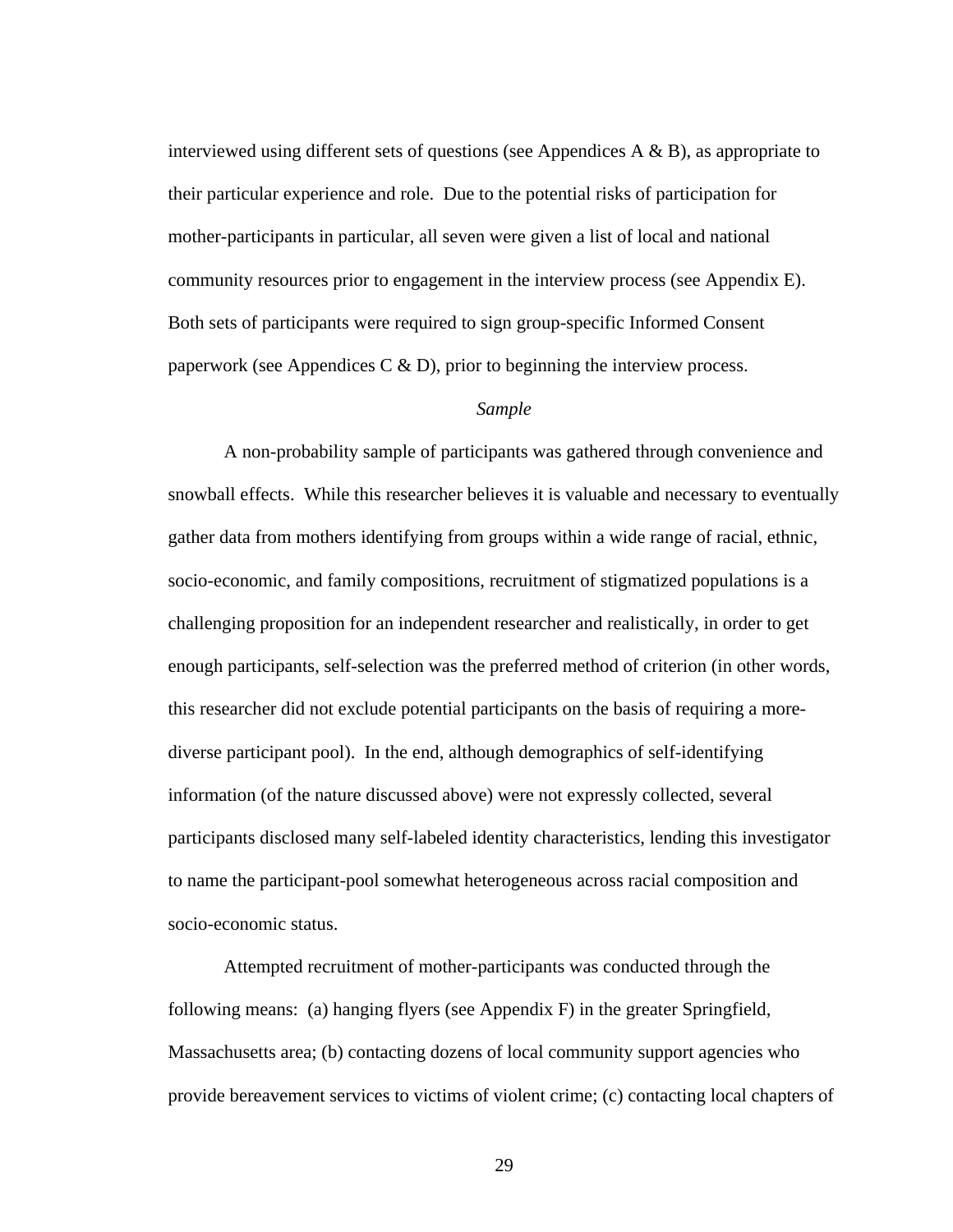interviewed using different sets of questions (see Appendices A & B), as appropriate to their particular experience and role. Due to the potential risks of participation for mother-participants in particular, all seven were given a list of local and national community resources prior to engagement in the interview process (see Appendix E). Both sets of participants were required to sign group-specific Informed Consent paperwork (see Appendices C & D), prior to beginning the interview process.

### *Sample*

A non-probability sample of participants was gathered through convenience and snowball effects. While this researcher believes it is valuable and necessary to eventually gather data from mothers identifying from groups within a wide range of racial, ethnic, socio-economic, and family compositions, recruitment of stigmatized populations is a challenging proposition for an independent researcher and realistically, in order to get enough participants, self-selection was the preferred method of criterion (in other words, this researcher did not exclude potential participants on the basis of requiring a more-diverse participant pool). In the end, although demographics of self-identifying information (of the nature discussed above) were not expressly collected, several participants disclosed many self-labeled identity characteristics, lending this investigator to name the participant-pool somewhat heterogeneous across racial composition and socio-economic status.

Attempted recruitment of mother-participants was conducted through the following means: (a) hanging flyers (see Appendix F) in the greater Springfield, Massachusetts area; (b) contacting dozens of local community support agencies who provide bereavement services to victims of violent crime; (c) contacting local chapters of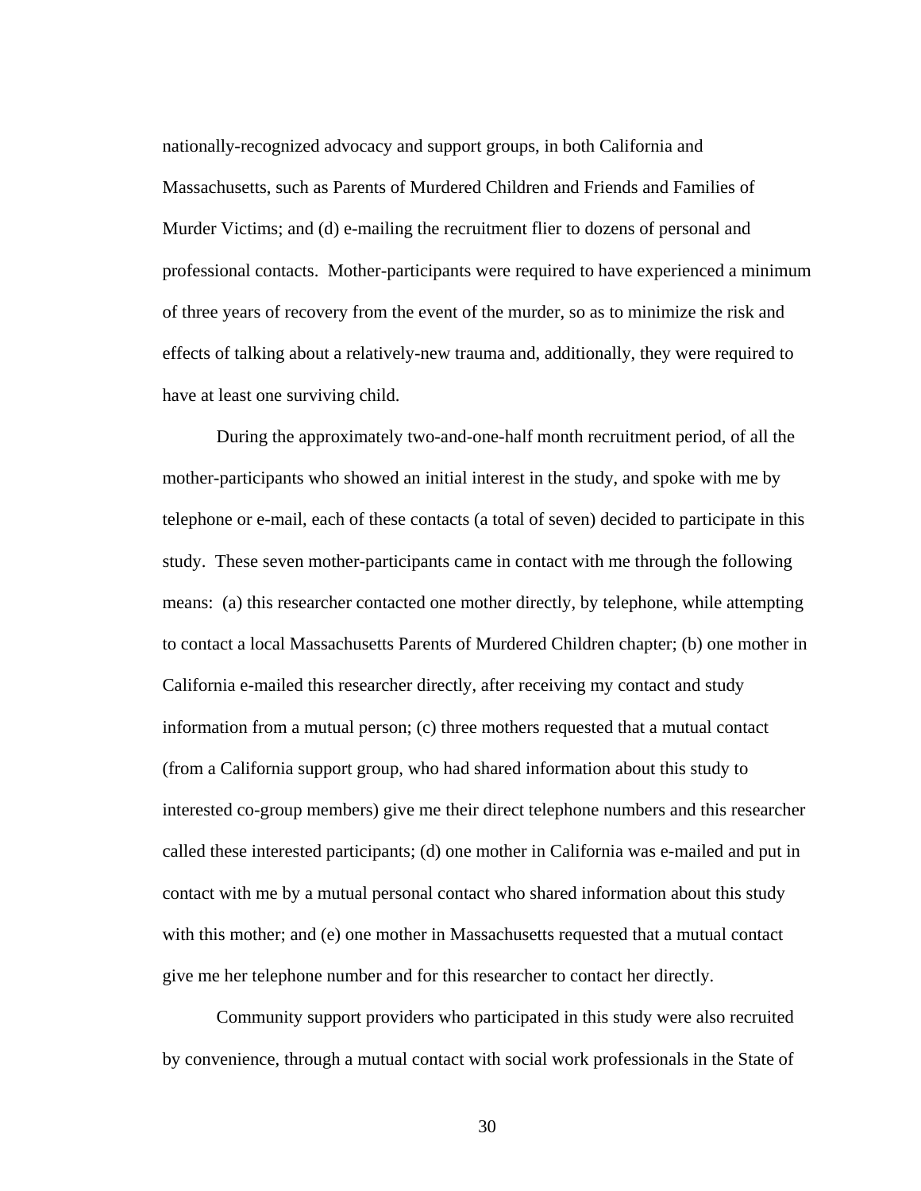nationally-recognized advocacy and support groups, in both California and Massachusetts, such as Parents of Murdered Children and Friends and Families of Murder Victims; and (d) e-mailing the recruitment flier to dozens of personal and professional contacts. Mother-participants were required to have experienced a minimum of three years of recovery from the event of the murder, so as to minimize the risk and effects of talking about a relatively-new trauma and, additionally, they were required to have at least one surviving child.

During the approximately two-and-one-half month recruitment period, of all the mother-participants who showed an initial interest in the study, and spoke with me by telephone or e-mail, each of these contacts (a total of seven) decided to participate in this study. These seven mother-participants came in contact with me through the following means: (a) this researcher contacted one mother directly, by telephone, while attempting to contact a local Massachusetts Parents of Murdered Children chapter; (b) one mother in California e-mailed this researcher directly, after receiving my contact and study information from a mutual person; (c) three mothers requested that a mutual contact (from a California support group, who had shared information about this study to interested co-group members) give me their direct telephone numbers and this researcher called these interested participants; (d) one mother in California was e-mailed and put in contact with me by a mutual personal contact who shared information about this study with this mother; and (e) one mother in Massachusetts requested that a mutual contact give me her telephone number and for this researcher to contact her directly.

Community support providers who participated in this study were also recruited by convenience, through a mutual contact with social work professionals in the State of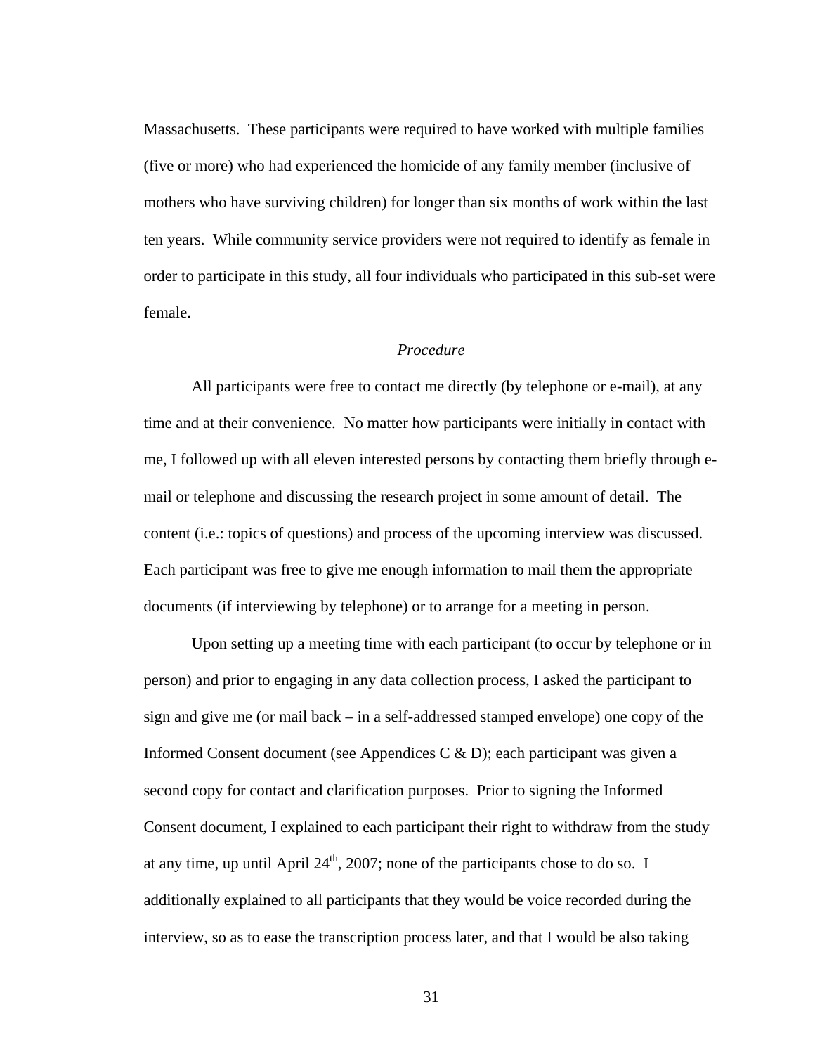Massachusetts. These participants were required to have worked with multiple families (five or more) who had experienced the homicide of any family member (inclusive of mothers who have surviving children) for longer than six months of work within the last ten years. While community service providers were not required to identify as female in order to participate in this study, all four individuals who participated in this sub-set were female.

*Procedure*

All participants were free to contact me directly (by telephone or e-mail), at any time and at their convenience. No matter how participants were initially in contact with me, I followed up with all eleven interested persons by contacting them briefly through e-mail or telephone and discussing the research project in some amount of detail. The content (i.e.: topics of questions) and process of the upcoming interview was discussed. Each participant was free to give me enough information to mail them the appropriate documents (if interviewing by telephone) or to arrange for a meeting in person.

Upon setting up a meeting time with each participant (to occur by telephone or in person) and prior to engaging in any data collection process, I asked the participant to sign and give me (or mail back – in a self-addressed stamped envelope) one copy of the Informed Consent document (see Appendices C & D); each participant was given a second copy for contact and clarification purposes. Prior to signing the Informed Consent document, I explained to each participant their right to withdraw from the study at any time, up until April 24th, 2007; none of the participants chose to do so. I additionally explained to all participants that they would be voice recorded during the interview, so as to ease the transcription process later, and that I would be also taking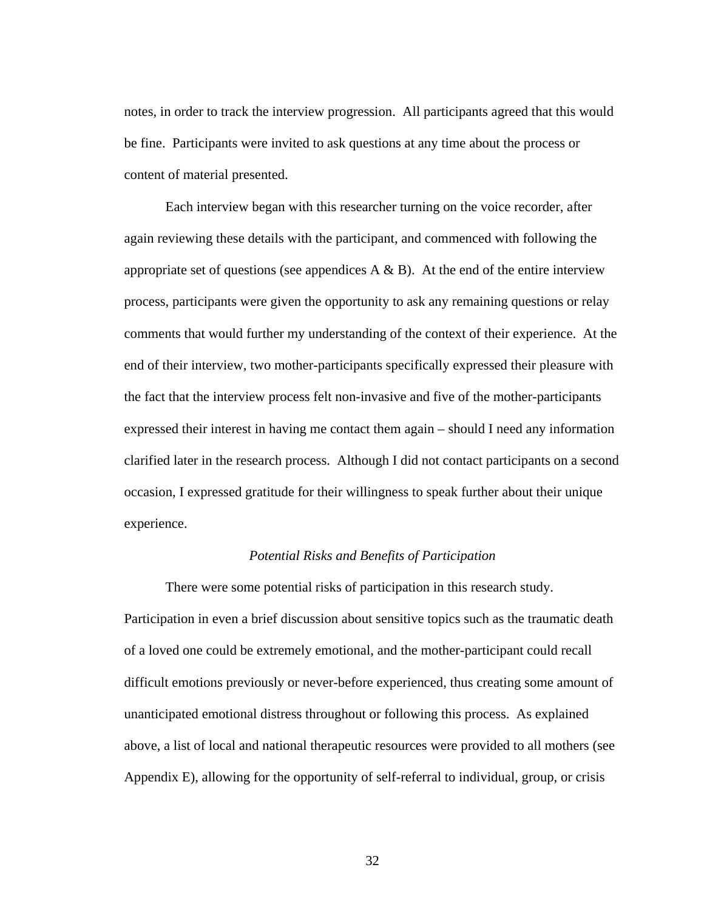notes, in order to track the interview progression. All participants agreed that this would be fine. Participants were invited to ask questions at any time about the process or content of material presented.

Each interview began with this researcher turning on the voice recorder, after again reviewing these details with the participant, and commenced with following the appropriate set of questions (see appendices A & B). At the end of the entire interview process, participants were given the opportunity to ask any remaining questions or relay comments that would further my understanding of the context of their experience. At the end of their interview, two mother-participants specifically expressed their pleasure with the fact that the interview process felt non-invasive and five of the mother-participants expressed their interest in having me contact them again – should I need any information clarified later in the research process. Although I did not contact participants on a second occasion, I expressed gratitude for their willingness to speak further about their unique experience.

### *Potential Risks and Benefits of Participation*

There were some potential risks of participation in this research study. Participation in even a brief discussion about sensitive topics such as the traumatic death of a loved one could be extremely emotional, and the mother-participant could recall difficult emotions previously or never-before experienced, thus creating some amount of unanticipated emotional distress throughout or following this process. As explained above, a list of local and national therapeutic resources were provided to all mothers (see Appendix E), allowing for the opportunity of self-referral to individual, group, or crisis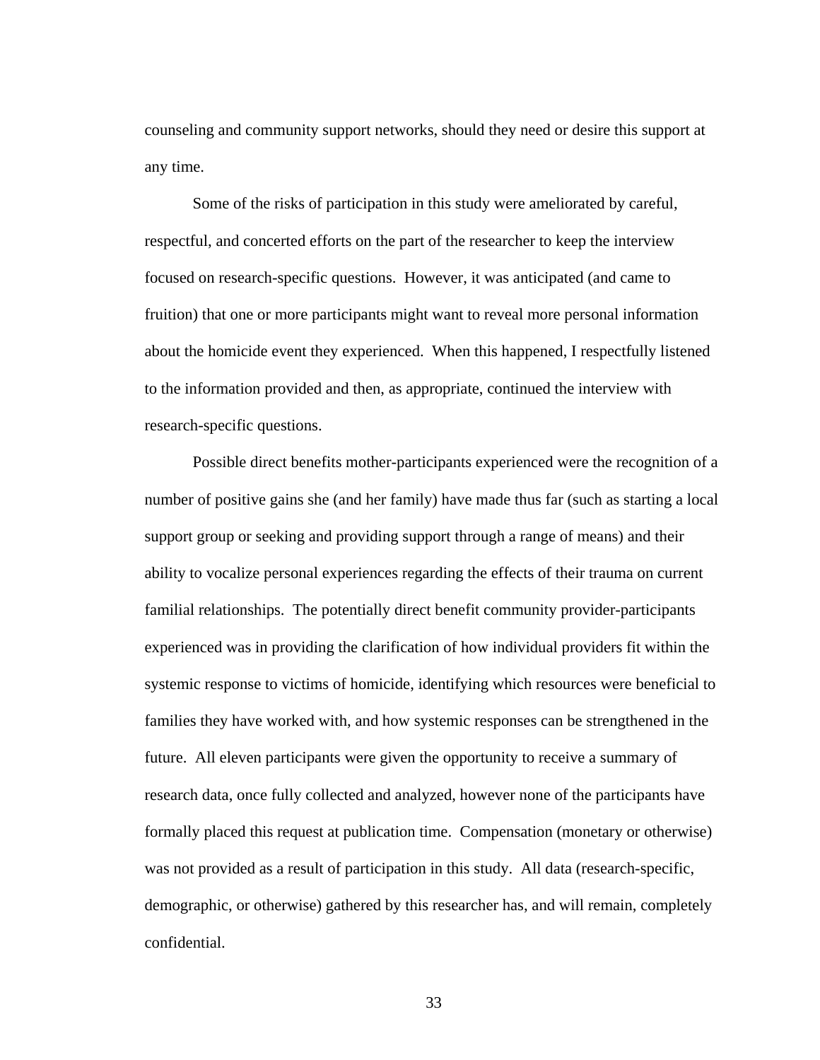counseling and community support networks, should they need or desire this support at any time.

Some of the risks of participation in this study were ameliorated by careful, respectful, and concerted efforts on the part of the researcher to keep the interview focused on research-specific questions. However, it was anticipated (and came to fruition) that one or more participants might want to reveal more personal information about the homicide event they experienced. When this happened, I respectfully listened to the information provided and then, as appropriate, continued the interview with research-specific questions.

Possible direct benefits mother-participants experienced were the recognition of a number of positive gains she (and her family) have made thus far (such as starting a local support group or seeking and providing support through a range of means) and their ability to vocalize personal experiences regarding the effects of their trauma on current familial relationships. The potentially direct benefit community provider-participants experienced was in providing the clarification of how individual providers fit within the systemic response to victims of homicide, identifying which resources were beneficial to families they have worked with, and how systemic responses can be strengthened in the future. All eleven participants were given the opportunity to receive a summary of research data, once fully collected and analyzed, however none of the participants have formally placed this request at publication time. Compensation (monetary or otherwise) was not provided as a result of participation in this study. All data (research-specific, demographic, or otherwise) gathered by this researcher has, and will remain, completely confidential.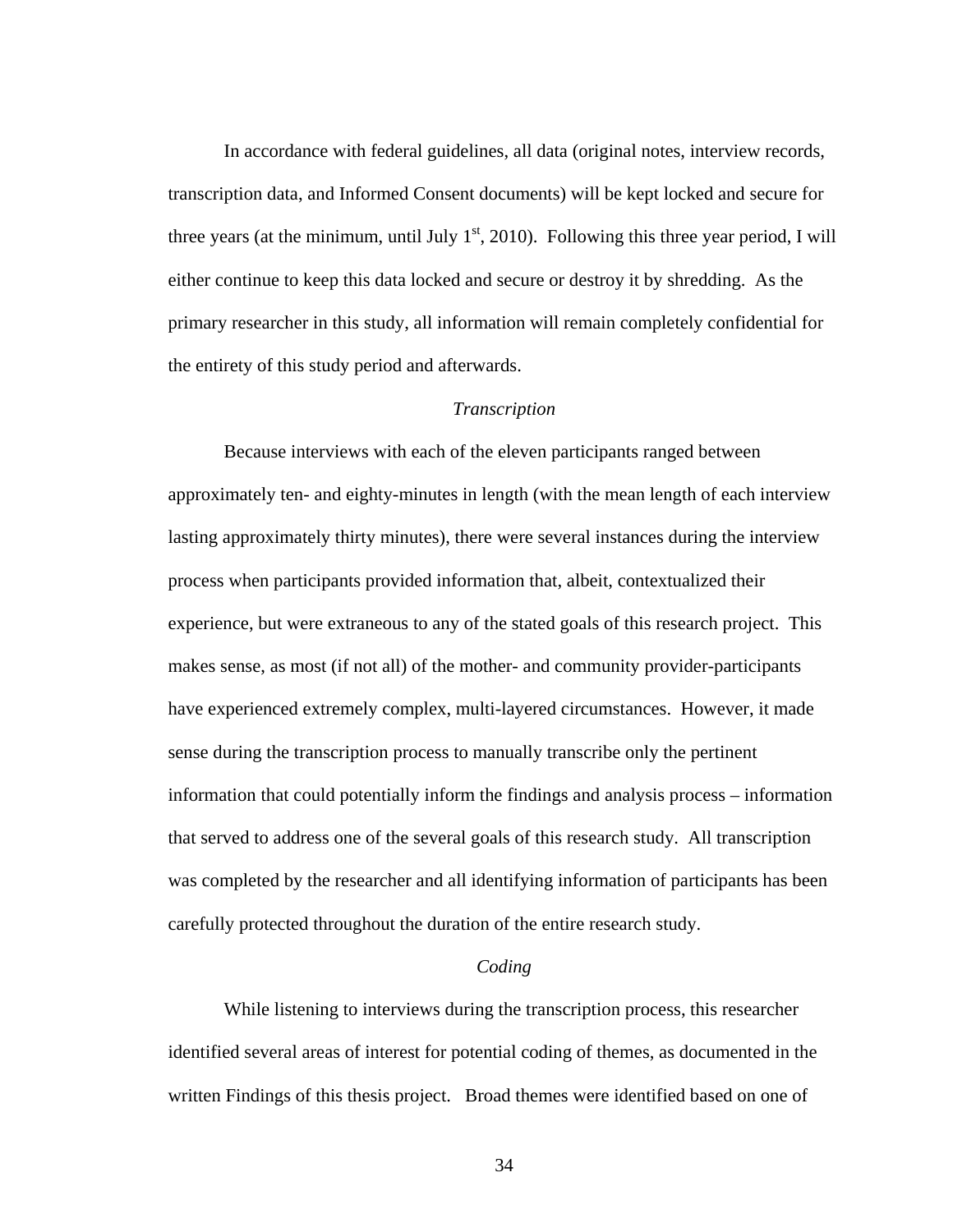In accordance with federal guidelines, all data (original notes, interview records, transcription data, and Informed Consent documents) will be kept locked and secure for three years (at the minimum, until July 1st, 2010). Following this three year period, I will either continue to keep this data locked and secure or destroy it by shredding. As the primary researcher in this study, all information will remain completely confidential for the entirety of this study period and afterwards.

### *Transcription*

Because interviews with each of the eleven participants ranged between approximately ten- and eighty-minutes in length (with the mean length of each interview lasting approximately thirty minutes), there were several instances during the interview process when participants provided information that, albeit, contextualized their experience, but were extraneous to any of the stated goals of this research project. This makes sense, as most (if not all) of the mother- and community provider-participants have experienced extremely complex, multi-layered circumstances. However, it made sense during the transcription process to manually transcribe only the pertinent information that could potentially inform the findings and analysis process – information that served to address one of the several goals of this research study. All transcription was completed by the researcher and all identifying information of participants has been carefully protected throughout the duration of the entire research study.

### *Coding*

While listening to interviews during the transcription process, this researcher identified several areas of interest for potential coding of themes, as documented in the written Findings of this thesis project. Broad themes were identified based on one of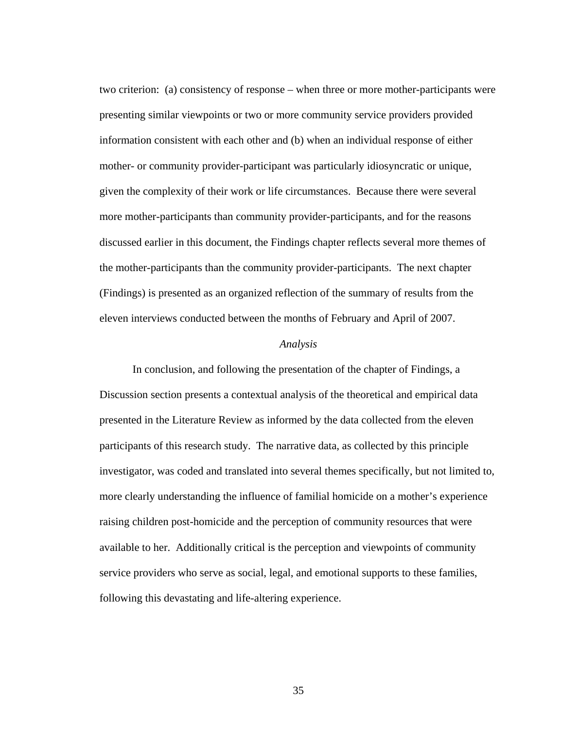two criterion: (a) consistency of response – when three or more mother-participants were presenting similar viewpoints or two or more community service providers provided information consistent with each other and (b) when an individual response of either mother- or community provider-participant was particularly idiosyncratic or unique, given the complexity of their work or life circumstances. Because there were several more mother-participants than community provider-participants, and for the reasons discussed earlier in this document, the Findings chapter reflects several more themes of the mother-participants than the community provider-participants. The next chapter (Findings) is presented as an organized reflection of the summary of results from the eleven interviews conducted between the months of February and April of 2007.

### *Analysis*

In conclusion, and following the presentation of the chapter of Findings, a Discussion section presents a contextual analysis of the theoretical and empirical data presented in the Literature Review as informed by the data collected from the eleven participants of this research study. The narrative data, as collected by this principle investigator, was coded and translated into several themes specifically, but not limited to, more clearly understanding the influence of familial homicide on a mother's experience raising children post-homicide and the perception of community resources that were available to her. Additionally critical is the perception and viewpoints of community service providers who serve as social, legal, and emotional supports to these families, following this devastating and life-altering experience.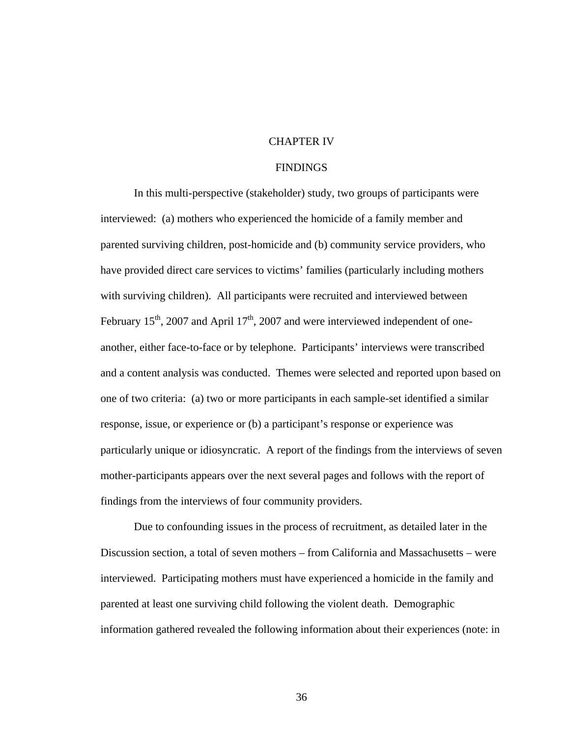# CHAPTER IV

## FINDINGS

In this multi-perspective (stakeholder) study, two groups of participants were interviewed: (a) mothers who experienced the homicide of a family member and parented surviving children, post-homicide and (b) community service providers, who have provided direct care services to victims' families (particularly including mothers with surviving children). All participants were recruited and interviewed between February 15th, 2007 and April 17th, 2007 and were interviewed independent of one-another, either face-to-face or by telephone. Participants' interviews were transcribed and a content analysis was conducted. Themes were selected and reported upon based on one of two criteria: (a) two or more participants in each sample-set identified a similar response, issue, or experience or (b) a participant's response or experience was particularly unique or idiosyncratic. A report of the findings from the interviews of seven mother-participants appears over the next several pages and follows with the report of findings from the interviews of four community providers.

Due to confounding issues in the process of recruitment, as detailed later in the Discussion section, a total of seven mothers – from California and Massachusetts – were interviewed. Participating mothers must have experienced a homicide in the family and parented at least one surviving child following the violent death. Demographic information gathered revealed the following information about their experiences (note: in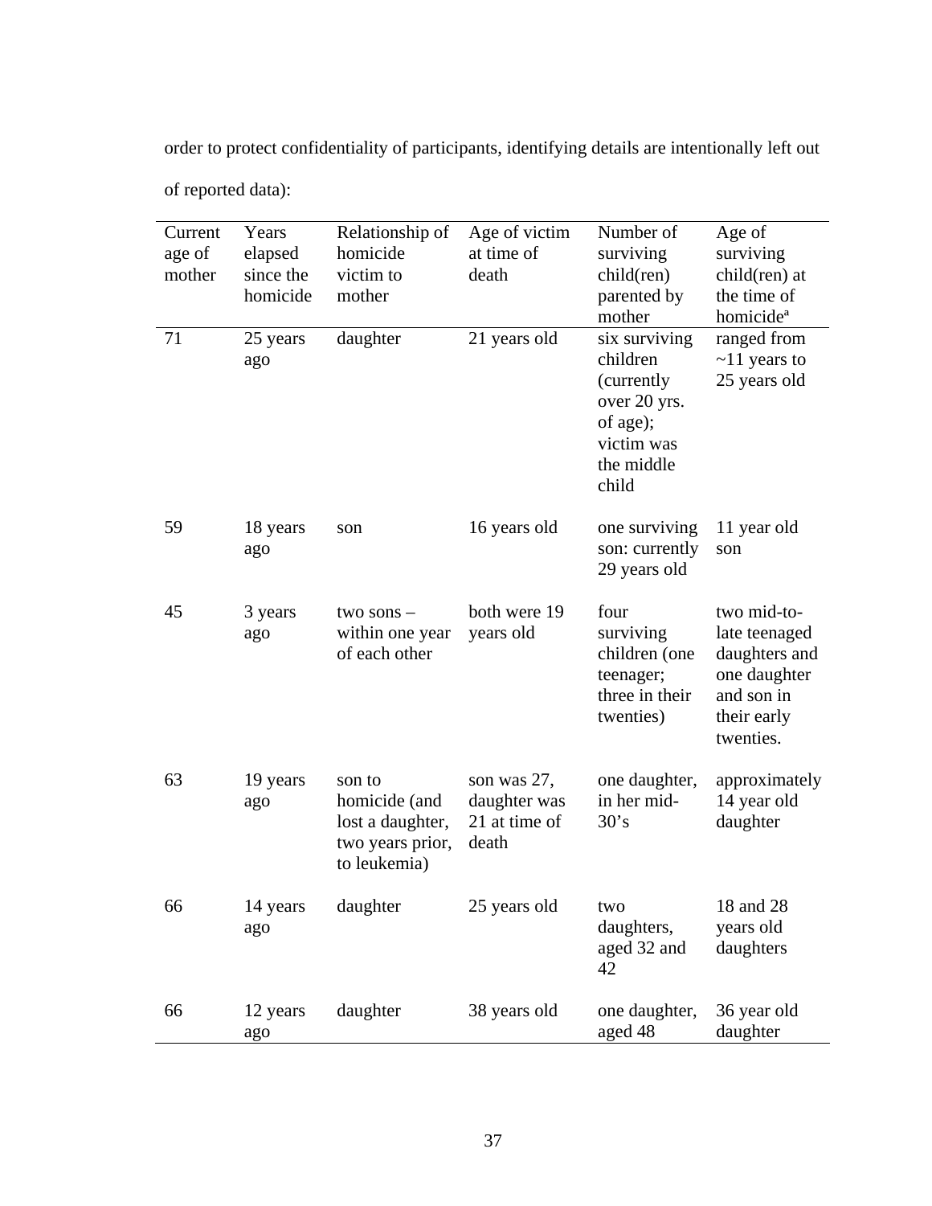order to protect confidentiality of participants, identifying details are intentionally left out of reported data):

| Current age of mother | Years elapsed since the homicide | Relationship of homicide victim to mother | Age of victim at time of death | Number of surviving child(ren) parented by mother | Age of surviving child(ren) at the time of homicide[a] |
|---|---|---|---|---|---|
| 71 | 25 years ago | daughter | 21 years old | six surviving children (currently over 20 yrs. of age); victim was the middle child | ranged from ~11 years to 25 years old |
| 59 | 18 years ago | son | 16 years old | one surviving son: currently 29 years old | 11 year old son |
| 45 | 3 years ago | two sons – within one year of each other | both were 19 years old | four surviving children (one teenager; three in their twenties) | two mid-to-late teenaged daughters and one daughter and son in their early twenties. |
| 63 | 19 years ago | son to homicide (and lost a daughter, two years prior, to leukemia) | son was 27, daughter was 21 at time of death | one daughter, in her mid-30's | approximately 14 year old daughter |
| 66 | 14 years ago | daughter | 25 years old | two daughters, aged 32 and 42 | 18 and 28 years old daughters |
| 66 | 12 years ago | daughter | 38 years old | one daughter, aged 48 | 36 year old daughter |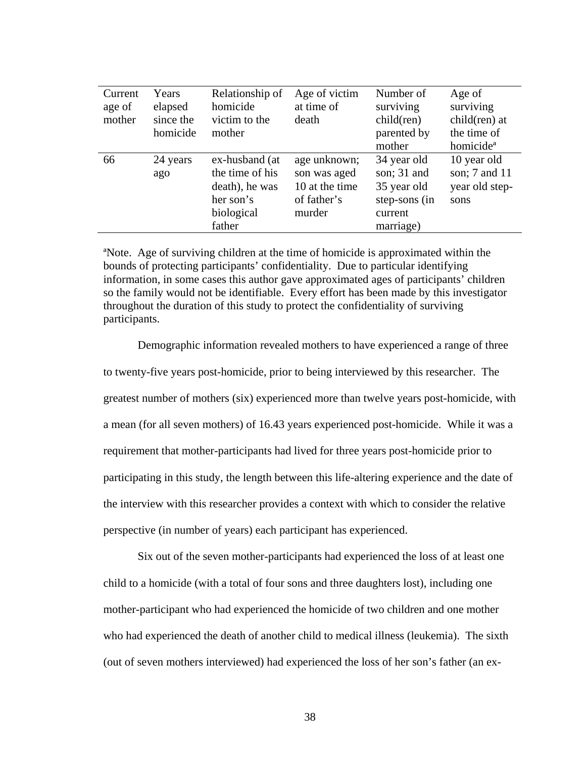| Current age of mother | Years elapsed since the homicide | Relationship of homicide victim to the mother | Age of victim at time of death | Number of surviving child(ren) parented by mother | Age of surviving child(ren) at the time of homicide[a] |
|---|---|---|---|---|---|
| 66 | 24 years ago | ex-husband (at the time of his death), he was her son's biological father | age unknown; son was aged 10 at the time of father's murder | 34 year old son; 31 and 35 year old step-sons (in current marriage) | 10 year old son; 7 and 11 year old step-sons |

[a]Note. Age of surviving children at the time of homicide is approximated within the bounds of protecting participants' confidentiality. Due to particular identifying information, in some cases this author gave approximated ages of participants' children so the family would not be identifiable. Every effort has been made by this investigator throughout the duration of this study to protect the confidentiality of surviving participants.

Demographic information revealed mothers to have experienced a range of three to twenty-five years post-homicide, prior to being interviewed by this researcher. The greatest number of mothers (six) experienced more than twelve years post-homicide, with a mean (for all seven mothers) of 16.43 years experienced post-homicide. While it was a requirement that mother-participants had lived for three years post-homicide prior to participating in this study, the length between this life-altering experience and the date of the interview with this researcher provides a context with which to consider the relative perspective (in number of years) each participant has experienced.

Six out of the seven mother-participants had experienced the loss of at least one child to a homicide (with a total of four sons and three daughters lost), including one mother-participant who had experienced the homicide of two children and one mother who had experienced the death of another child to medical illness (leukemia). The sixth (out of seven mothers interviewed) had experienced the loss of her son's father (an ex-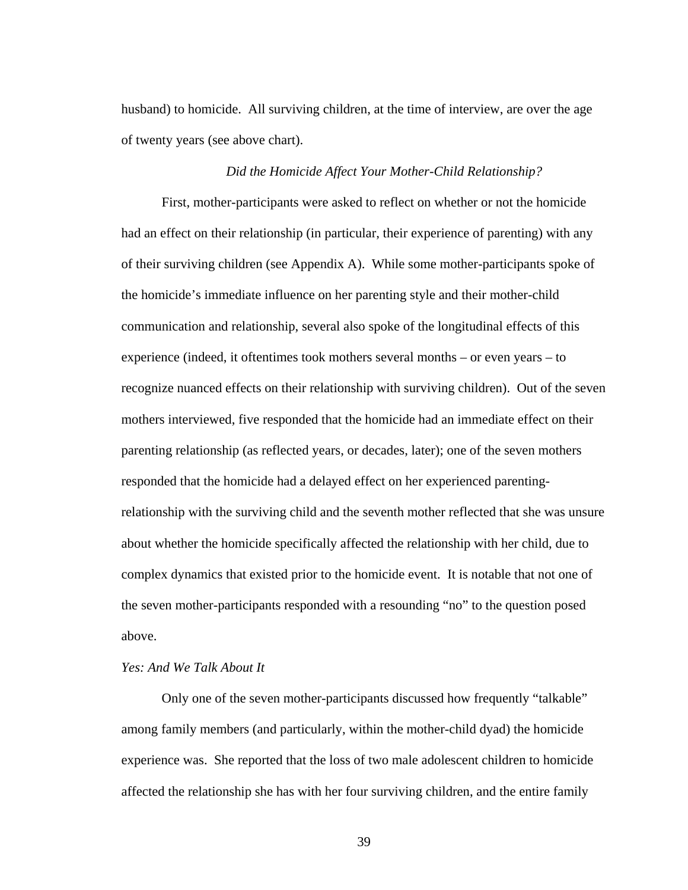husband) to homicide. All surviving children, at the time of interview, are over the age of twenty years (see above chart).

### *Did the Homicide Affect Your Mother-Child Relationship?*

First, mother-participants were asked to reflect on whether or not the homicide had an effect on their relationship (in particular, their experience of parenting) with any of their surviving children (see Appendix A). While some mother-participants spoke of the homicide's immediate influence on her parenting style and their mother-child communication and relationship, several also spoke of the longitudinal effects of this experience (indeed, it oftentimes took mothers several months – or even years – to recognize nuanced effects on their relationship with surviving children). Out of the seven mothers interviewed, five responded that the homicide had an immediate effect on their parenting relationship (as reflected years, or decades, later); one of the seven mothers responded that the homicide had a delayed effect on her experienced parenting-relationship with the surviving child and the seventh mother reflected that she was unsure about whether the homicide specifically affected the relationship with her child, due to complex dynamics that existed prior to the homicide event. It is notable that not one of the seven mother-participants responded with a resounding "no" to the question posed above.

#### *Yes: And We Talk About It*

Only one of the seven mother-participants discussed how frequently "talkable" among family members (and particularly, within the mother-child dyad) the homicide experience was. She reported that the loss of two male adolescent children to homicide affected the relationship she has with her four surviving children, and the entire family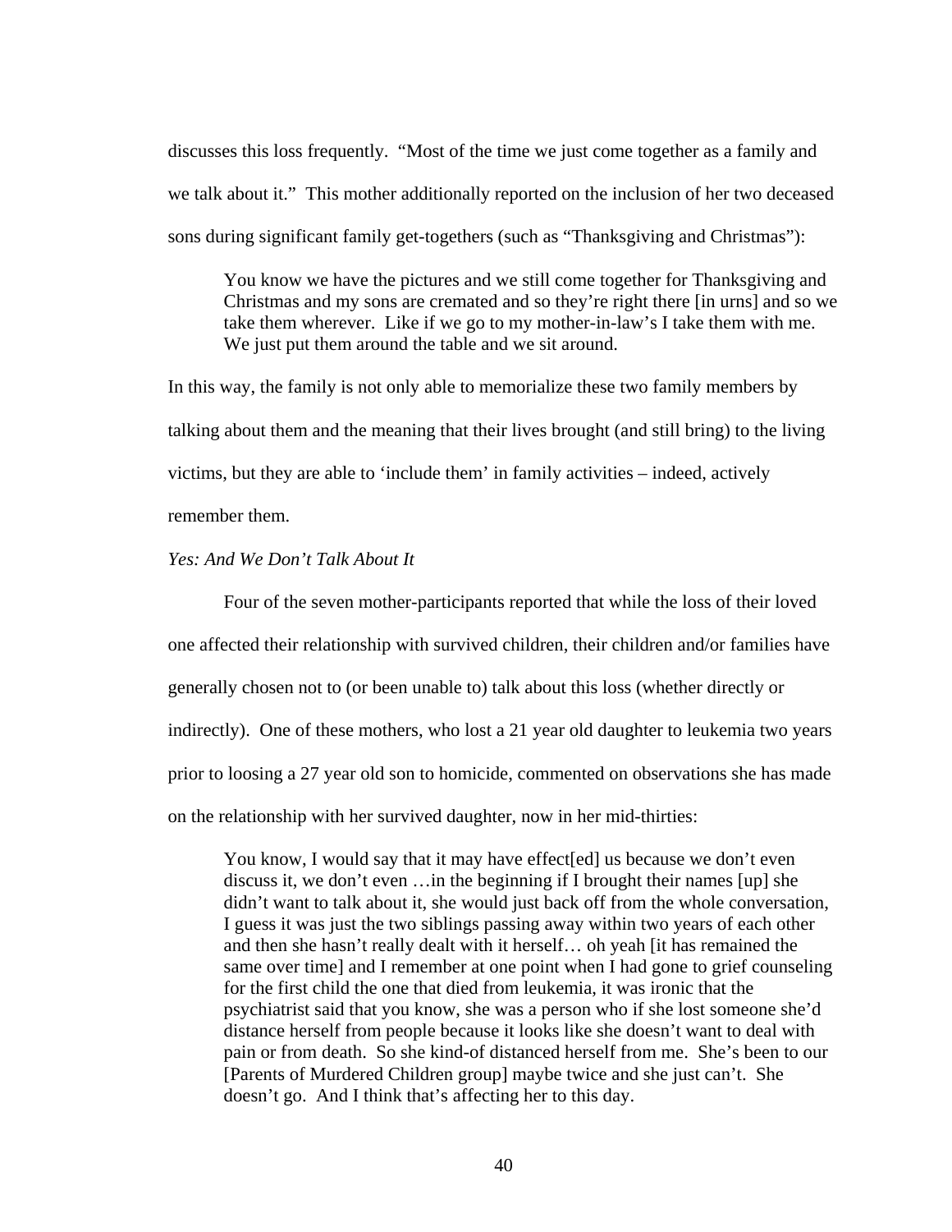discusses this loss frequently. "Most of the time we just come together as a family and we talk about it." This mother additionally reported on the inclusion of her two deceased sons during significant family get-togethers (such as "Thanksgiving and Christmas"):

> You know we have the pictures and we still come together for Thanksgiving and Christmas and my sons are cremated and so they're right there [in urns] and so we take them wherever. Like if we go to my mother-in-law's I take them with me. We just put them around the table and we sit around.

In this way, the family is not only able to memorialize these two family members by talking about them and the meaning that their lives brought (and still bring) to the living victims, but they are able to 'include them' in family activities – indeed, actively remember them.

*Yes: And We Don't Talk About It*

Four of the seven mother-participants reported that while the loss of their loved one affected their relationship with survived children, their children and/or families have generally chosen not to (or been unable to) talk about this loss (whether directly or indirectly). One of these mothers, who lost a 21 year old daughter to leukemia two years prior to loosing a 27 year old son to homicide, commented on observations she has made on the relationship with her survived daughter, now in her mid-thirties:

> You know, I would say that it may have effect[ed] us because we don't even discuss it, we don't even …in the beginning if I brought their names [up] she didn't want to talk about it, she would just back off from the whole conversation, I guess it was just the two siblings passing away within two years of each other and then she hasn't really dealt with it herself… oh yeah [it has remained the same over time] and I remember at one point when I had gone to grief counseling for the first child the one that died from leukemia, it was ironic that the psychiatrist said that you know, she was a person who if she lost someone she'd distance herself from people because it looks like she doesn't want to deal with pain or from death. So she kind-of distanced herself from me. She's been to our [Parents of Murdered Children group] maybe twice and she just can't. She doesn't go. And I think that's affecting her to this day.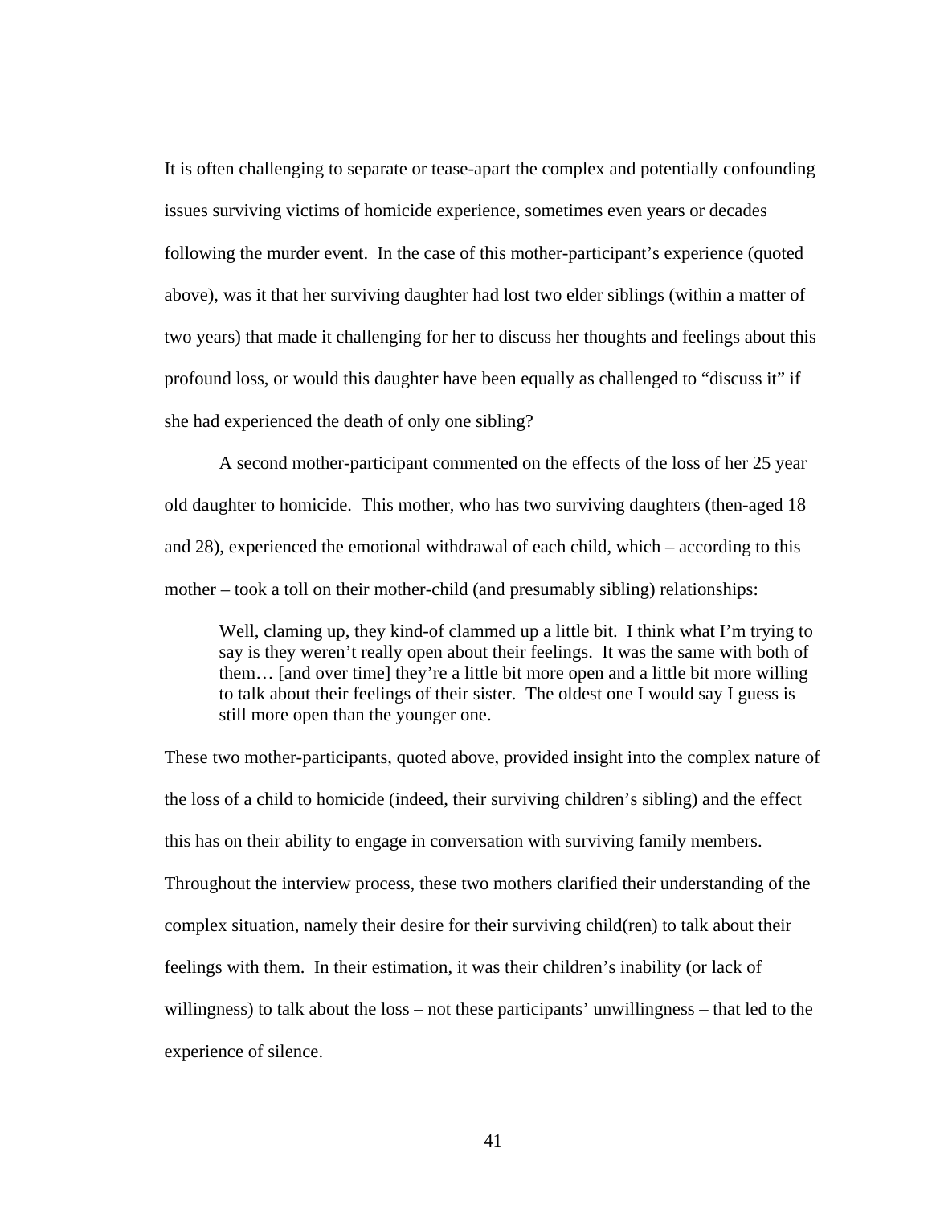It is often challenging to separate or tease-apart the complex and potentially confounding issues surviving victims of homicide experience, sometimes even years or decades following the murder event. In the case of this mother-participant's experience (quoted above), was it that her surviving daughter had lost two elder siblings (within a matter of two years) that made it challenging for her to discuss her thoughts and feelings about this profound loss, or would this daughter have been equally as challenged to "discuss it" if she had experienced the death of only one sibling?

A second mother-participant commented on the effects of the loss of her 25 year old daughter to homicide. This mother, who has two surviving daughters (then-aged 18 and 28), experienced the emotional withdrawal of each child, which – according to this mother – took a toll on their mother-child (and presumably sibling) relationships:

> Well, claming up, they kind-of clammed up a little bit. I think what I'm trying to say is they weren't really open about their feelings. It was the same with both of them… [and over time] they're a little bit more open and a little bit more willing to talk about their feelings of their sister. The oldest one I would say I guess is still more open than the younger one.

These two mother-participants, quoted above, provided insight into the complex nature of the loss of a child to homicide (indeed, their surviving children's sibling) and the effect this has on their ability to engage in conversation with surviving family members. Throughout the interview process, these two mothers clarified their understanding of the complex situation, namely their desire for their surviving child(ren) to talk about their feelings with them. In their estimation, it was their children's inability (or lack of willingness) to talk about the loss – not these participants' unwillingness – that led to the experience of silence.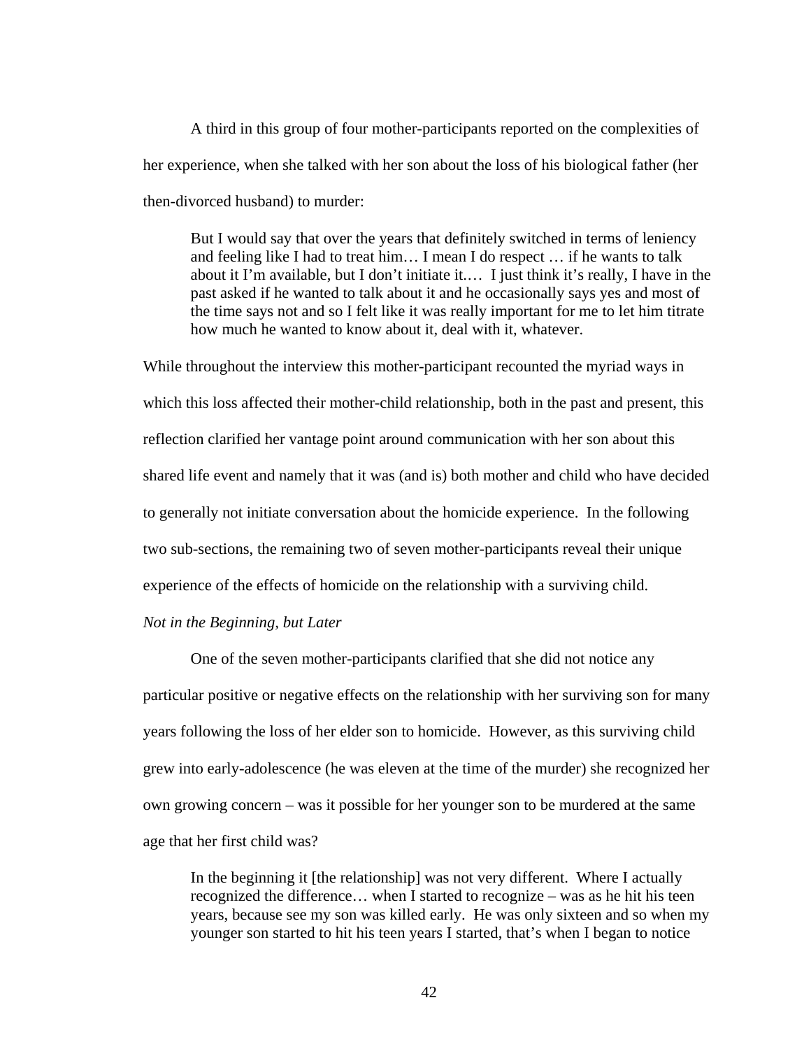A third in this group of four mother-participants reported on the complexities of her experience, when she talked with her son about the loss of his biological father (her then-divorced husband) to murder:

> But I would say that over the years that definitely switched in terms of leniency and feeling like I had to treat him… I mean I do respect … if he wants to talk about it I'm available, but I don't initiate it.… I just think it's really, I have in the past asked if he wanted to talk about it and he occasionally says yes and most of the time says not and so I felt like it was really important for me to let him titrate how much he wanted to know about it, deal with it, whatever.

While throughout the interview this mother-participant recounted the myriad ways in which this loss affected their mother-child relationship, both in the past and present, this reflection clarified her vantage point around communication with her son about this shared life event and namely that it was (and is) both mother and child who have decided to generally not initiate conversation about the homicide experience. In the following two sub-sections, the remaining two of seven mother-participants reveal their unique experience of the effects of homicide on the relationship with a surviving child.

*Not in the Beginning, but Later*

One of the seven mother-participants clarified that she did not notice any particular positive or negative effects on the relationship with her surviving son for many years following the loss of her elder son to homicide. However, as this surviving child grew into early-adolescence (he was eleven at the time of the murder) she recognized her own growing concern – was it possible for her younger son to be murdered at the same age that her first child was?

> In the beginning it [the relationship] was not very different. Where I actually recognized the difference… when I started to recognize – was as he hit his teen years, because see my son was killed early. He was only sixteen and so when my younger son started to hit his teen years I started, that's when I began to notice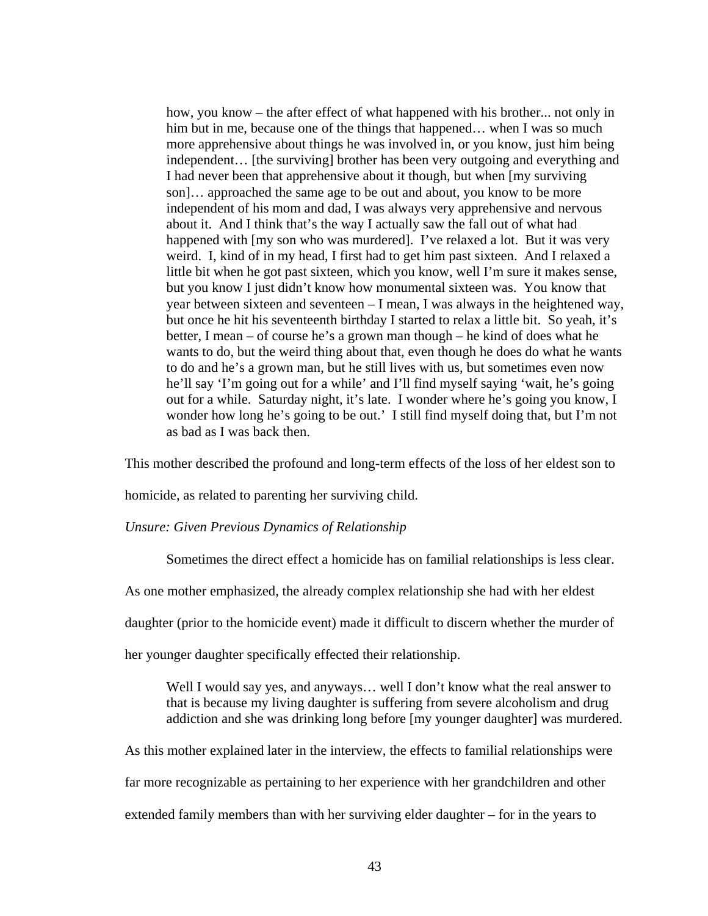> how, you know – the after effect of what happened with his brother... not only in him but in me, because one of the things that happened… when I was so much more apprehensive about things he was involved in, or you know, just him being independent… [the surviving] brother has been very outgoing and everything and I had never been that apprehensive about it though, but when [my surviving son]… approached the same age to be out and about, you know to be more independent of his mom and dad, I was always very apprehensive and nervous about it. And I think that's the way I actually saw the fall out of what had happened with [my son who was murdered]. I've relaxed a lot. But it was very weird. I, kind of in my head, I first had to get him past sixteen. And I relaxed a little bit when he got past sixteen, which you know, well I'm sure it makes sense, but you know I just didn't know how monumental sixteen was. You know that year between sixteen and seventeen – I mean, I was always in the heightened way, but once he hit his seventeenth birthday I started to relax a little bit. So yeah, it's better, I mean – of course he's a grown man though – he kind of does what he wants to do, but the weird thing about that, even though he does do what he wants to do and he's a grown man, but he still lives with us, but sometimes even now he'll say 'I'm going out for a while' and I'll find myself saying 'wait, he's going out for a while. Saturday night, it's late. I wonder where he's going you know, I wonder how long he's going to be out.' I still find myself doing that, but I'm not as bad as I was back then.

This mother described the profound and long-term effects of the loss of her eldest son to homicide, as related to parenting her surviving child.

*Unsure: Given Previous Dynamics of Relationship*

Sometimes the direct effect a homicide has on familial relationships is less clear. As one mother emphasized, the already complex relationship she had with her eldest daughter (prior to the homicide event) made it difficult to discern whether the murder of her younger daughter specifically effected their relationship.

> Well I would say yes, and anyways… well I don't know what the real answer to that is because my living daughter is suffering from severe alcoholism and drug addiction and she was drinking long before [my younger daughter] was murdered.

As this mother explained later in the interview, the effects to familial relationships were far more recognizable as pertaining to her experience with her grandchildren and other extended family members than with her surviving elder daughter – for in the years to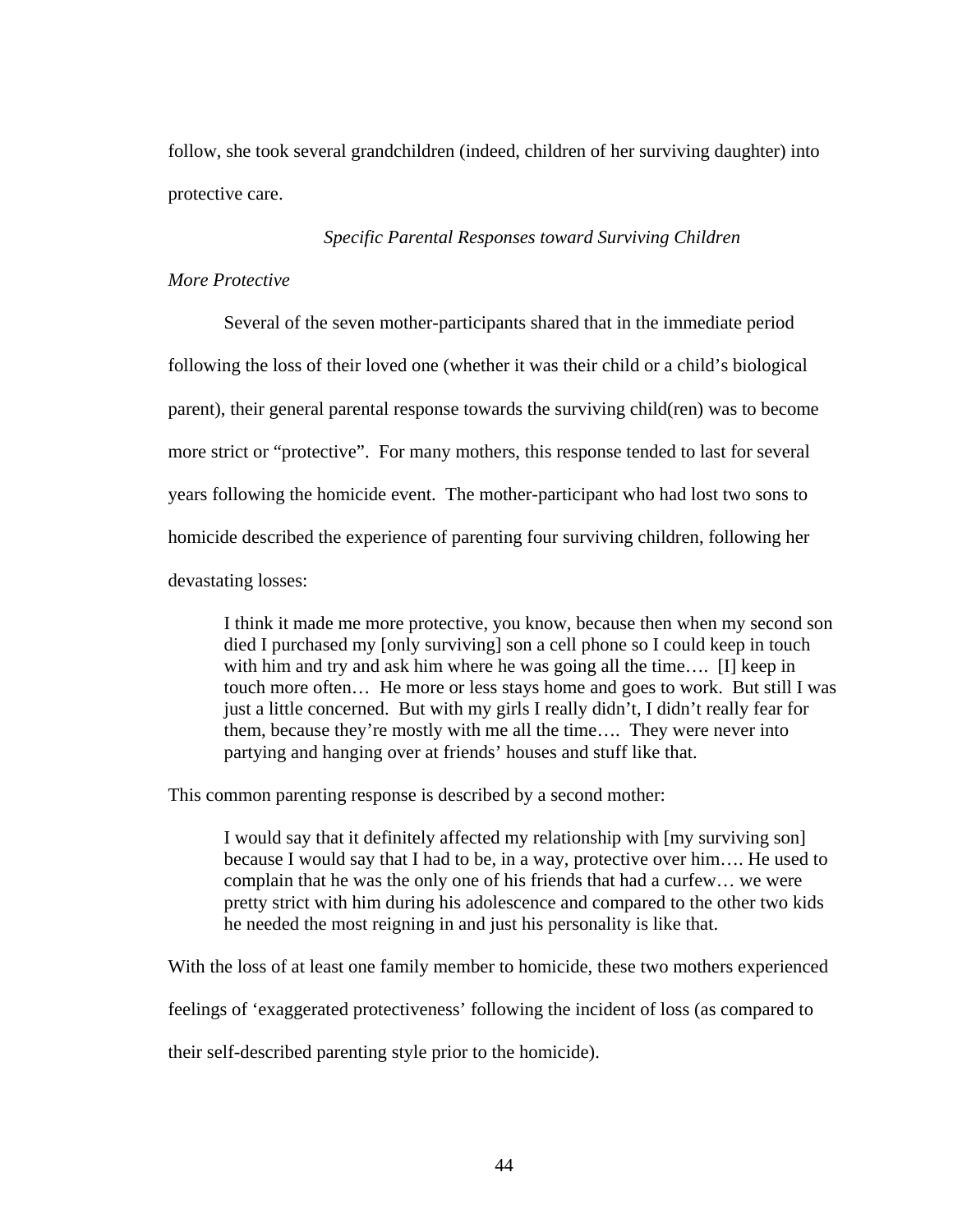follow, she took several grandchildren (indeed, children of her surviving daughter) into protective care.

### *Specific Parental Responses toward Surviving Children*

#### *More Protective*

Several of the seven mother-participants shared that in the immediate period following the loss of their loved one (whether it was their child or a child's biological parent), their general parental response towards the surviving child(ren) was to become more strict or "protective". For many mothers, this response tended to last for several years following the homicide event. The mother-participant who had lost two sons to homicide described the experience of parenting four surviving children, following her devastating losses:

> I think it made me more protective, you know, because then when my second son died I purchased my [only surviving] son a cell phone so I could keep in touch with him and try and ask him where he was going all the time…. [I] keep in touch more often… He more or less stays home and goes to work. But still I was just a little concerned. But with my girls I really didn't, I didn't really fear for them, because they're mostly with me all the time…. They were never into partying and hanging over at friends' houses and stuff like that.

This common parenting response is described by a second mother:

> I would say that it definitely affected my relationship with [my surviving son] because I would say that I had to be, in a way, protective over him…. He used to complain that he was the only one of his friends that had a curfew… we were pretty strict with him during his adolescence and compared to the other two kids he needed the most reigning in and just his personality is like that.

With the loss of at least one family member to homicide, these two mothers experienced feelings of 'exaggerated protectiveness' following the incident of loss (as compared to their self-described parenting style prior to the homicide).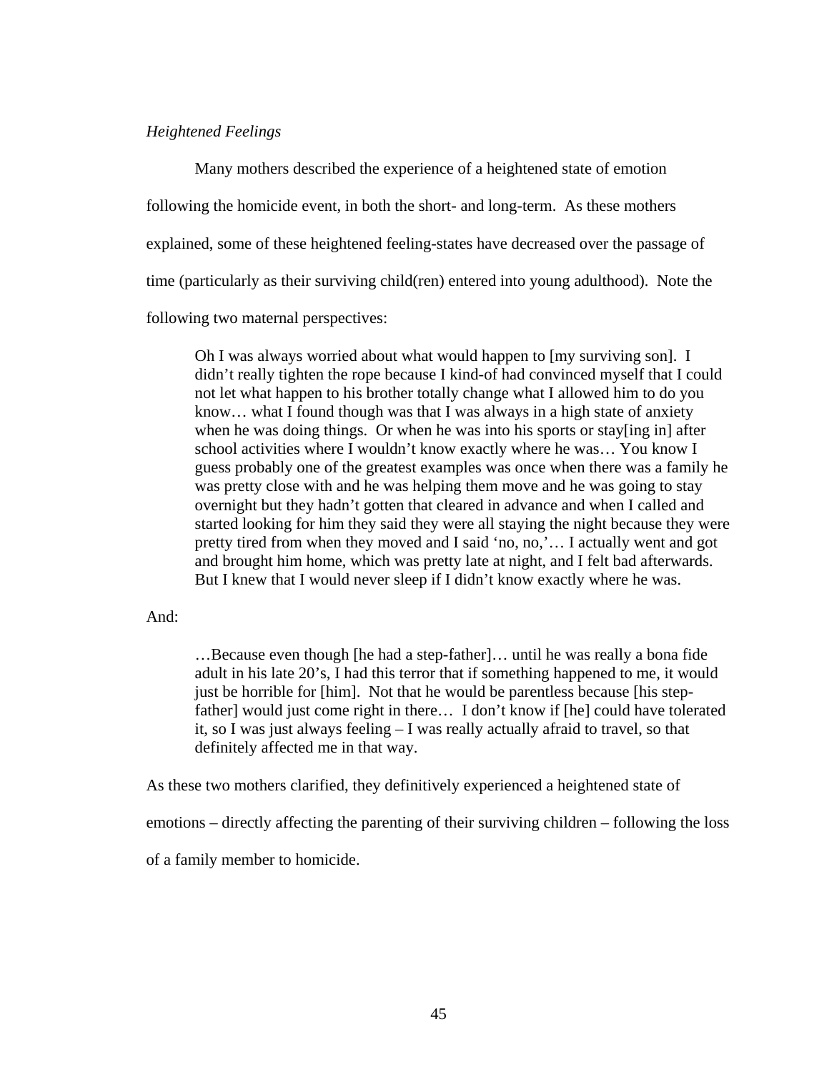*Heightened Feelings*

Many mothers described the experience of a heightened state of emotion following the homicide event, in both the short- and long-term. As these mothers explained, some of these heightened feeling-states have decreased over the passage of time (particularly as their surviving child(ren) entered into young adulthood). Note the following two maternal perspectives:

> Oh I was always worried about what would happen to [my surviving son]. I didn't really tighten the rope because I kind-of had convinced myself that I could not let what happen to his brother totally change what I allowed him to do you know… what I found though was that I was always in a high state of anxiety when he was doing things. Or when he was into his sports or stay[ing in] after school activities where I wouldn't know exactly where he was… You know I guess probably one of the greatest examples was once when there was a family he was pretty close with and he was helping them move and he was going to stay overnight but they hadn't gotten that cleared in advance and when I called and started looking for him they said they were all staying the night because they were pretty tired from when they moved and I said 'no, no,'… I actually went and got and brought him home, which was pretty late at night, and I felt bad afterwards. But I knew that I would never sleep if I didn't know exactly where he was.

And:

> …Because even though [he had a step-father]… until he was really a bona fide adult in his late 20's, I had this terror that if something happened to me, it would just be horrible for [him]. Not that he would be parentless because [his step-father] would just come right in there… I don't know if [he] could have tolerated it, so I was just always feeling – I was really actually afraid to travel, so that definitely affected me in that way.

As these two mothers clarified, they definitively experienced a heightened state of emotions – directly affecting the parenting of their surviving children – following the loss of a family member to homicide.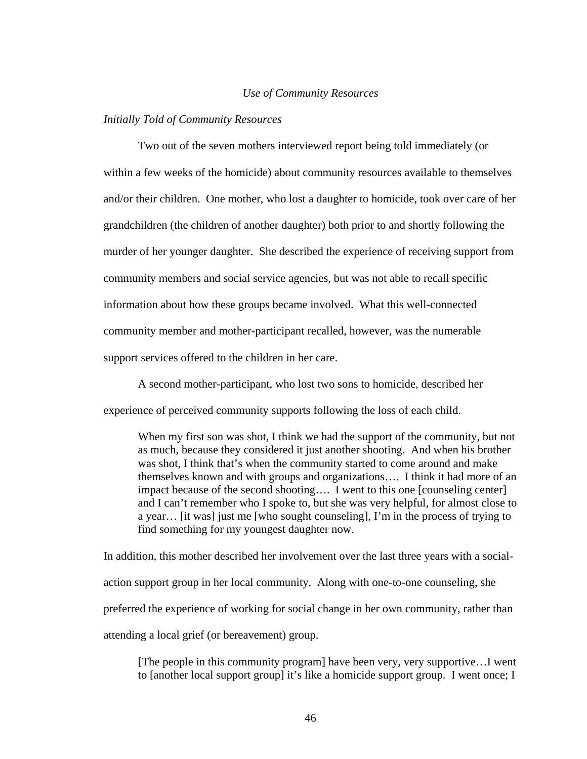*Use of Community Resources*

*Initially Told of Community Resources*

Two out of the seven mothers interviewed report being told immediately (or within a few weeks of the homicide) about community resources available to themselves and/or their children. One mother, who lost a daughter to homicide, took over care of her grandchildren (the children of another daughter) both prior to and shortly following the murder of her younger daughter. She described the experience of receiving support from community members and social service agencies, but was not able to recall specific information about how these groups became involved. What this well-connected community member and mother-participant recalled, however, was the numerable support services offered to the children in her care.

A second mother-participant, who lost two sons to homicide, described her experience of perceived community supports following the loss of each child.

> When my first son was shot, I think we had the support of the community, but not as much, because they considered it just another shooting. And when his brother was shot, I think that's when the community started to come around and make themselves known and with groups and organizations…. I think it had more of an impact because of the second shooting…. I went to this one [counseling center] and I can't remember who I spoke to, but she was very helpful, for almost close to a year… [it was] just me [who sought counseling], I'm in the process of trying to find something for my youngest daughter now.

In addition, this mother described her involvement over the last three years with a social-action support group in her local community. Along with one-to-one counseling, she preferred the experience of working for social change in her own community, rather than attending a local grief (or bereavement) group.

> [The people in this community program] have been very, very supportive…I went to [another local support group] it's like a homicide support group. I went once; I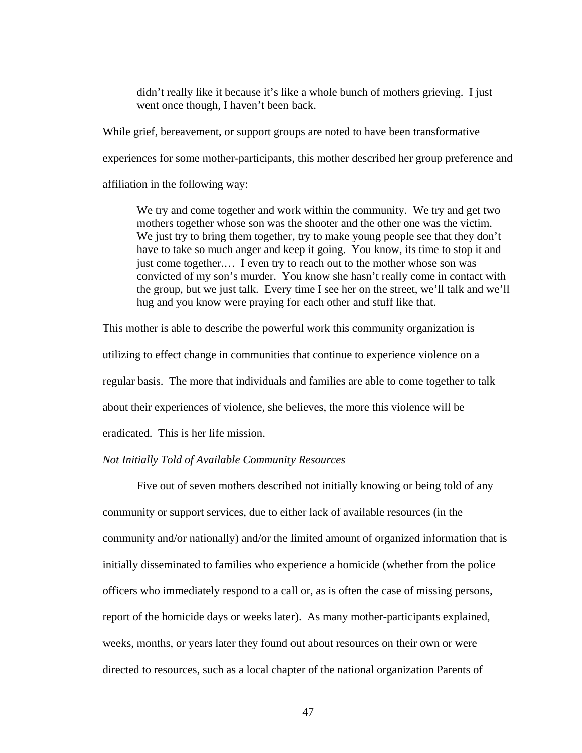> didn't really like it because it's like a whole bunch of mothers grieving. I just went once though, I haven't been back.

While grief, bereavement, or support groups are noted to have been transformative experiences for some mother-participants, this mother described her group preference and affiliation in the following way:

> We try and come together and work within the community. We try and get two mothers together whose son was the shooter and the other one was the victim. We just try to bring them together, try to make young people see that they don't have to take so much anger and keep it going. You know, its time to stop it and just come together.… I even try to reach out to the mother whose son was convicted of my son's murder. You know she hasn't really come in contact with the group, but we just talk. Every time I see her on the street, we'll talk and we'll hug and you know were praying for each other and stuff like that.

This mother is able to describe the powerful work this community organization is utilizing to effect change in communities that continue to experience violence on a regular basis. The more that individuals and families are able to come together to talk about their experiences of violence, she believes, the more this violence will be eradicated. This is her life mission.

*Not Initially Told of Available Community Resources*

Five out of seven mothers described not initially knowing or being told of any community or support services, due to either lack of available resources (in the community and/or nationally) and/or the limited amount of organized information that is initially disseminated to families who experience a homicide (whether from the police officers who immediately respond to a call or, as is often the case of missing persons, report of the homicide days or weeks later). As many mother-participants explained, weeks, months, or years later they found out about resources on their own or were directed to resources, such as a local chapter of the national organization Parents of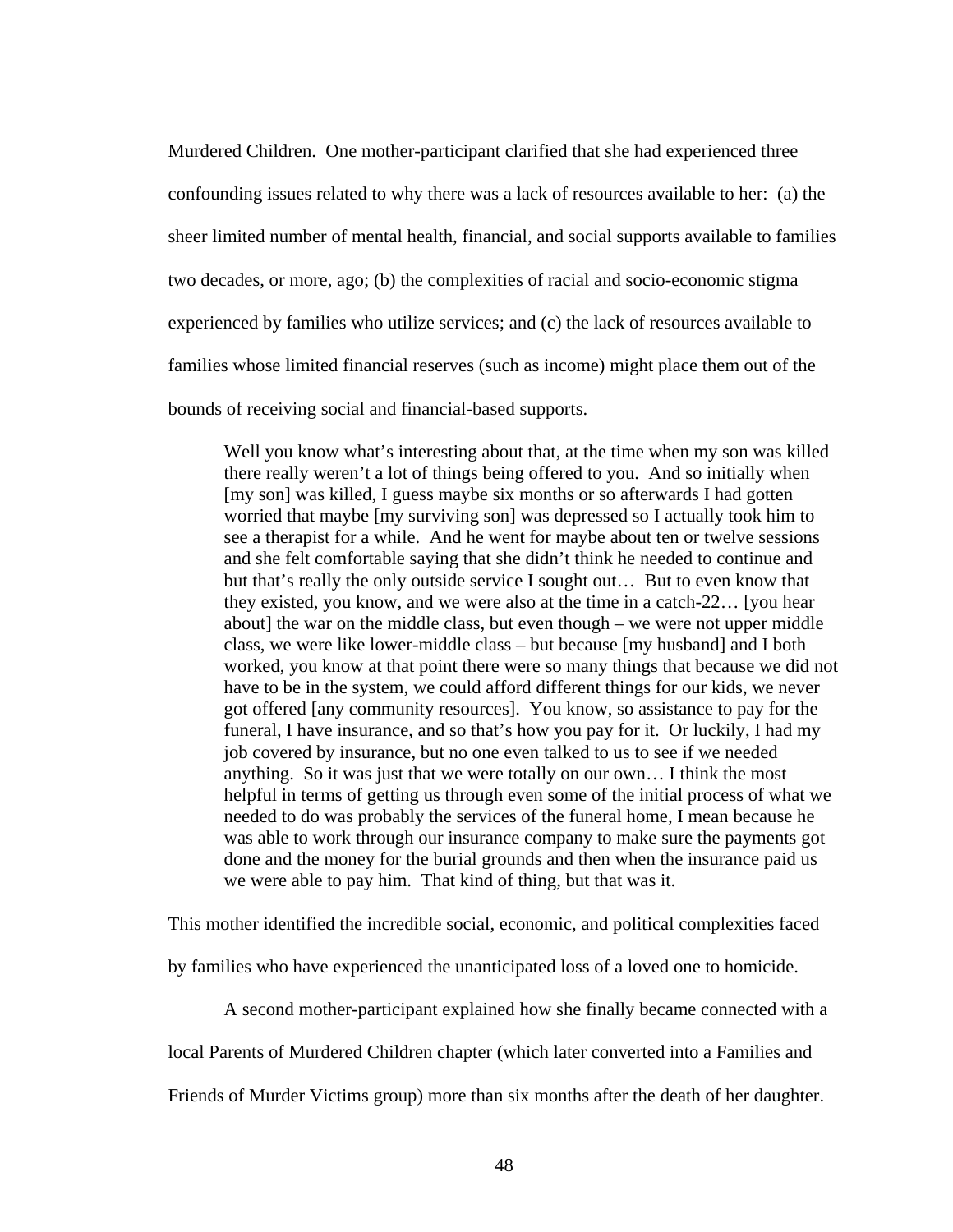Murdered Children. One mother-participant clarified that she had experienced three confounding issues related to why there was a lack of resources available to her: (a) the sheer limited number of mental health, financial, and social supports available to families two decades, or more, ago; (b) the complexities of racial and socio-economic stigma experienced by families who utilize services; and (c) the lack of resources available to families whose limited financial reserves (such as income) might place them out of the bounds of receiving social and financial-based supports.

> Well you know what's interesting about that, at the time when my son was killed there really weren't a lot of things being offered to you. And so initially when [my son] was killed, I guess maybe six months or so afterwards I had gotten worried that maybe [my surviving son] was depressed so I actually took him to see a therapist for a while. And he went for maybe about ten or twelve sessions and she felt comfortable saying that she didn't think he needed to continue and but that's really the only outside service I sought out… But to even know that they existed, you know, and we were also at the time in a catch-22… [you hear about] the war on the middle class, but even though – we were not upper middle class, we were like lower-middle class – but because [my husband] and I both worked, you know at that point there were so many things that because we did not have to be in the system, we could afford different things for our kids, we never got offered [any community resources]. You know, so assistance to pay for the funeral, I have insurance, and so that's how you pay for it. Or luckily, I had my job covered by insurance, but no one even talked to us to see if we needed anything. So it was just that we were totally on our own… I think the most helpful in terms of getting us through even some of the initial process of what we needed to do was probably the services of the funeral home, I mean because he was able to work through our insurance company to make sure the payments got done and the money for the burial grounds and then when the insurance paid us we were able to pay him. That kind of thing, but that was it.

This mother identified the incredible social, economic, and political complexities faced by families who have experienced the unanticipated loss of a loved one to homicide.

A second mother-participant explained how she finally became connected with a local Parents of Murdered Children chapter (which later converted into a Families and Friends of Murder Victims group) more than six months after the death of her daughter.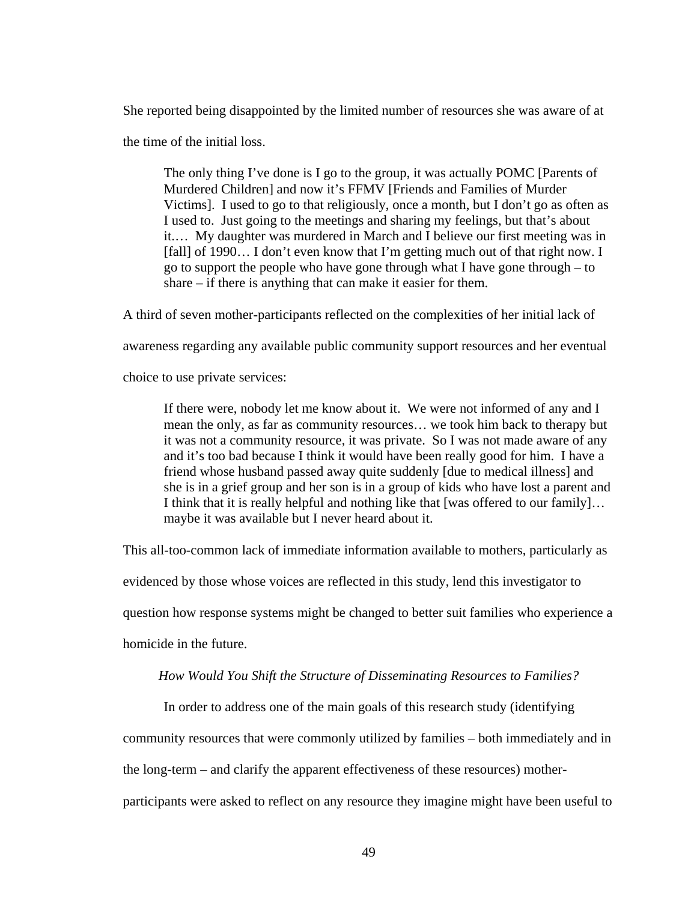She reported being disappointed by the limited number of resources she was aware of at the time of the initial loss.

> The only thing I've done is I go to the group, it was actually POMC [Parents of Murdered Children] and now it's FFMV [Friends and Families of Murder Victims]. I used to go to that religiously, once a month, but I don't go as often as I used to. Just going to the meetings and sharing my feelings, but that's about it.… My daughter was murdered in March and I believe our first meeting was in [fall] of 1990… I don't even know that I'm getting much out of that right now. I go to support the people who have gone through what I have gone through – to share – if there is anything that can make it easier for them.

A third of seven mother-participants reflected on the complexities of her initial lack of awareness regarding any available public community support resources and her eventual choice to use private services:

> If there were, nobody let me know about it. We were not informed of any and I mean the only, as far as community resources… we took him back to therapy but it was not a community resource, it was private. So I was not made aware of any and it's too bad because I think it would have been really good for him. I have a friend whose husband passed away quite suddenly [due to medical illness] and she is in a grief group and her son is in a group of kids who have lost a parent and I think that it is really helpful and nothing like that [was offered to our family]… maybe it was available but I never heard about it.

This all-too-common lack of immediate information available to mothers, particularly as evidenced by those whose voices are reflected in this study, lend this investigator to question how response systems might be changed to better suit families who experience a homicide in the future.

*How Would You Shift the Structure of Disseminating Resources to Families?*

In order to address one of the main goals of this research study (identifying community resources that were commonly utilized by families – both immediately and in the long-term – and clarify the apparent effectiveness of these resources) mother-participants were asked to reflect on any resource they imagine might have been useful to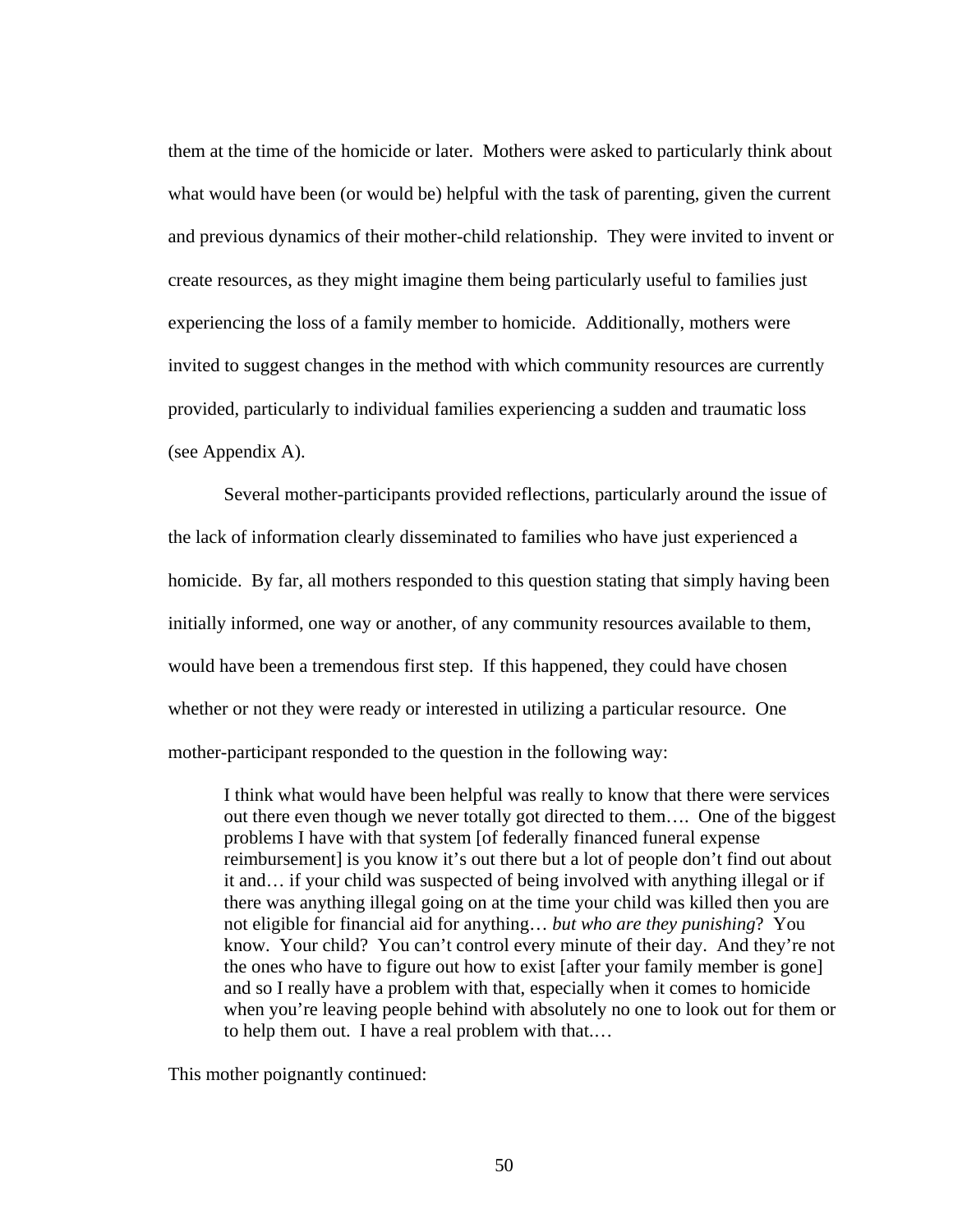them at the time of the homicide or later. Mothers were asked to particularly think about what would have been (or would be) helpful with the task of parenting, given the current and previous dynamics of their mother-child relationship. They were invited to invent or create resources, as they might imagine them being particularly useful to families just experiencing the loss of a family member to homicide. Additionally, mothers were invited to suggest changes in the method with which community resources are currently provided, particularly to individual families experiencing a sudden and traumatic loss (see Appendix A).

Several mother-participants provided reflections, particularly around the issue of the lack of information clearly disseminated to families who have just experienced a homicide. By far, all mothers responded to this question stating that simply having been initially informed, one way or another, of any community resources available to them, would have been a tremendous first step. If this happened, they could have chosen whether or not they were ready or interested in utilizing a particular resource. One mother-participant responded to the question in the following way:

> I think what would have been helpful was really to know that there were services out there even though we never totally got directed to them…. One of the biggest problems I have with that system [of federally financed funeral expense reimbursement] is you know it's out there but a lot of people don't find out about it and… if your child was suspected of being involved with anything illegal or if there was anything illegal going on at the time your child was killed then you are not eligible for financial aid for anything… *but who are they punishing*? You know. Your child? You can't control every minute of their day. And they're not the ones who have to figure out how to exist [after your family member is gone] and so I really have a problem with that, especially when it comes to homicide when you're leaving people behind with absolutely no one to look out for them or to help them out. I have a real problem with that.…

This mother poignantly continued: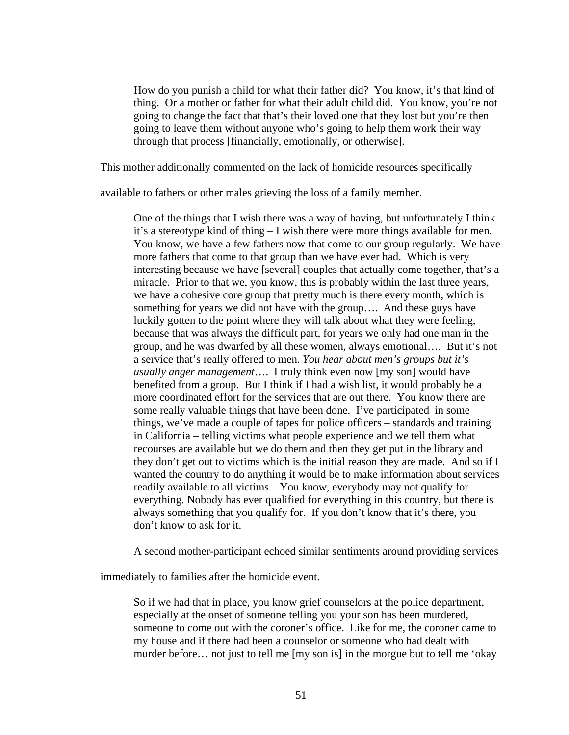> How do you punish a child for what their father did? You know, it's that kind of thing. Or a mother or father for what their adult child did. You know, you're not going to change the fact that that's their loved one that they lost but you're then going to leave them without anyone who's going to help them work their way through that process [financially, emotionally, or otherwise].

This mother additionally commented on the lack of homicide resources specifically available to fathers or other males grieving the loss of a family member.

> One of the things that I wish there was a way of having, but unfortunately I think it's a stereotype kind of thing – I wish there were more things available for men. You know, we have a few fathers now that come to our group regularly. We have more fathers that come to that group than we have ever had. Which is very interesting because we have [several] couples that actually come together, that's a miracle. Prior to that we, you know, this is probably within the last three years, we have a cohesive core group that pretty much is there every month, which is something for years we did not have with the group…. And these guys have luckily gotten to the point where they will talk about what they were feeling, because that was always the difficult part, for years we only had one man in the group, and he was dwarfed by all these women, always emotional…. But it's not a service that's really offered to men. *You hear about men's groups but it's usually anger management*…. I truly think even now [my son] would have benefited from a group. But I think if I had a wish list, it would probably be a more coordinated effort for the services that are out there. You know there are some really valuable things that have been done. I've participated in some things, we've made a couple of tapes for police officers – standards and training in California – telling victims what people experience and we tell them what recourses are available but we do them and then they get put in the library and they don't get out to victims which is the initial reason they are made. And so if I wanted the country to do anything it would be to make information about services readily available to all victims. You know, everybody may not qualify for everything. Nobody has ever qualified for everything in this country, but there is always something that you qualify for. If you don't know that it's there, you don't know to ask for it.

A second mother-participant echoed similar sentiments around providing services immediately to families after the homicide event.

> So if we had that in place, you know grief counselors at the police department, especially at the onset of someone telling you your son has been murdered, someone to come out with the coroner's office. Like for me, the coroner came to my house and if there had been a counselor or someone who had dealt with murder before… not just to tell me [my son is] in the morgue but to tell me 'okay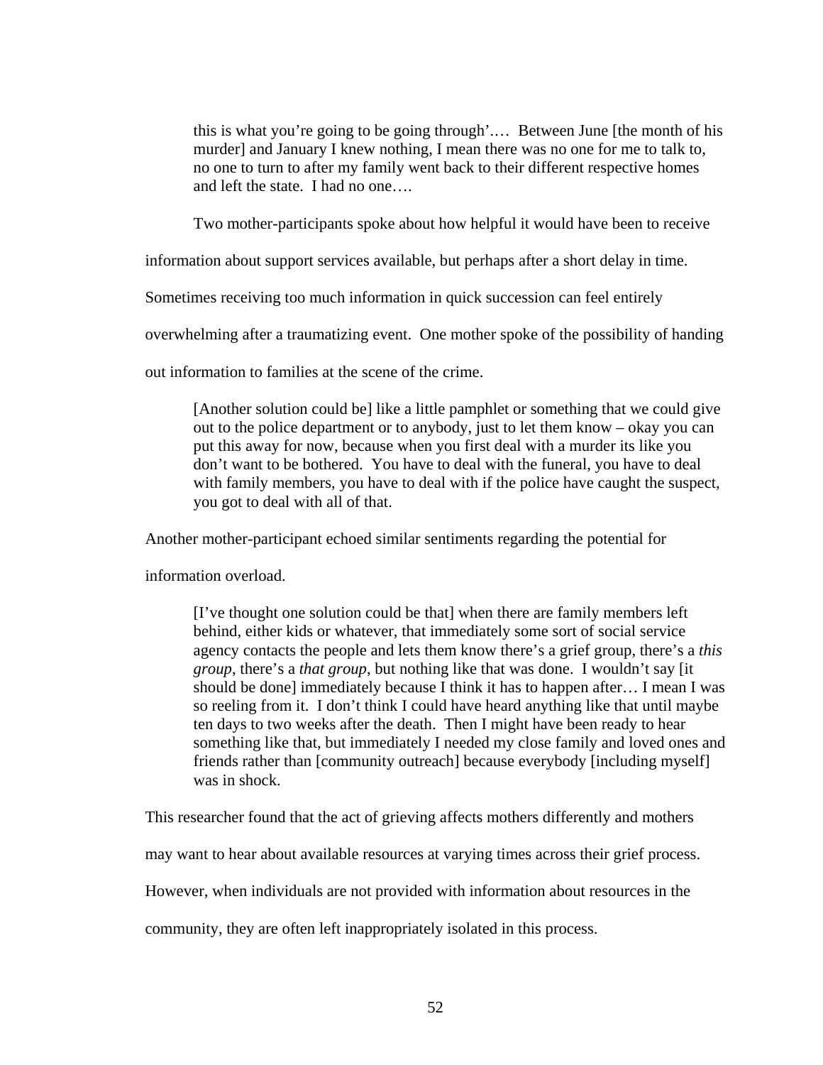> this is what you're going to be going through'.… Between June [the month of his murder] and January I knew nothing, I mean there was no one for me to talk to, no one to turn to after my family went back to their different respective homes and left the state. I had no one….

Two mother-participants spoke about how helpful it would have been to receive information about support services available, but perhaps after a short delay in time. Sometimes receiving too much information in quick succession can feel entirely overwhelming after a traumatizing event. One mother spoke of the possibility of handing out information to families at the scene of the crime.

> [Another solution could be] like a little pamphlet or something that we could give out to the police department or to anybody, just to let them know – okay you can put this away for now, because when you first deal with a murder its like you don't want to be bothered. You have to deal with the funeral, you have to deal with family members, you have to deal with if the police have caught the suspect, you got to deal with all of that.

Another mother-participant echoed similar sentiments regarding the potential for information overload.

> [I've thought one solution could be that] when there are family members left behind, either kids or whatever, that immediately some sort of social service agency contacts the people and lets them know there's a grief group, there's a *this group*, there's a *that group*, but nothing like that was done. I wouldn't say [it should be done] immediately because I think it has to happen after… I mean I was so reeling from it. I don't think I could have heard anything like that until maybe ten days to two weeks after the death. Then I might have been ready to hear something like that, but immediately I needed my close family and loved ones and friends rather than [community outreach] because everybody [including myself] was in shock.

This researcher found that the act of grieving affects mothers differently and mothers may want to hear about available resources at varying times across their grief process. However, when individuals are not provided with information about resources in the community, they are often left inappropriately isolated in this process.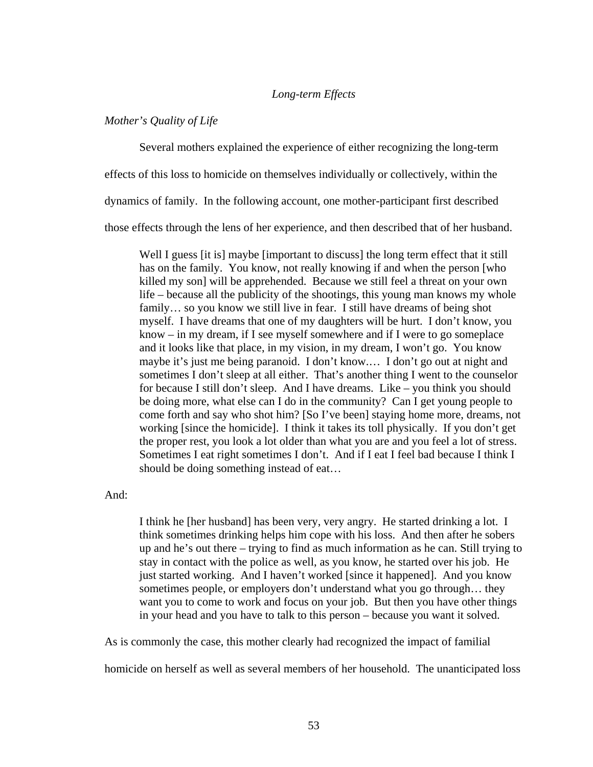*Long-term Effects*

*Mother's Quality of Life*

Several mothers explained the experience of either recognizing the long-term effects of this loss to homicide on themselves individually or collectively, within the dynamics of family. In the following account, one mother-participant first described those effects through the lens of her experience, and then described that of her husband.

> Well I guess [it is] maybe [important to discuss] the long term effect that it still has on the family. You know, not really knowing if and when the person [who killed my son] will be apprehended. Because we still feel a threat on your own life – because all the publicity of the shootings, this young man knows my whole family… so you know we still live in fear. I still have dreams of being shot myself. I have dreams that one of my daughters will be hurt. I don't know, you know – in my dream, if I see myself somewhere and if I were to go someplace and it looks like that place, in my vision, in my dream, I won't go. You know maybe it's just me being paranoid. I don't know.… I don't go out at night and sometimes I don't sleep at all either. That's another thing I went to the counselor for because I still don't sleep. And I have dreams. Like – you think you should be doing more, what else can I do in the community? Can I get young people to come forth and say who shot him? [So I've been] staying home more, dreams, not working [since the homicide]. I think it takes its toll physically. If you don't get the proper rest, you look a lot older than what you are and you feel a lot of stress. Sometimes I eat right sometimes I don't. And if I eat I feel bad because I think I should be doing something instead of eat…

And:

> I think he [her husband] has been very, very angry. He started drinking a lot. I think sometimes drinking helps him cope with his loss. And then after he sobers up and he's out there – trying to find as much information as he can. Still trying to stay in contact with the police as well, as you know, he started over his job. He just started working. And I haven't worked [since it happened]. And you know sometimes people, or employers don't understand what you go through… they want you to come to work and focus on your job. But then you have other things in your head and you have to talk to this person – because you want it solved.

As is commonly the case, this mother clearly had recognized the impact of familial homicide on herself as well as several members of her household. The unanticipated loss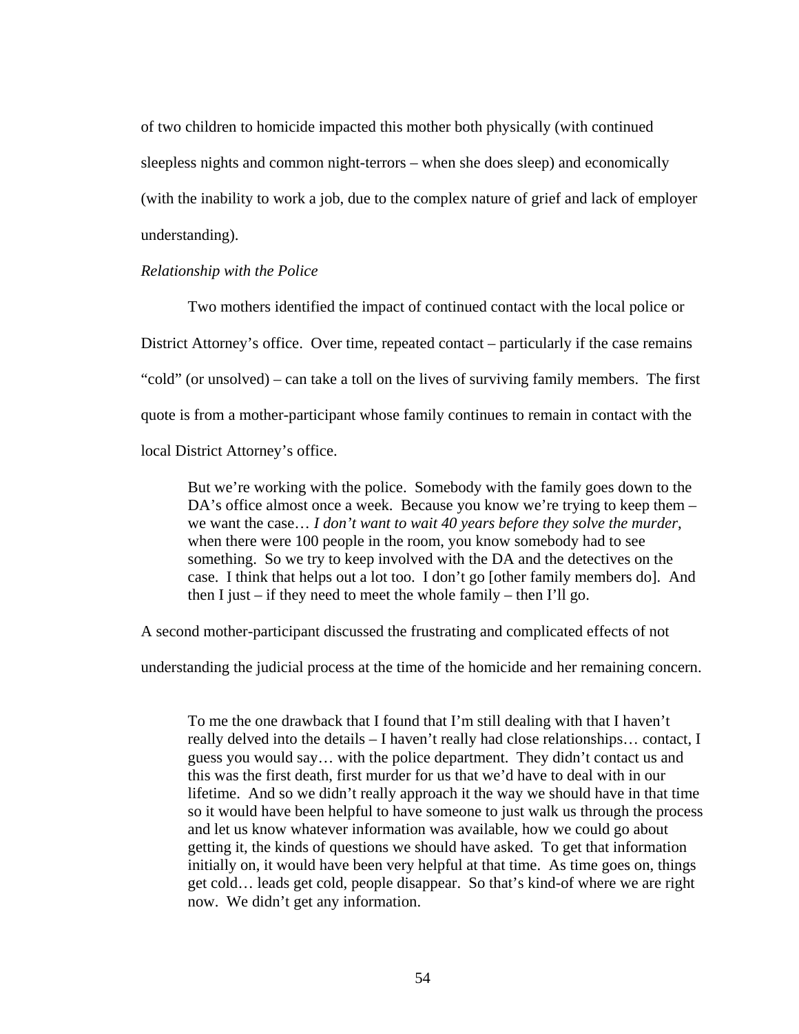of two children to homicide impacted this mother both physically (with continued sleepless nights and common night-terrors – when she does sleep) and economically (with the inability to work a job, due to the complex nature of grief and lack of employer understanding).

*Relationship with the Police*

Two mothers identified the impact of continued contact with the local police or District Attorney's office. Over time, repeated contact – particularly if the case remains "cold" (or unsolved) – can take a toll on the lives of surviving family members. The first quote is from a mother-participant whose family continues to remain in contact with the local District Attorney's office.

> But we're working with the police. Somebody with the family goes down to the DA's office almost once a week. Because you know we're trying to keep them – we want the case… *I don't want to wait 40 years before they solve the murder*, when there were 100 people in the room, you know somebody had to see something. So we try to keep involved with the DA and the detectives on the case. I think that helps out a lot too. I don't go [other family members do]. And then I just – if they need to meet the whole family – then I'll go.

A second mother-participant discussed the frustrating and complicated effects of not understanding the judicial process at the time of the homicide and her remaining concern.

> To me the one drawback that I found that I'm still dealing with that I haven't really delved into the details – I haven't really had close relationships… contact, I guess you would say… with the police department. They didn't contact us and this was the first death, first murder for us that we'd have to deal with in our lifetime. And so we didn't really approach it the way we should have in that time so it would have been helpful to have someone to just walk us through the process and let us know whatever information was available, how we could go about getting it, the kinds of questions we should have asked. To get that information initially on, it would have been very helpful at that time. As time goes on, things get cold… leads get cold, people disappear. So that's kind-of where we are right now. We didn't get any information.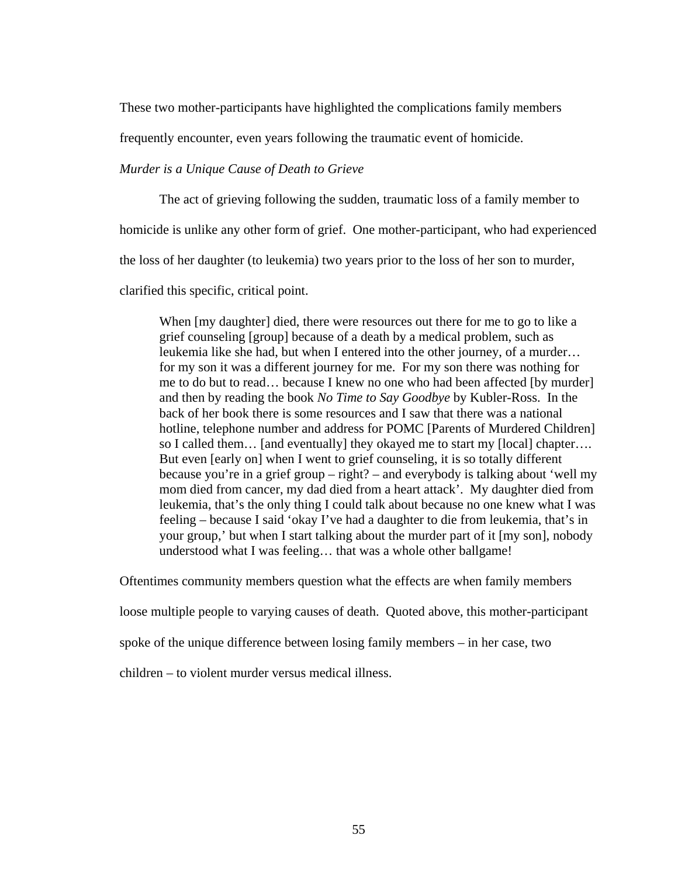These two mother-participants have highlighted the complications family members frequently encounter, even years following the traumatic event of homicide.

*Murder is a Unique Cause of Death to Grieve*

The act of grieving following the sudden, traumatic loss of a family member to homicide is unlike any other form of grief. One mother-participant, who had experienced the loss of her daughter (to leukemia) two years prior to the loss of her son to murder, clarified this specific, critical point.

> When [my daughter] died, there were resources out there for me to go to like a grief counseling [group] because of a death by a medical problem, such as leukemia like she had, but when I entered into the other journey, of a murder… for my son it was a different journey for me. For my son there was nothing for me to do but to read… because I knew no one who had been affected [by murder] and then by reading the book *No Time to Say Goodbye* by Kubler-Ross. In the back of her book there is some resources and I saw that there was a national hotline, telephone number and address for POMC [Parents of Murdered Children] so I called them… [and eventually] they okayed me to start my [local] chapter…. But even [early on] when I went to grief counseling, it is so totally different because you're in a grief group – right? – and everybody is talking about 'well my mom died from cancer, my dad died from a heart attack'. My daughter died from leukemia, that's the only thing I could talk about because no one knew what I was feeling – because I said 'okay I've had a daughter to die from leukemia, that's in your group,' but when I start talking about the murder part of it [my son], nobody understood what I was feeling… that was a whole other ballgame!

Oftentimes community members question what the effects are when family members loose multiple people to varying causes of death. Quoted above, this mother-participant spoke of the unique difference between losing family members – in her case, two children – to violent murder versus medical illness.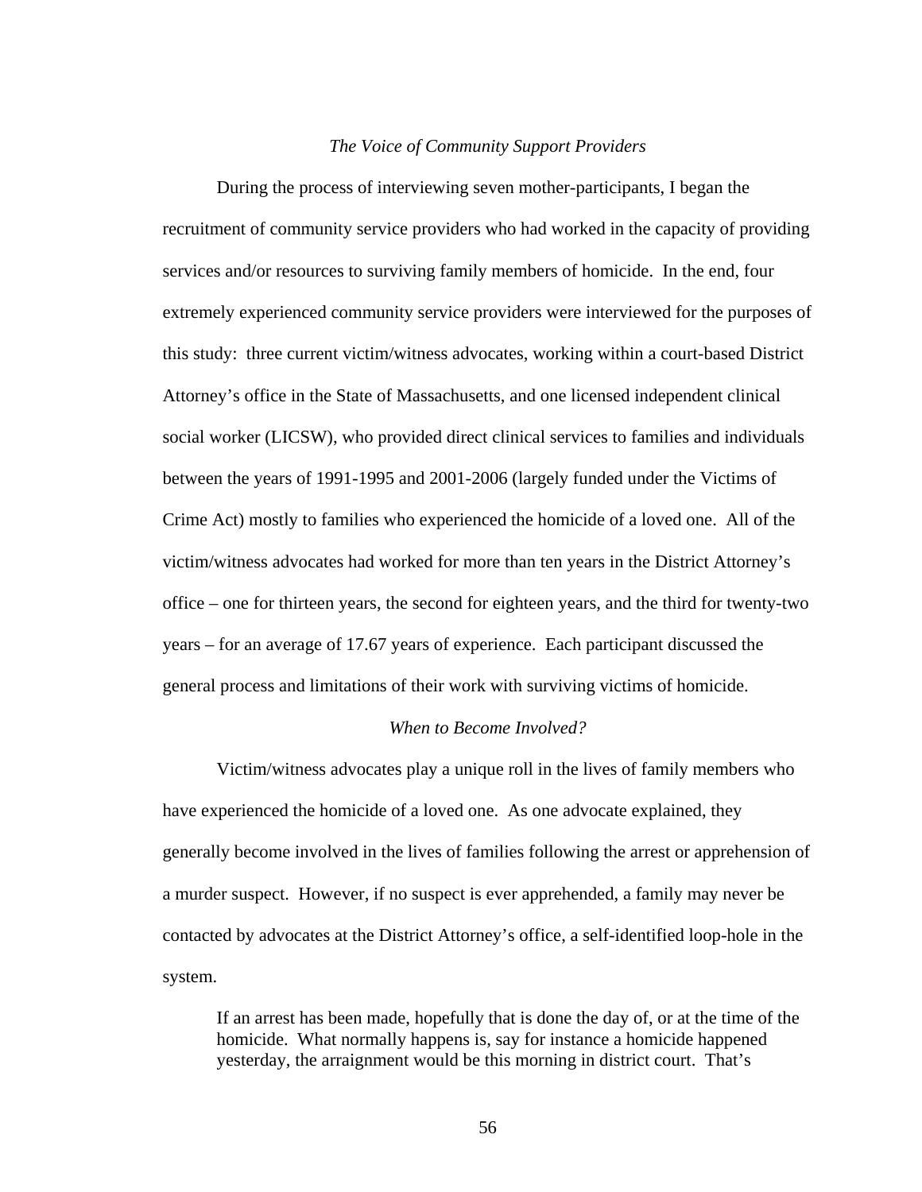*The Voice of Community Support Providers*

During the process of interviewing seven mother-participants, I began the recruitment of community service providers who had worked in the capacity of providing services and/or resources to surviving family members of homicide. In the end, four extremely experienced community service providers were interviewed for the purposes of this study: three current victim/witness advocates, working within a court-based District Attorney's office in the State of Massachusetts, and one licensed independent clinical social worker (LICSW), who provided direct clinical services to families and individuals between the years of 1991-1995 and 2001-2006 (largely funded under the Victims of Crime Act) mostly to families who experienced the homicide of a loved one. All of the victim/witness advocates had worked for more than ten years in the District Attorney's office – one for thirteen years, the second for eighteen years, and the third for twenty-two years – for an average of 17.67 years of experience. Each participant discussed the general process and limitations of their work with surviving victims of homicide.

*When to Become Involved?*

Victim/witness advocates play a unique roll in the lives of family members who have experienced the homicide of a loved one. As one advocate explained, they generally become involved in the lives of families following the arrest or apprehension of a murder suspect. However, if no suspect is ever apprehended, a family may never be contacted by advocates at the District Attorney's office, a self-identified loop-hole in the system.

> If an arrest has been made, hopefully that is done the day of, or at the time of the homicide. What normally happens is, say for instance a homicide happened yesterday, the arraignment would be this morning in district court. That's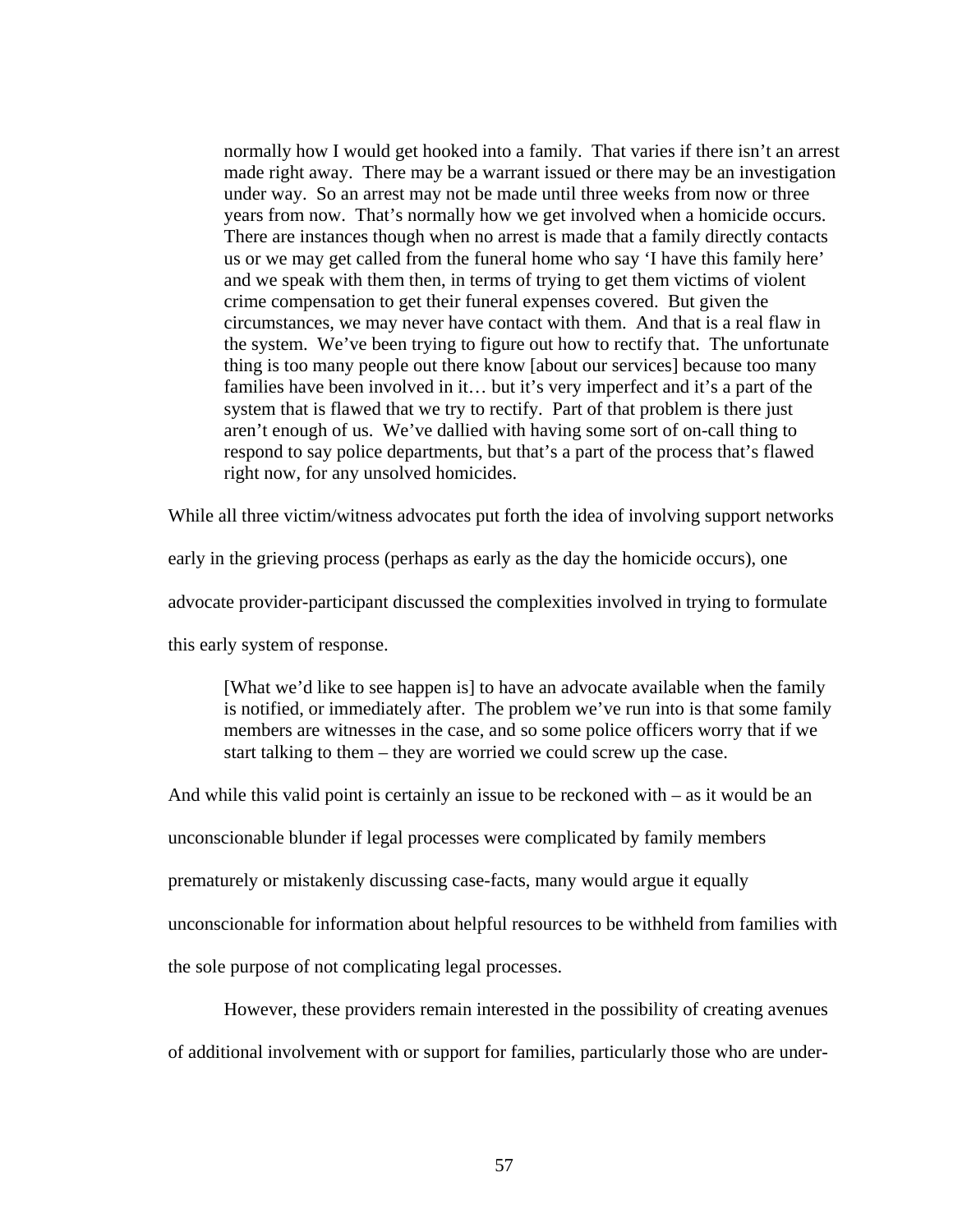> normally how I would get hooked into a family. That varies if there isn't an arrest made right away. There may be a warrant issued or there may be an investigation under way. So an arrest may not be made until three weeks from now or three years from now. That's normally how we get involved when a homicide occurs. There are instances though when no arrest is made that a family directly contacts us or we may get called from the funeral home who say 'I have this family here' and we speak with them then, in terms of trying to get them victims of violent crime compensation to get their funeral expenses covered. But given the circumstances, we may never have contact with them. And that is a real flaw in the system. We've been trying to figure out how to rectify that. The unfortunate thing is too many people out there know [about our services] because too many families have been involved in it… but it's very imperfect and it's a part of the system that is flawed that we try to rectify. Part of that problem is there just aren't enough of us. We've dallied with having some sort of on-call thing to respond to say police departments, but that's a part of the process that's flawed right now, for any unsolved homicides.

While all three victim/witness advocates put forth the idea of involving support networks early in the grieving process (perhaps as early as the day the homicide occurs), one advocate provider-participant discussed the complexities involved in trying to formulate this early system of response.

> [What we'd like to see happen is] to have an advocate available when the family is notified, or immediately after. The problem we've run into is that some family members are witnesses in the case, and so some police officers worry that if we start talking to them – they are worried we could screw up the case.

And while this valid point is certainly an issue to be reckoned with – as it would be an unconscionable blunder if legal processes were complicated by family members prematurely or mistakenly discussing case-facts, many would argue it equally unconscionable for information about helpful resources to be withheld from families with the sole purpose of not complicating legal processes.

However, these providers remain interested in the possibility of creating avenues of additional involvement with or support for families, particularly those who are under-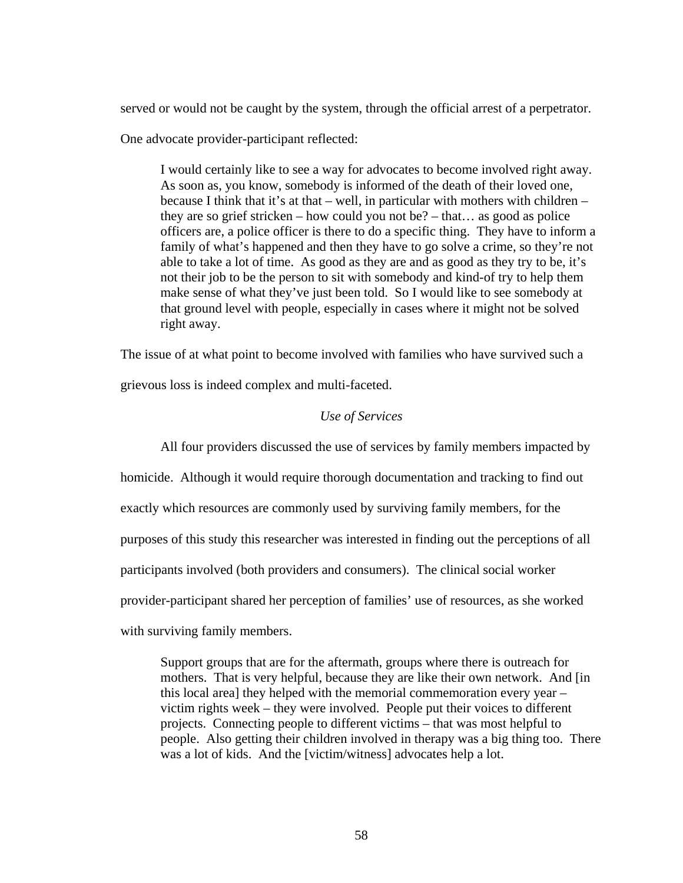served or would not be caught by the system, through the official arrest of a perpetrator. One advocate provider-participant reflected:

> I would certainly like to see a way for advocates to become involved right away. As soon as, you know, somebody is informed of the death of their loved one, because I think that it's at that – well, in particular with mothers with children – they are so grief stricken – how could you not be? – that… as good as police officers are, a police officer is there to do a specific thing. They have to inform a family of what's happened and then they have to go solve a crime, so they're not able to take a lot of time. As good as they are and as good as they try to be, it's not their job to be the person to sit with somebody and kind-of try to help them make sense of what they've just been told. So I would like to see somebody at that ground level with people, especially in cases where it might not be solved right away.

The issue of at what point to become involved with families who have survived such a grievous loss is indeed complex and multi-faceted.

*Use of Services*

All four providers discussed the use of services by family members impacted by homicide. Although it would require thorough documentation and tracking to find out exactly which resources are commonly used by surviving family members, for the purposes of this study this researcher was interested in finding out the perceptions of all participants involved (both providers and consumers). The clinical social worker provider-participant shared her perception of families' use of resources, as she worked with surviving family members.

> Support groups that are for the aftermath, groups where there is outreach for mothers. That is very helpful, because they are like their own network. And [in this local area] they helped with the memorial commemoration every year – victim rights week – they were involved. People put their voices to different projects. Connecting people to different victims – that was most helpful to people. Also getting their children involved in therapy was a big thing too. There was a lot of kids. And the [victim/witness] advocates help a lot.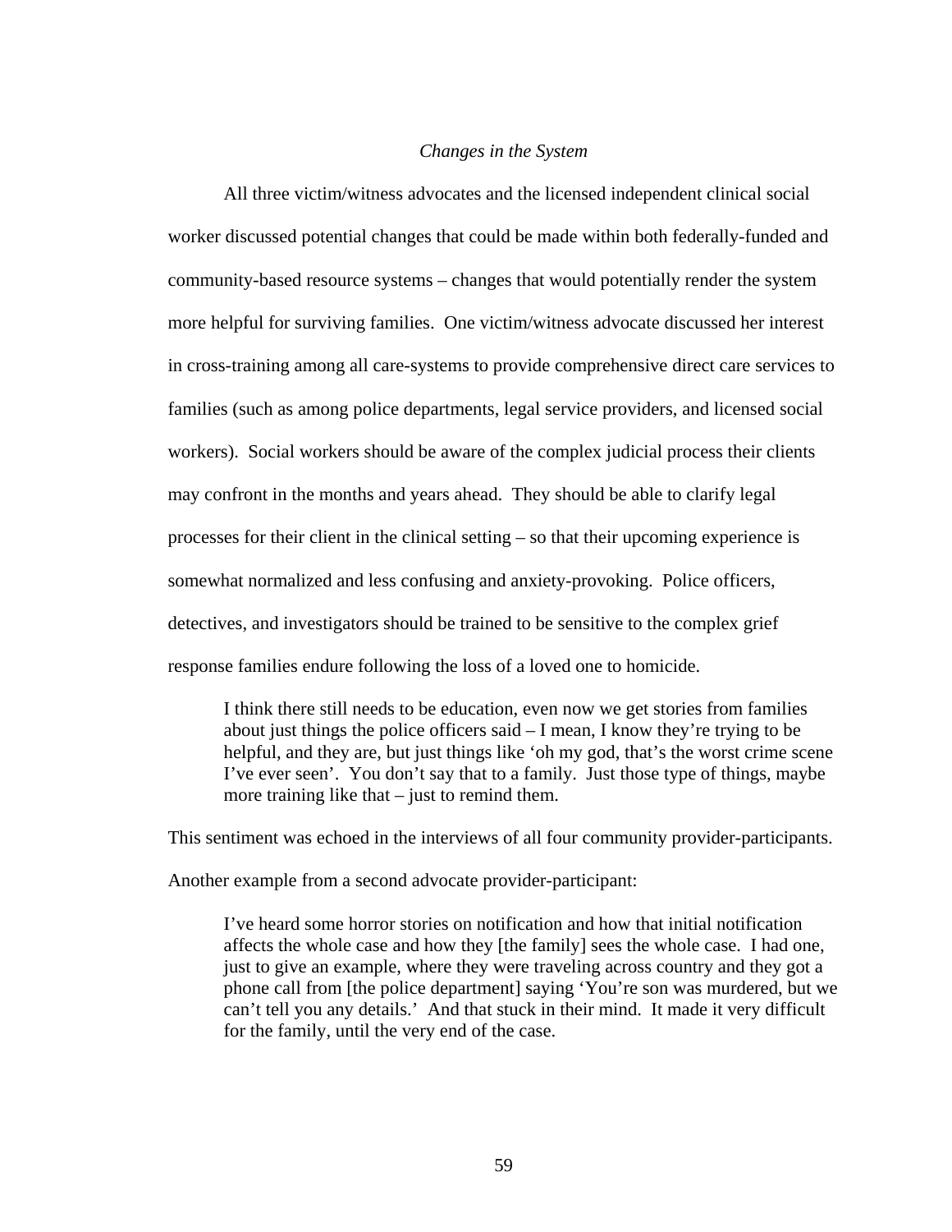### *Changes in the System*

All three victim/witness advocates and the licensed independent clinical social worker discussed potential changes that could be made within both federally-funded and community-based resource systems – changes that would potentially render the system more helpful for surviving families. One victim/witness advocate discussed her interest in cross-training among all care-systems to provide comprehensive direct care services to families (such as among police departments, legal service providers, and licensed social workers). Social workers should be aware of the complex judicial process their clients may confront in the months and years ahead. They should be able to clarify legal processes for their client in the clinical setting – so that their upcoming experience is somewhat normalized and less confusing and anxiety-provoking. Police officers, detectives, and investigators should be trained to be sensitive to the complex grief response families endure following the loss of a loved one to homicide.

> I think there still needs to be education, even now we get stories from families about just things the police officers said – I mean, I know they're trying to be helpful, and they are, but just things like 'oh my god, that's the worst crime scene I've ever seen'. You don't say that to a family. Just those type of things, maybe more training like that – just to remind them.

This sentiment was echoed in the interviews of all four community provider-participants. Another example from a second advocate provider-participant:

> I've heard some horror stories on notification and how that initial notification affects the whole case and how they [the family] sees the whole case. I had one, just to give an example, where they were traveling across country and they got a phone call from [the police department] saying 'You're son was murdered, but we can't tell you any details.' And that stuck in their mind. It made it very difficult for the family, until the very end of the case.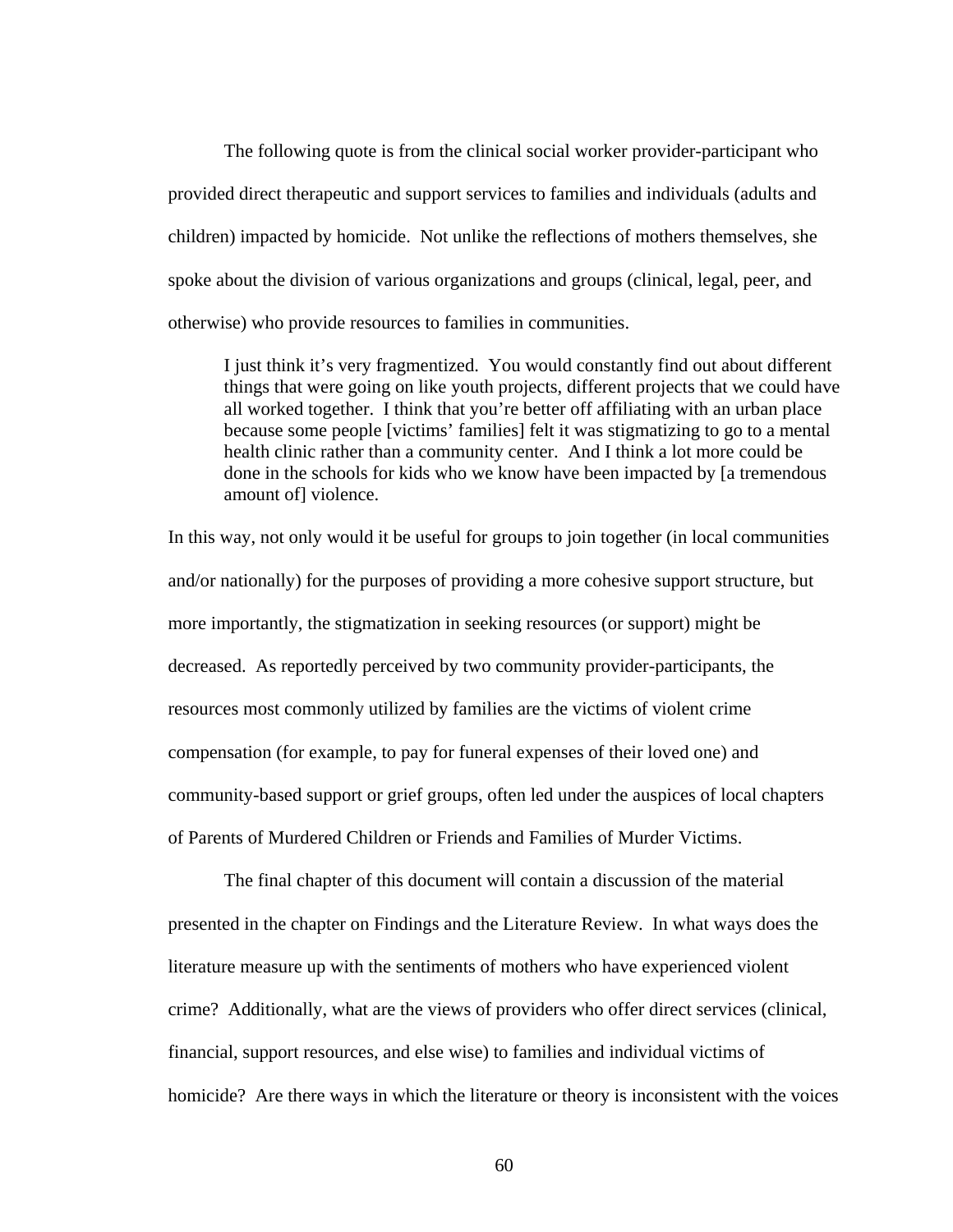The following quote is from the clinical social worker provider-participant who provided direct therapeutic and support services to families and individuals (adults and children) impacted by homicide. Not unlike the reflections of mothers themselves, she spoke about the division of various organizations and groups (clinical, legal, peer, and otherwise) who provide resources to families in communities.

> I just think it's very fragmentized. You would constantly find out about different things that were going on like youth projects, different projects that we could have all worked together. I think that you're better off affiliating with an urban place because some people [victims' families] felt it was stigmatizing to go to a mental health clinic rather than a community center. And I think a lot more could be done in the schools for kids who we know have been impacted by [a tremendous amount of] violence.

In this way, not only would it be useful for groups to join together (in local communities and/or nationally) for the purposes of providing a more cohesive support structure, but more importantly, the stigmatization in seeking resources (or support) might be decreased. As reportedly perceived by two community provider-participants, the resources most commonly utilized by families are the victims of violent crime compensation (for example, to pay for funeral expenses of their loved one) and community-based support or grief groups, often led under the auspices of local chapters of Parents of Murdered Children or Friends and Families of Murder Victims.

The final chapter of this document will contain a discussion of the material presented in the chapter on Findings and the Literature Review. In what ways does the literature measure up with the sentiments of mothers who have experienced violent crime? Additionally, what are the views of providers who offer direct services (clinical, financial, support resources, and else wise) to families and individual victims of homicide? Are there ways in which the literature or theory is inconsistent with the voices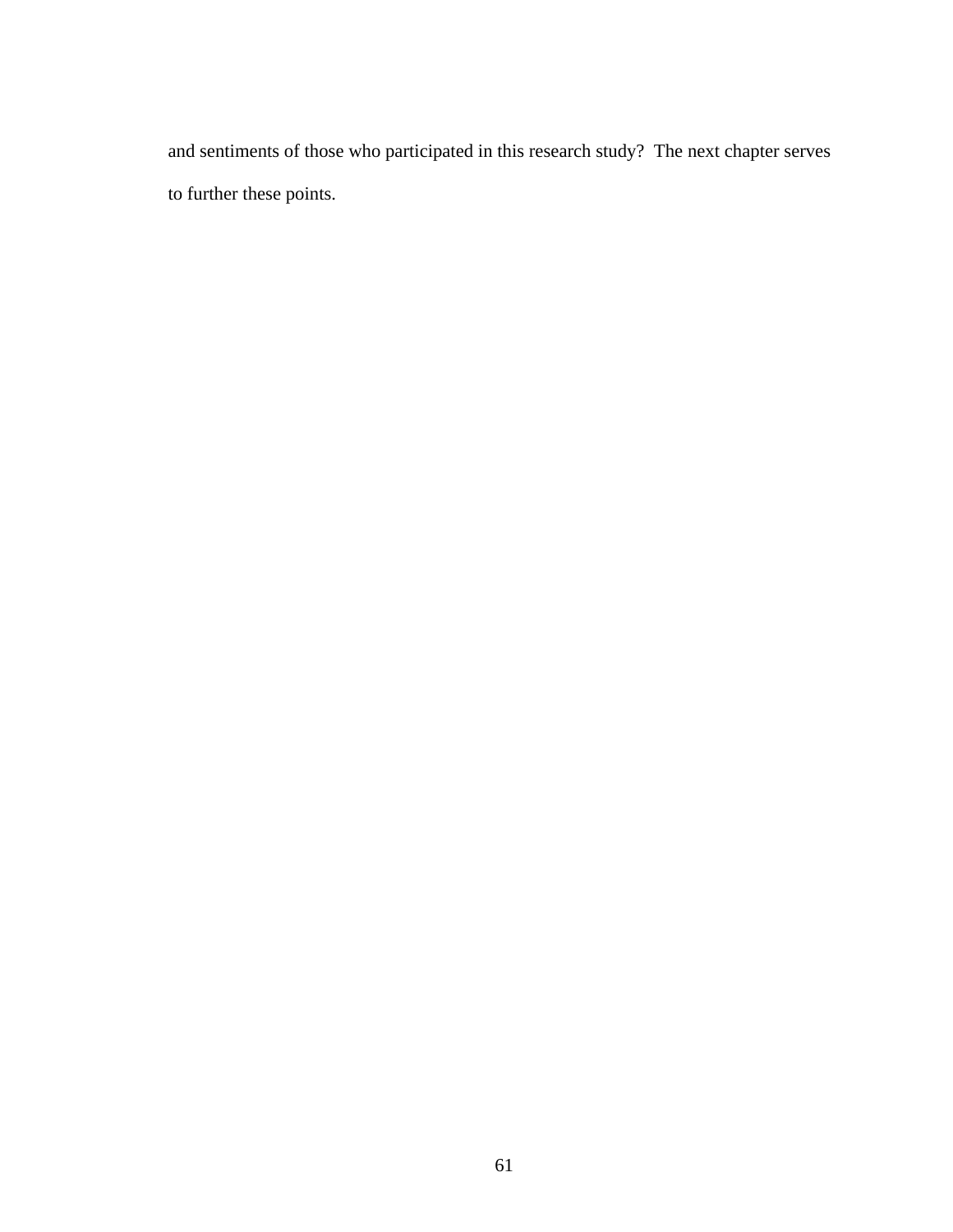and sentiments of those who participated in this research study? The next chapter serves to further these points.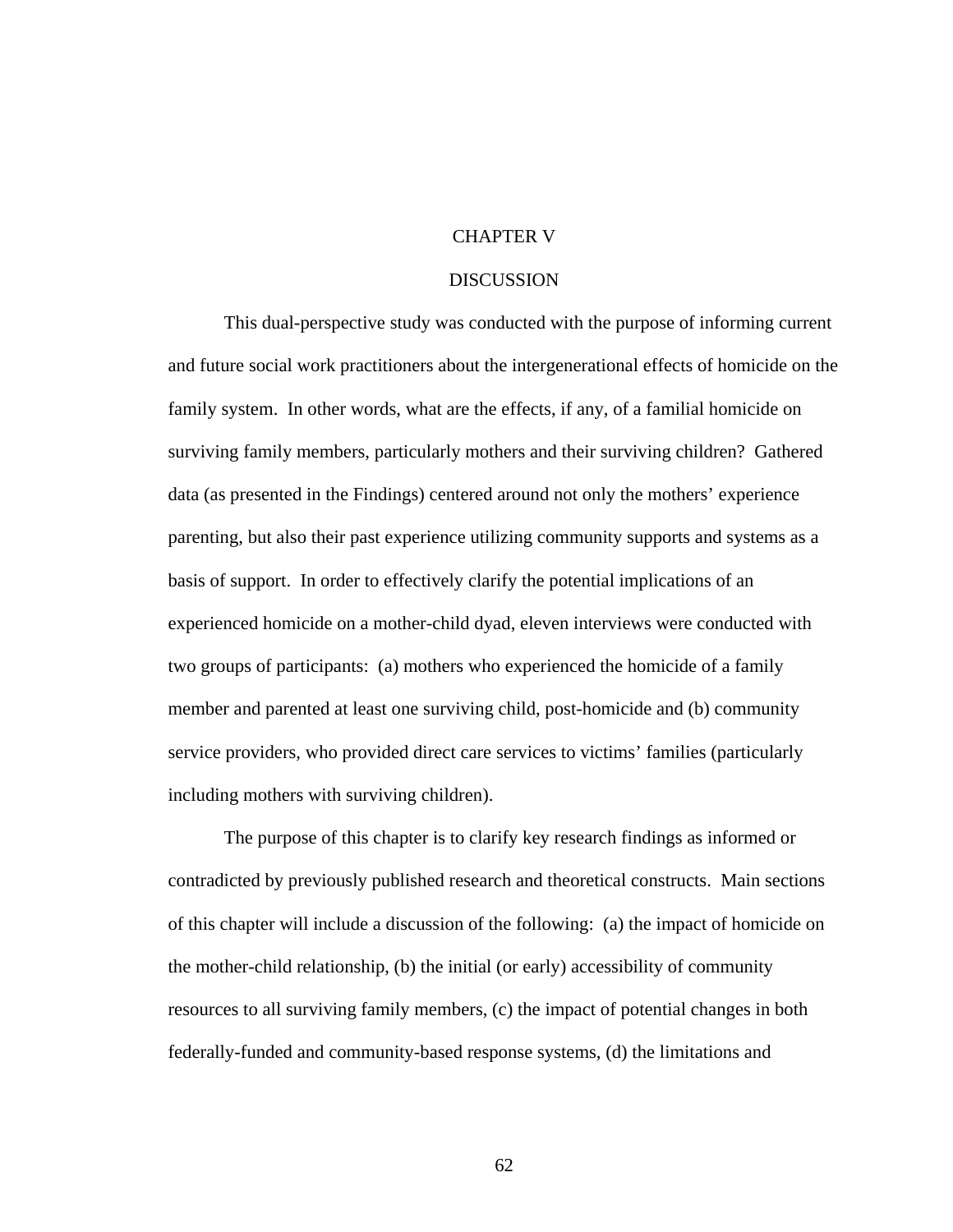# CHAPTER V

# DISCUSSION

This dual-perspective study was conducted with the purpose of informing current and future social work practitioners about the intergenerational effects of homicide on the family system. In other words, what are the effects, if any, of a familial homicide on surviving family members, particularly mothers and their surviving children? Gathered data (as presented in the Findings) centered around not only the mothers' experience parenting, but also their past experience utilizing community supports and systems as a basis of support. In order to effectively clarify the potential implications of an experienced homicide on a mother-child dyad, eleven interviews were conducted with two groups of participants: (a) mothers who experienced the homicide of a family member and parented at least one surviving child, post-homicide and (b) community service providers, who provided direct care services to victims' families (particularly including mothers with surviving children).

The purpose of this chapter is to clarify key research findings as informed or contradicted by previously published research and theoretical constructs. Main sections of this chapter will include a discussion of the following: (a) the impact of homicide on the mother-child relationship, (b) the initial (or early) accessibility of community resources to all surviving family members, (c) the impact of potential changes in both federally-funded and community-based response systems, (d) the limitations and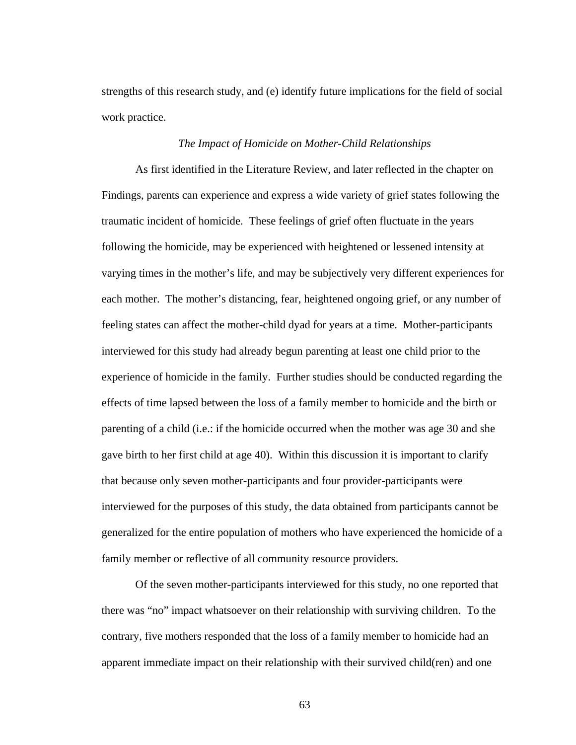strengths of this research study, and (e) identify future implications for the field of social work practice.

*The Impact of Homicide on Mother-Child Relationships*

As first identified in the Literature Review, and later reflected in the chapter on Findings, parents can experience and express a wide variety of grief states following the traumatic incident of homicide. These feelings of grief often fluctuate in the years following the homicide, may be experienced with heightened or lessened intensity at varying times in the mother's life, and may be subjectively very different experiences for each mother. The mother's distancing, fear, heightened ongoing grief, or any number of feeling states can affect the mother-child dyad for years at a time. Mother-participants interviewed for this study had already begun parenting at least one child prior to the experience of homicide in the family. Further studies should be conducted regarding the effects of time lapsed between the loss of a family member to homicide and the birth or parenting of a child (i.e.: if the homicide occurred when the mother was age 30 and she gave birth to her first child at age 40). Within this discussion it is important to clarify that because only seven mother-participants and four provider-participants were interviewed for the purposes of this study, the data obtained from participants cannot be generalized for the entire population of mothers who have experienced the homicide of a family member or reflective of all community resource providers.

Of the seven mother-participants interviewed for this study, no one reported that there was "no" impact whatsoever on their relationship with surviving children. To the contrary, five mothers responded that the loss of a family member to homicide had an apparent immediate impact on their relationship with their survived child(ren) and one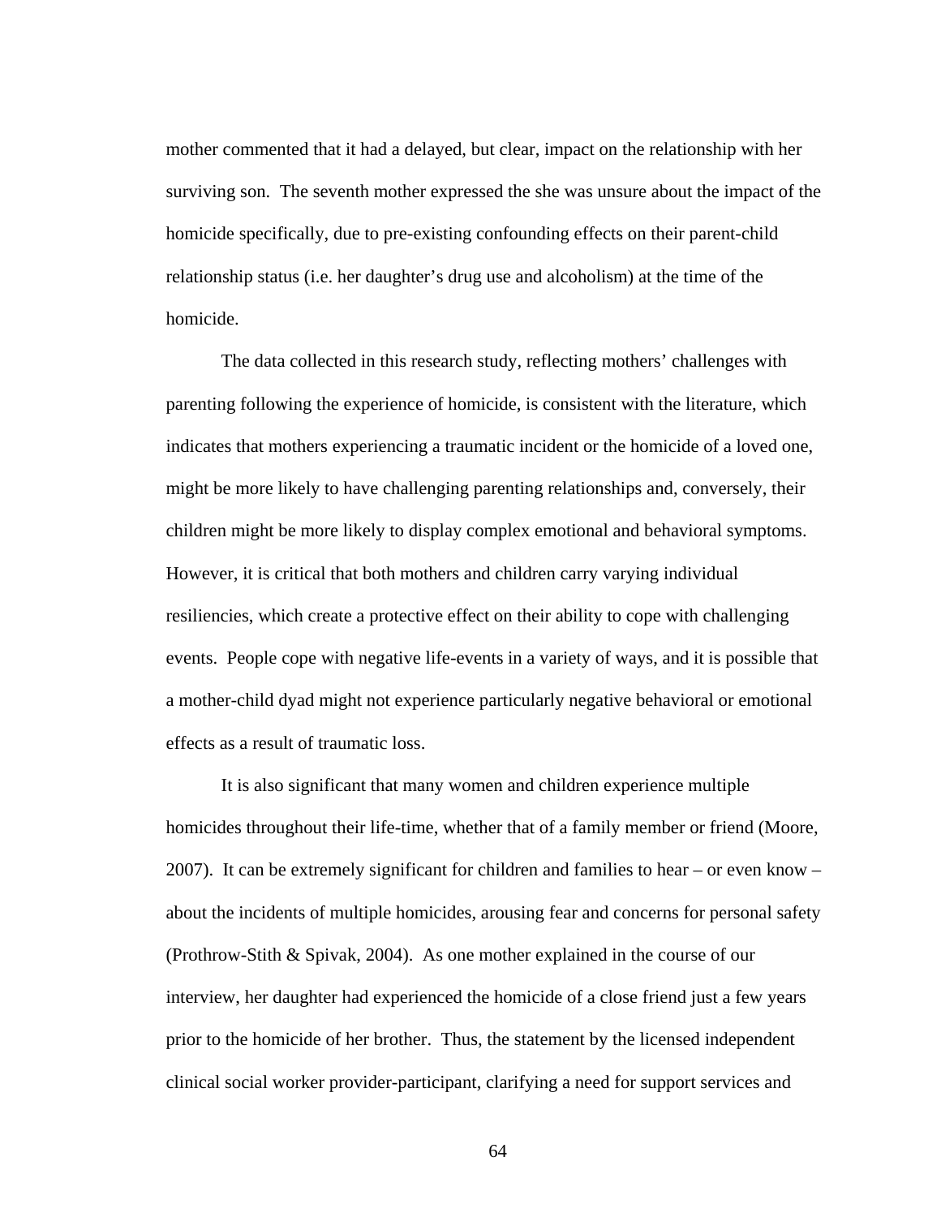mother commented that it had a delayed, but clear, impact on the relationship with her surviving son. The seventh mother expressed the she was unsure about the impact of the homicide specifically, due to pre-existing confounding effects on their parent-child relationship status (i.e. her daughter's drug use and alcoholism) at the time of the homicide.

The data collected in this research study, reflecting mothers' challenges with parenting following the experience of homicide, is consistent with the literature, which indicates that mothers experiencing a traumatic incident or the homicide of a loved one, might be more likely to have challenging parenting relationships and, conversely, their children might be more likely to display complex emotional and behavioral symptoms. However, it is critical that both mothers and children carry varying individual resiliencies, which create a protective effect on their ability to cope with challenging events. People cope with negative life-events in a variety of ways, and it is possible that a mother-child dyad might not experience particularly negative behavioral or emotional effects as a result of traumatic loss.

It is also significant that many women and children experience multiple homicides throughout their life-time, whether that of a family member or friend (Moore, 2007). It can be extremely significant for children and families to hear – or even know – about the incidents of multiple homicides, arousing fear and concerns for personal safety (Prothrow-Stith & Spivak, 2004). As one mother explained in the course of our interview, her daughter had experienced the homicide of a close friend just a few years prior to the homicide of her brother. Thus, the statement by the licensed independent clinical social worker provider-participant, clarifying a need for support services and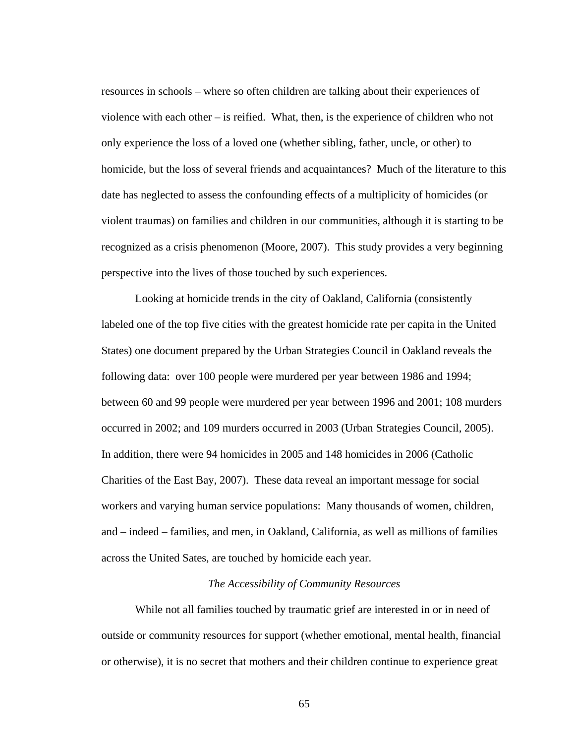resources in schools – where so often children are talking about their experiences of violence with each other – is reified. What, then, is the experience of children who not only experience the loss of a loved one (whether sibling, father, uncle, or other) to homicide, but the loss of several friends and acquaintances? Much of the literature to this date has neglected to assess the confounding effects of a multiplicity of homicides (or violent traumas) on families and children in our communities, although it is starting to be recognized as a crisis phenomenon (Moore, 2007). This study provides a very beginning perspective into the lives of those touched by such experiences.

Looking at homicide trends in the city of Oakland, California (consistently labeled one of the top five cities with the greatest homicide rate per capita in the United States) one document prepared by the Urban Strategies Council in Oakland reveals the following data: over 100 people were murdered per year between 1986 and 1994; between 60 and 99 people were murdered per year between 1996 and 2001; 108 murders occurred in 2002; and 109 murders occurred in 2003 (Urban Strategies Council, 2005). In addition, there were 94 homicides in 2005 and 148 homicides in 2006 (Catholic Charities of the East Bay, 2007). These data reveal an important message for social workers and varying human service populations: Many thousands of women, children, and – indeed – families, and men, in Oakland, California, as well as millions of families across the United Sates, are touched by homicide each year.

### *The Accessibility of Community Resources*

While not all families touched by traumatic grief are interested in or in need of outside or community resources for support (whether emotional, mental health, financial or otherwise), it is no secret that mothers and their children continue to experience great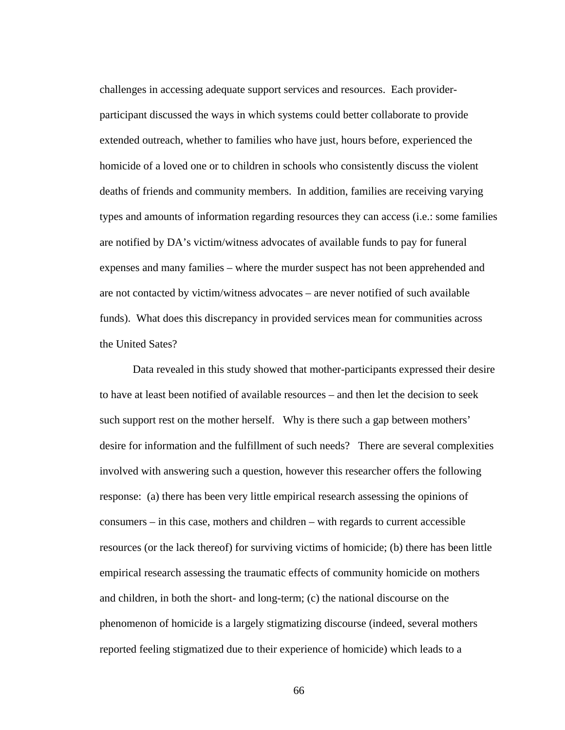challenges in accessing adequate support services and resources. Each provider-participant discussed the ways in which systems could better collaborate to provide extended outreach, whether to families who have just, hours before, experienced the homicide of a loved one or to children in schools who consistently discuss the violent deaths of friends and community members. In addition, families are receiving varying types and amounts of information regarding resources they can access (i.e.: some families are notified by DA's victim/witness advocates of available funds to pay for funeral expenses and many families – where the murder suspect has not been apprehended and are not contacted by victim/witness advocates – are never notified of such available funds). What does this discrepancy in provided services mean for communities across the United Sates?

Data revealed in this study showed that mother-participants expressed their desire to have at least been notified of available resources – and then let the decision to seek such support rest on the mother herself. Why is there such a gap between mothers' desire for information and the fulfillment of such needs? There are several complexities involved with answering such a question, however this researcher offers the following response: (a) there has been very little empirical research assessing the opinions of consumers – in this case, mothers and children – with regards to current accessible resources (or the lack thereof) for surviving victims of homicide; (b) there has been little empirical research assessing the traumatic effects of community homicide on mothers and children, in both the short- and long-term; (c) the national discourse on the phenomenon of homicide is a largely stigmatizing discourse (indeed, several mothers reported feeling stigmatized due to their experience of homicide) which leads to a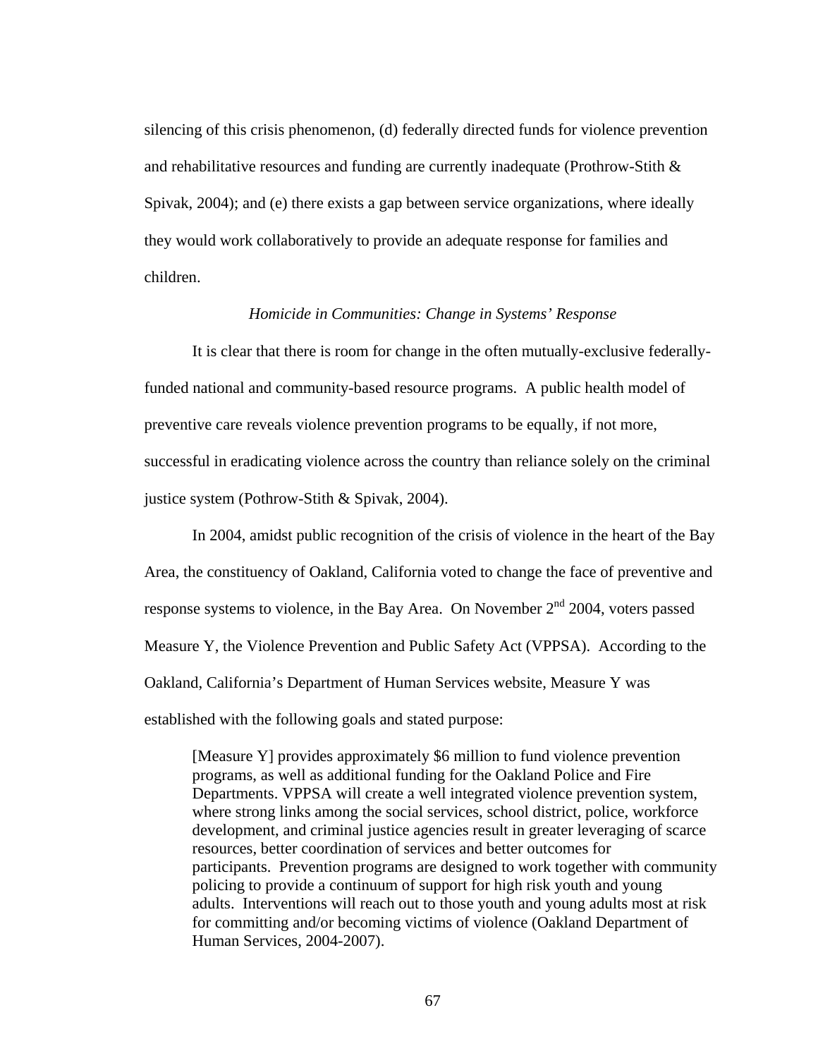silencing of this crisis phenomenon, (d) federally directed funds for violence prevention and rehabilitative resources and funding are currently inadequate (Prothrow-Stith & Spivak, 2004); and (e) there exists a gap between service organizations, where ideally they would work collaboratively to provide an adequate response for families and children.

### *Homicide in Communities: Change in Systems' Response*

It is clear that there is room for change in the often mutually-exclusive federally-funded national and community-based resource programs. A public health model of preventive care reveals violence prevention programs to be equally, if not more, successful in eradicating violence across the country than reliance solely on the criminal justice system (Pothrow-Stith & Spivak, 2004).

In 2004, amidst public recognition of the crisis of violence in the heart of the Bay Area, the constituency of Oakland, California voted to change the face of preventive and response systems to violence, in the Bay Area. On November 2nd 2004, voters passed Measure Y, the Violence Prevention and Public Safety Act (VPPSA). According to the Oakland, California's Department of Human Services website, Measure Y was established with the following goals and stated purpose:

> [Measure Y] provides approximately $6 million to fund violence prevention programs, as well as additional funding for the Oakland Police and Fire Departments. VPPSA will create a well integrated violence prevention system, where strong links among the social services, school district, police, workforce development, and criminal justice agencies result in greater leveraging of scarce resources, better coordination of services and better outcomes for participants. Prevention programs are designed to work together with community policing to provide a continuum of support for high risk youth and young adults. Interventions will reach out to those youth and young adults most at risk for committing and/or becoming victims of violence (Oakland Department of Human Services, 2004-2007).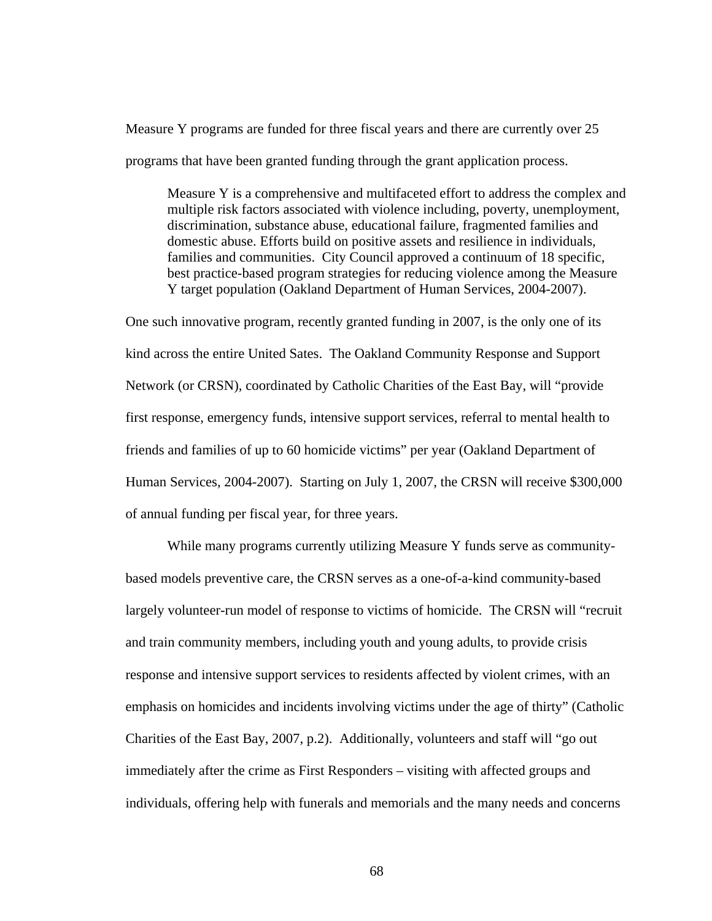Measure Y programs are funded for three fiscal years and there are currently over 25 programs that have been granted funding through the grant application process.

> Measure Y is a comprehensive and multifaceted effort to address the complex and multiple risk factors associated with violence including, poverty, unemployment, discrimination, substance abuse, educational failure, fragmented families and domestic abuse. Efforts build on positive assets and resilience in individuals, families and communities. City Council approved a continuum of 18 specific, best practice-based program strategies for reducing violence among the Measure Y target population (Oakland Department of Human Services, 2004-2007).

One such innovative program, recently granted funding in 2007, is the only one of its kind across the entire United Sates. The Oakland Community Response and Support Network (or CRSN), coordinated by Catholic Charities of the East Bay, will "provide first response, emergency funds, intensive support services, referral to mental health to friends and families of up to 60 homicide victims" per year (Oakland Department of Human Services, 2004-2007). Starting on July 1, 2007, the CRSN will receive $300,000 of annual funding per fiscal year, for three years.

While many programs currently utilizing Measure Y funds serve as community-based models preventive care, the CRSN serves as a one-of-a-kind community-based largely volunteer-run model of response to victims of homicide. The CRSN will "recruit and train community members, including youth and young adults, to provide crisis response and intensive support services to residents affected by violent crimes, with an emphasis on homicides and incidents involving victims under the age of thirty" (Catholic Charities of the East Bay, 2007, p.2). Additionally, volunteers and staff will "go out immediately after the crime as First Responders – visiting with affected groups and individuals, offering help with funerals and memorials and the many needs and concerns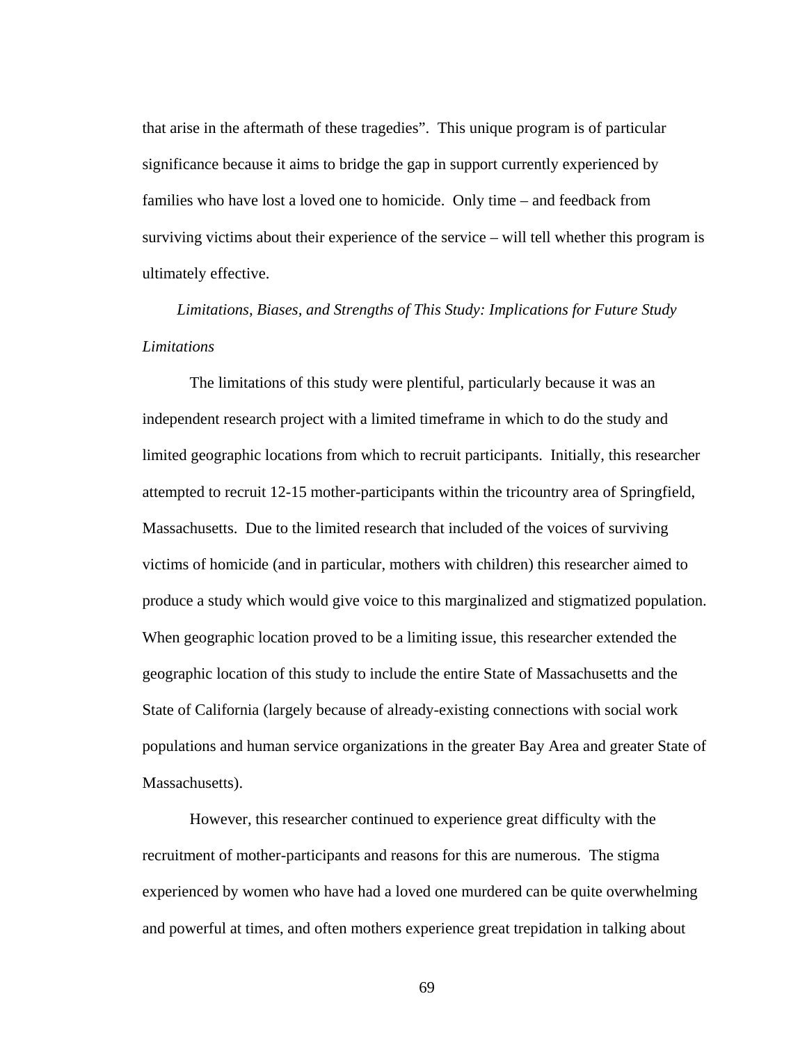that arise in the aftermath of these tragedies". This unique program is of particular significance because it aims to bridge the gap in support currently experienced by families who have lost a loved one to homicide. Only time – and feedback from surviving victims about their experience of the service – will tell whether this program is ultimately effective.

### *Limitations, Biases, and Strengths of This Study: Implications for Future Study*

#### *Limitations*

The limitations of this study were plentiful, particularly because it was an independent research project with a limited timeframe in which to do the study and limited geographic locations from which to recruit participants. Initially, this researcher attempted to recruit 12-15 mother-participants within the tricountry area of Springfield, Massachusetts. Due to the limited research that included of the voices of surviving victims of homicide (and in particular, mothers with children) this researcher aimed to produce a study which would give voice to this marginalized and stigmatized population. When geographic location proved to be a limiting issue, this researcher extended the geographic location of this study to include the entire State of Massachusetts and the State of California (largely because of already-existing connections with social work populations and human service organizations in the greater Bay Area and greater State of Massachusetts).

However, this researcher continued to experience great difficulty with the recruitment of mother-participants and reasons for this are numerous. The stigma experienced by women who have had a loved one murdered can be quite overwhelming and powerful at times, and often mothers experience great trepidation in talking about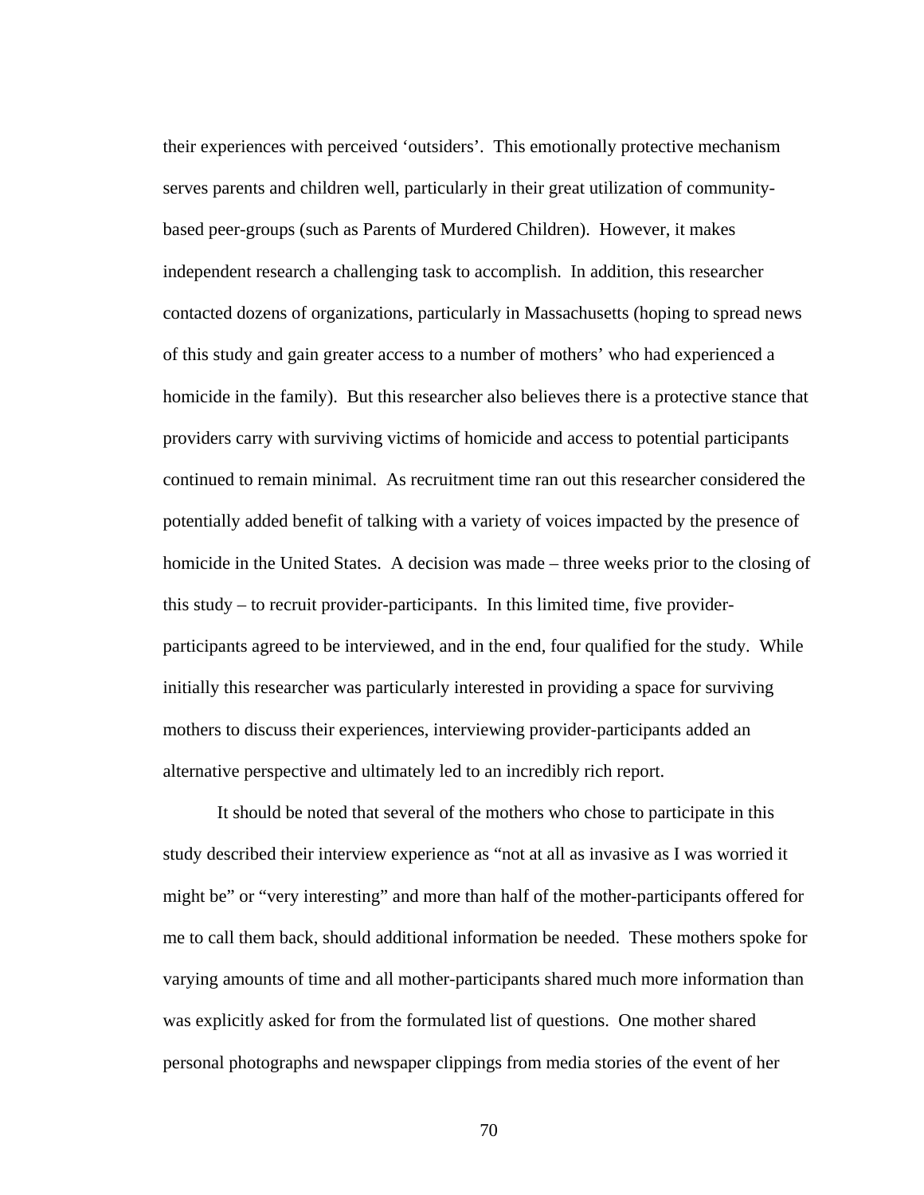their experiences with perceived ‘outsiders’. This emotionally protective mechanism serves parents and children well, particularly in their great utilization of community-based peer-groups (such as Parents of Murdered Children). However, it makes independent research a challenging task to accomplish. In addition, this researcher contacted dozens of organizations, particularly in Massachusetts (hoping to spread news of this study and gain greater access to a number of mothers’ who had experienced a homicide in the family). But this researcher also believes there is a protective stance that providers carry with surviving victims of homicide and access to potential participants continued to remain minimal. As recruitment time ran out this researcher considered the potentially added benefit of talking with a variety of voices impacted by the presence of homicide in the United States. A decision was made – three weeks prior to the closing of this study – to recruit provider-participants. In this limited time, five provider-participants agreed to be interviewed, and in the end, four qualified for the study. While initially this researcher was particularly interested in providing a space for surviving mothers to discuss their experiences, interviewing provider-participants added an alternative perspective and ultimately led to an incredibly rich report.

It should be noted that several of the mothers who chose to participate in this study described their interview experience as “not at all as invasive as I was worried it might be” or “very interesting” and more than half of the mother-participants offered for me to call them back, should additional information be needed. These mothers spoke for varying amounts of time and all mother-participants shared much more information than was explicitly asked for from the formulated list of questions. One mother shared personal photographs and newspaper clippings from media stories of the event of her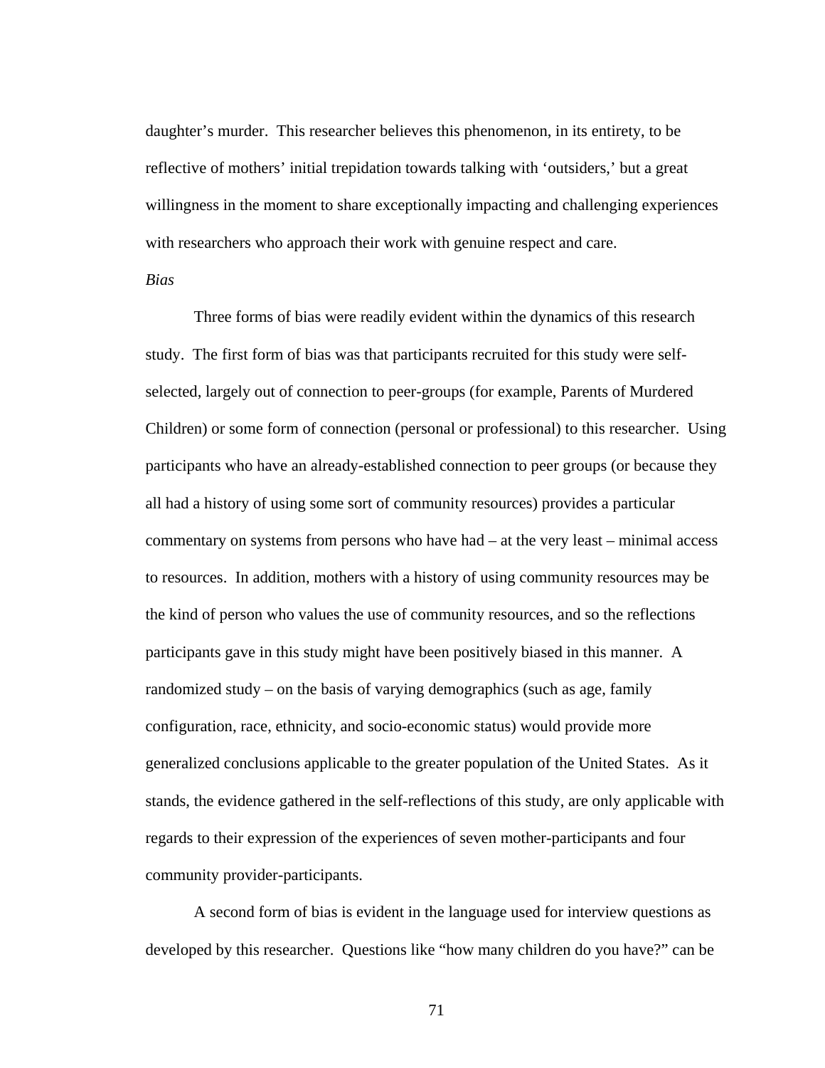daughter's murder. This researcher believes this phenomenon, in its entirety, to be reflective of mothers' initial trepidation towards talking with 'outsiders,' but a great willingness in the moment to share exceptionally impacting and challenging experiences with researchers who approach their work with genuine respect and care.

*Bias*

Three forms of bias were readily evident within the dynamics of this research study. The first form of bias was that participants recruited for this study were self-selected, largely out of connection to peer-groups (for example, Parents of Murdered Children) or some form of connection (personal or professional) to this researcher. Using participants who have an already-established connection to peer groups (or because they all had a history of using some sort of community resources) provides a particular commentary on systems from persons who have had – at the very least – minimal access to resources. In addition, mothers with a history of using community resources may be the kind of person who values the use of community resources, and so the reflections participants gave in this study might have been positively biased in this manner. A randomized study – on the basis of varying demographics (such as age, family configuration, race, ethnicity, and socio-economic status) would provide more generalized conclusions applicable to the greater population of the United States. As it stands, the evidence gathered in the self-reflections of this study, are only applicable with regards to their expression of the experiences of seven mother-participants and four community provider-participants.

A second form of bias is evident in the language used for interview questions as developed by this researcher. Questions like "how many children do you have?" can be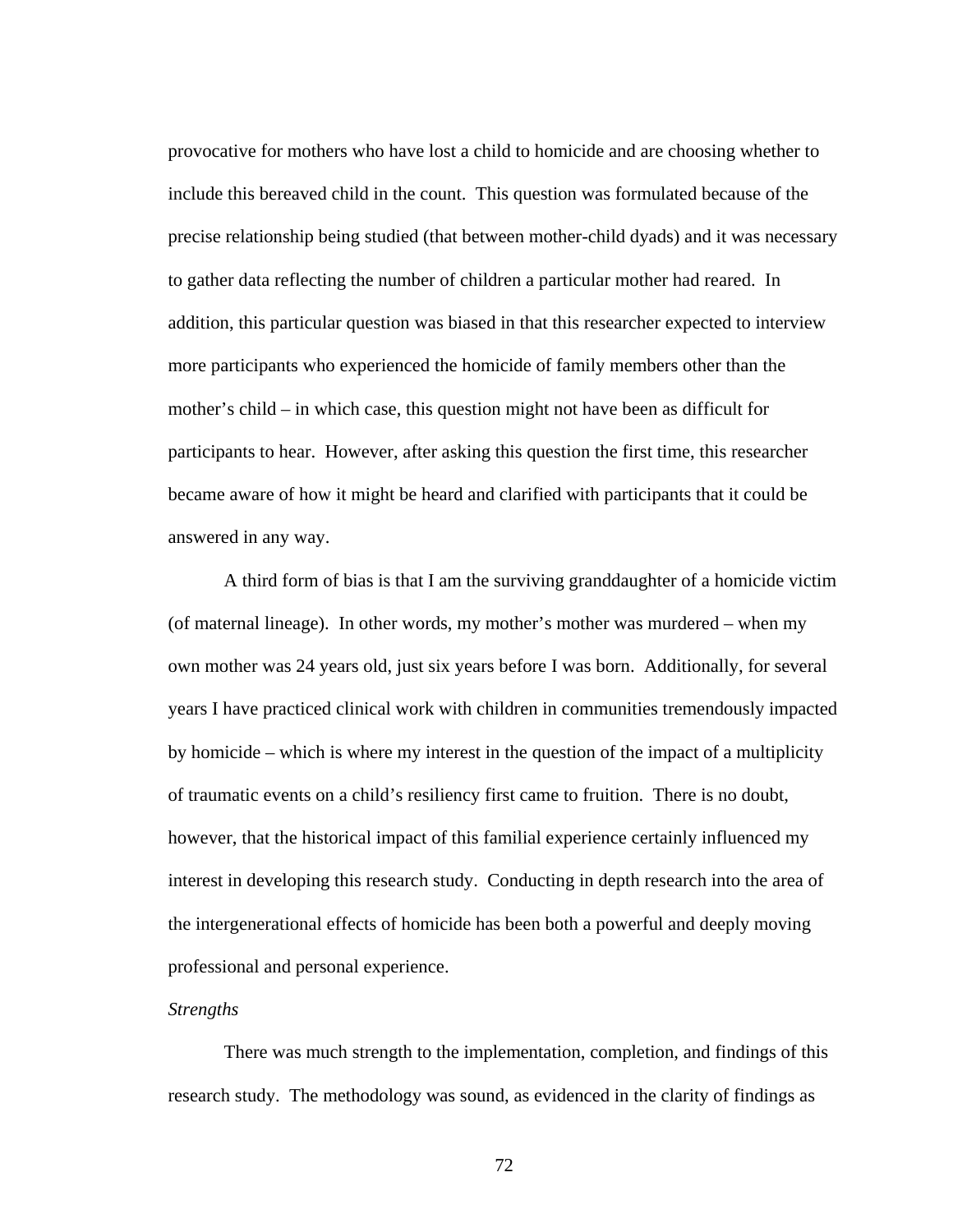provocative for mothers who have lost a child to homicide and are choosing whether to include this bereaved child in the count. This question was formulated because of the precise relationship being studied (that between mother-child dyads) and it was necessary to gather data reflecting the number of children a particular mother had reared. In addition, this particular question was biased in that this researcher expected to interview more participants who experienced the homicide of family members other than the mother's child – in which case, this question might not have been as difficult for participants to hear. However, after asking this question the first time, this researcher became aware of how it might be heard and clarified with participants that it could be answered in any way.

A third form of bias is that I am the surviving granddaughter of a homicide victim (of maternal lineage). In other words, my mother's mother was murdered – when my own mother was 24 years old, just six years before I was born. Additionally, for several years I have practiced clinical work with children in communities tremendously impacted by homicide – which is where my interest in the question of the impact of a multiplicity of traumatic events on a child's resiliency first came to fruition. There is no doubt, however, that the historical impact of this familial experience certainly influenced my interest in developing this research study. Conducting in depth research into the area of the intergenerational effects of homicide has been both a powerful and deeply moving professional and personal experience.

*Strengths*

There was much strength to the implementation, completion, and findings of this research study. The methodology was sound, as evidenced in the clarity of findings as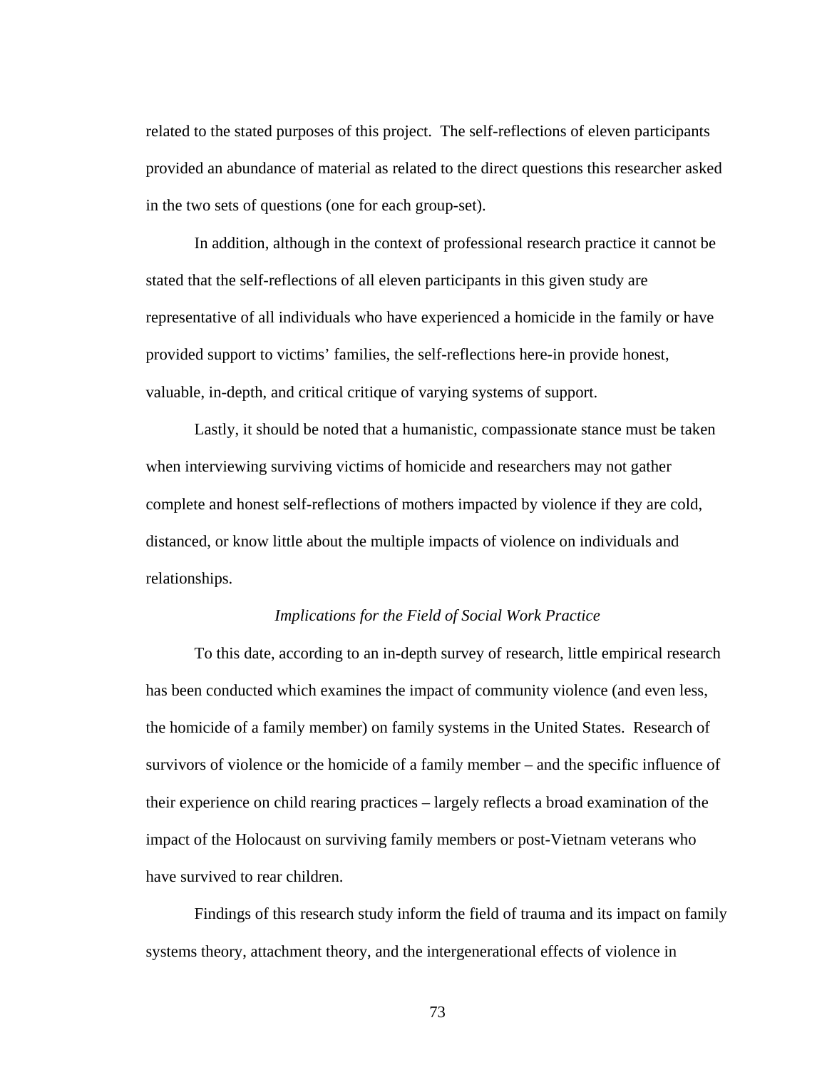related to the stated purposes of this project. The self-reflections of eleven participants provided an abundance of material as related to the direct questions this researcher asked in the two sets of questions (one for each group-set).

In addition, although in the context of professional research practice it cannot be stated that the self-reflections of all eleven participants in this given study are representative of all individuals who have experienced a homicide in the family or have provided support to victims' families, the self-reflections here-in provide honest, valuable, in-depth, and critical critique of varying systems of support.

Lastly, it should be noted that a humanistic, compassionate stance must be taken when interviewing surviving victims of homicide and researchers may not gather complete and honest self-reflections of mothers impacted by violence if they are cold, distanced, or know little about the multiple impacts of violence on individuals and relationships.

### *Implications for the Field of Social Work Practice*

To this date, according to an in-depth survey of research, little empirical research has been conducted which examines the impact of community violence (and even less, the homicide of a family member) on family systems in the United States. Research of survivors of violence or the homicide of a family member – and the specific influence of their experience on child rearing practices – largely reflects a broad examination of the impact of the Holocaust on surviving family members or post-Vietnam veterans who have survived to rear children.

Findings of this research study inform the field of trauma and its impact on family systems theory, attachment theory, and the intergenerational effects of violence in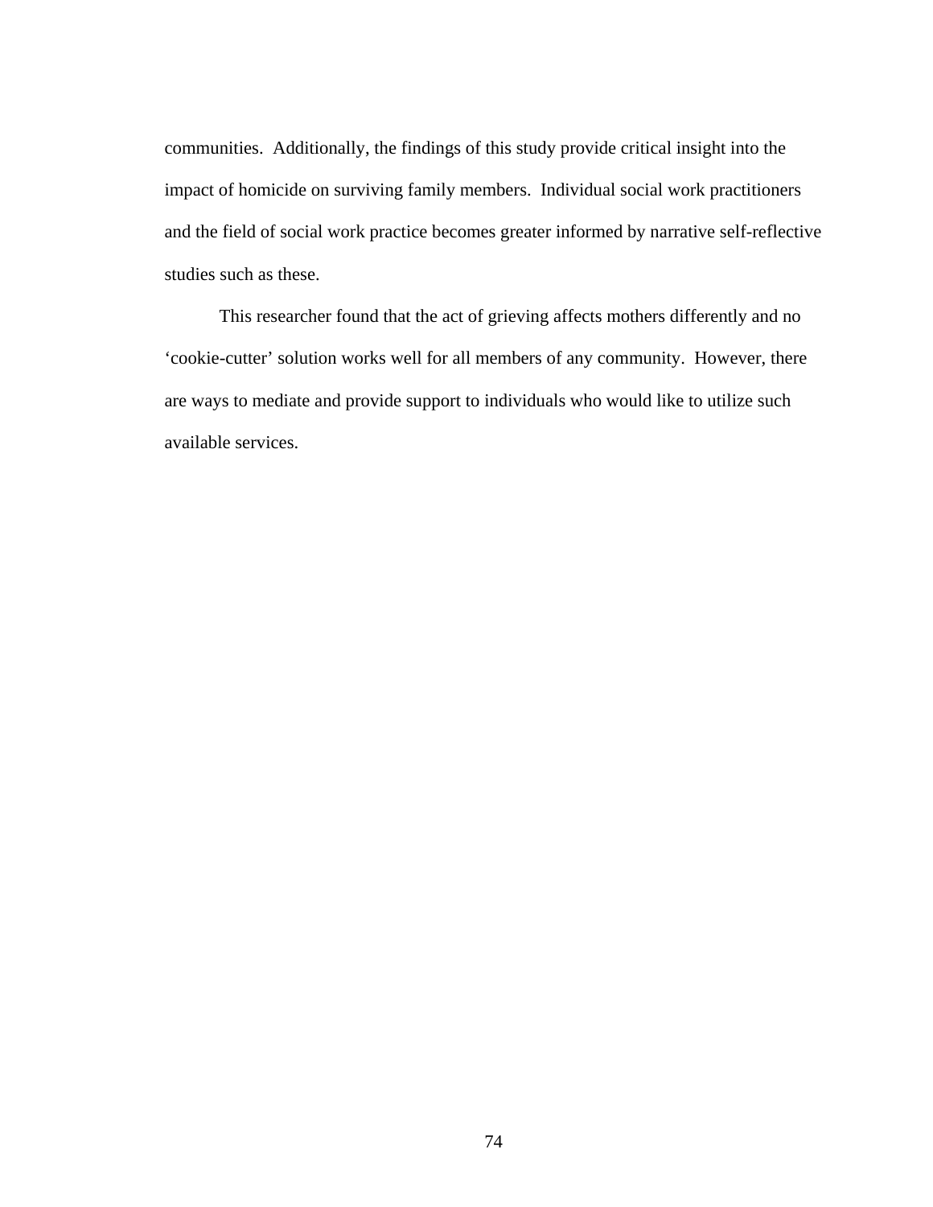communities.  Additionally, the findings of this study provide critical insight into the impact of homicide on surviving family members.  Individual social work practitioners and the field of social work practice becomes greater informed by narrative self-reflective studies such as these.

This researcher found that the act of grieving affects mothers differently and no ‘cookie-cutter’ solution works well for all members of any community.  However, there are ways to mediate and provide support to individuals who would like to utilize such available services.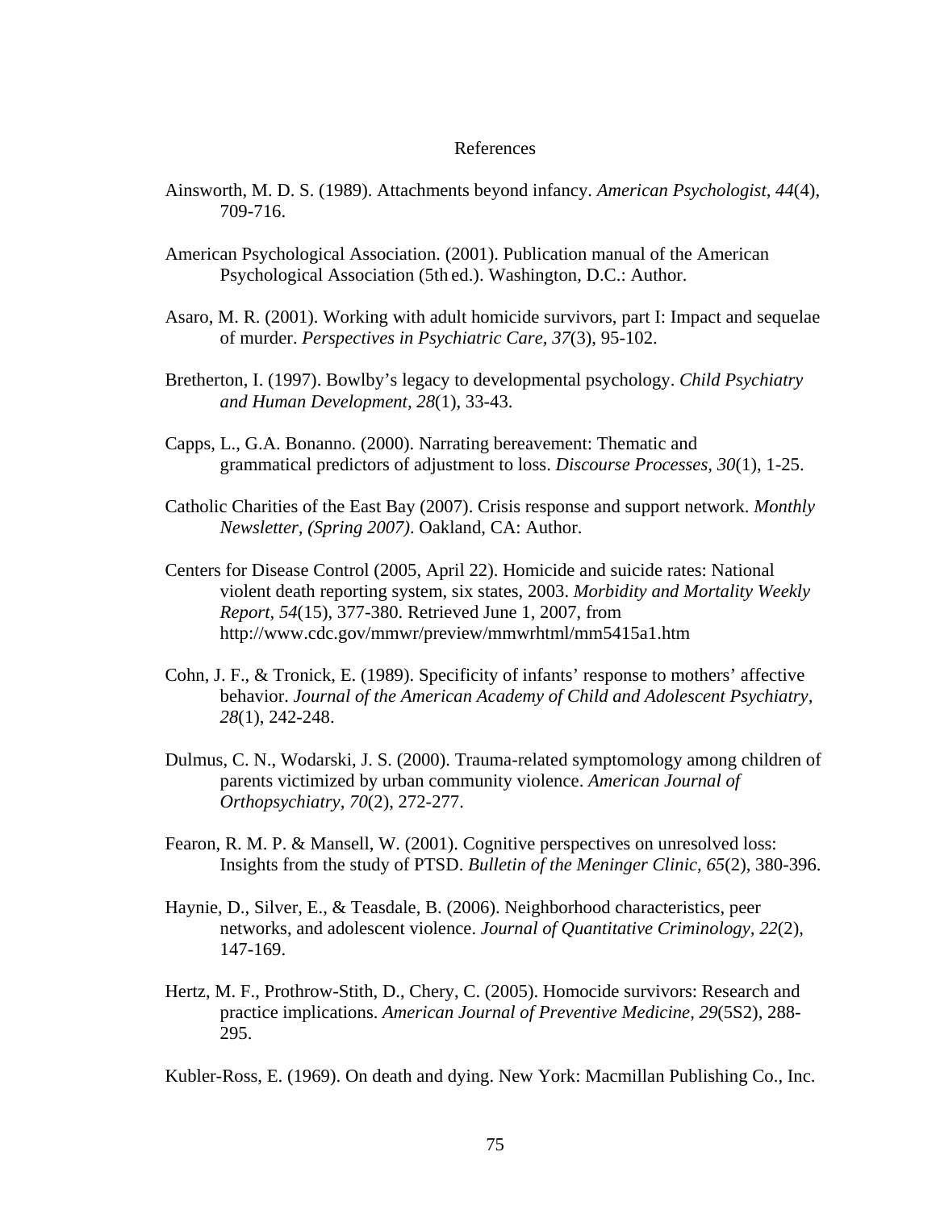# References

Ainsworth, M. D. S. (1989). Attachments beyond infancy. *American Psychologist, 44*(4), 709-716.

American Psychological Association. (2001). Publication manual of the American Psychological Association (5th ed.). Washington, D.C.: Author.

Asaro, M. R. (2001). Working with adult homicide survivors, part I: Impact and sequelae of murder. *Perspectives in Psychiatric Care, 37*(3), 95-102.

Bretherton, I. (1997). Bowlby's legacy to developmental psychology. *Child Psychiatry and Human Development, 28*(1), 33-43.

Capps, L., G.A. Bonanno. (2000). Narrating bereavement: Thematic and grammatical predictors of adjustment to loss. *Discourse Processes, 30*(1), 1-25.

Catholic Charities of the East Bay (2007). Crisis response and support network. *Monthly Newsletter, (Spring 2007)*. Oakland, CA: Author.

Centers for Disease Control (2005, April 22). Homicide and suicide rates: National violent death reporting system, six states, 2003. *Morbidity and Mortality Weekly Report, 54*(15), 377-380. Retrieved June 1, 2007, from http://www.cdc.gov/mmwr/preview/mmwrhtml/mm5415a1.htm

Cohn, J. F., & Tronick, E. (1989). Specificity of infants' response to mothers' affective behavior. *Journal of the American Academy of Child and Adolescent Psychiatry, 28*(1), 242-248.

Dulmus, C. N., Wodarski, J. S. (2000). Trauma-related symptomology among children of parents victimized by urban community violence. *American Journal of Orthopsychiatry, 70*(2), 272-277.

Fearon, R. M. P. & Mansell, W. (2001). Cognitive perspectives on unresolved loss: Insights from the study of PTSD. *Bulletin of the Meninger Clinic, 65*(2), 380-396.

Haynie, D., Silver, E., & Teasdale, B. (2006). Neighborhood characteristics, peer networks, and adolescent violence. *Journal of Quantitative Criminology, 22*(2), 147-169.

Hertz, M. F., Prothrow-Stith, D., Chery, C. (2005). Homocide survivors: Research and practice implications. *American Journal of Preventive Medicine, 29*(5S2), 288-295.

Kubler-Ross, E. (1969). On death and dying. New York: Macmillan Publishing Co., Inc.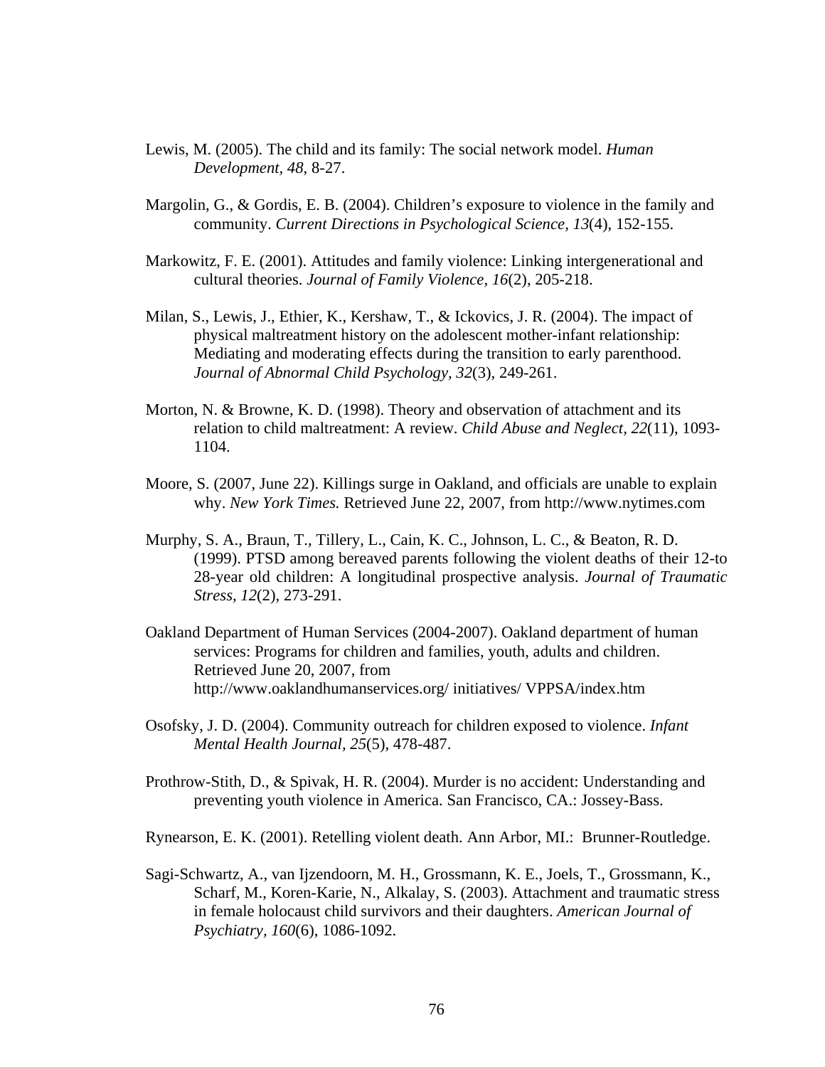Lewis, M. (2005). The child and its family: The social network model. *Human Development, 48*, 8-27.

Margolin, G., & Gordis, E. B. (2004). Children's exposure to violence in the family and community. *Current Directions in Psychological Science, 13*(4), 152-155.

Markowitz, F. E. (2001). Attitudes and family violence: Linking intergenerational and cultural theories. *Journal of Family Violence, 16*(2), 205-218.

Milan, S., Lewis, J., Ethier, K., Kershaw, T., & Ickovics, J. R. (2004). The impact of physical maltreatment history on the adolescent mother-infant relationship: Mediating and moderating effects during the transition to early parenthood. *Journal of Abnormal Child Psychology, 32*(3), 249-261.

Morton, N. & Browne, K. D. (1998). Theory and observation of attachment and its relation to child maltreatment: A review. *Child Abuse and Neglect, 22*(11), 1093-1104.

Moore, S. (2007, June 22). Killings surge in Oakland, and officials are unable to explain why. *New York Times.* Retrieved June 22, 2007, from http://www.nytimes.com

Murphy, S. A., Braun, T., Tillery, L., Cain, K. C., Johnson, L. C., & Beaton, R. D. (1999). PTSD among bereaved parents following the violent deaths of their 12-to 28-year old children: A longitudinal prospective analysis. *Journal of Traumatic Stress, 12*(2), 273-291.

Oakland Department of Human Services (2004-2007). Oakland department of human services: Programs for children and families, youth, adults and children. Retrieved June 20, 2007, from http://www.oaklandhumanservices.org/ initiatives/ VPPSA/index.htm

Osofsky, J. D. (2004). Community outreach for children exposed to violence. *Infant Mental Health Journal, 25*(5), 478-487.

Prothrow-Stith, D., & Spivak, H. R. (2004). Murder is no accident: Understanding and preventing youth violence in America. San Francisco, CA.: Jossey-Bass.

Rynearson, E. K. (2001). Retelling violent death. Ann Arbor, MI.: Brunner-Routledge.

Sagi-Schwartz, A., van Ijzendoorn, M. H., Grossmann, K. E., Joels, T., Grossmann, K., Scharf, M., Koren-Karie, N., Alkalay, S. (2003). Attachment and traumatic stress in female holocaust child survivors and their daughters. *American Journal of Psychiatry, 160*(6), 1086-1092.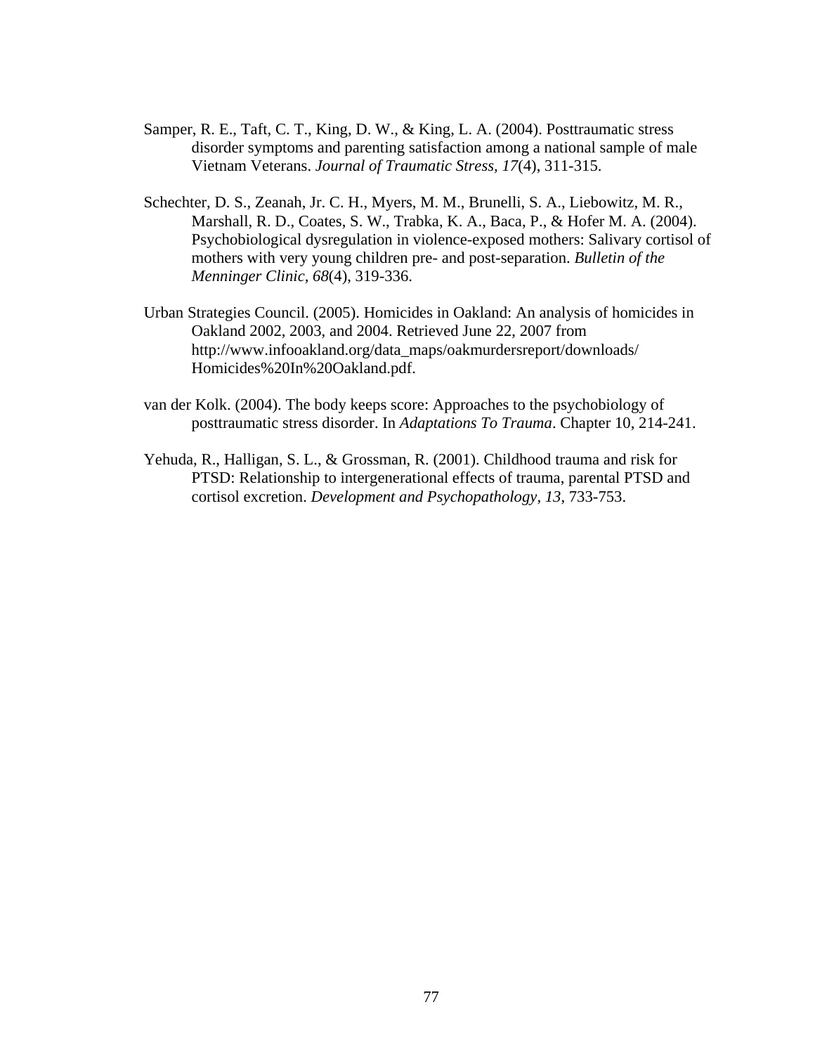Samper, R. E., Taft, C. T., King, D. W., & King, L. A. (2004). Posttraumatic stress disorder symptoms and parenting satisfaction among a national sample of male Vietnam Veterans. *Journal of Traumatic Stress*, *17*(4), 311-315.

Schechter, D. S., Zeanah, Jr. C. H., Myers, M. M., Brunelli, S. A., Liebowitz, M. R., Marshall, R. D., Coates, S. W., Trabka, K. A., Baca, P., & Hofer M. A. (2004). Psychobiological dysregulation in violence-exposed mothers: Salivary cortisol of mothers with very young children pre- and post-separation. *Bulletin of the Menninger Clinic*, *68*(4), 319-336.

Urban Strategies Council. (2005). Homicides in Oakland: An analysis of homicides in Oakland 2002, 2003, and 2004. Retrieved June 22, 2007 from http://www.infooakland.org/data_maps/oakmurdersreport/downloads/Homicides%20In%20Oakland.pdf.

van der Kolk. (2004). The body keeps score: Approaches to the psychobiology of posttraumatic stress disorder. In *Adaptations To Trauma*. Chapter 10, 214-241.

Yehuda, R., Halligan, S. L., & Grossman, R. (2001). Childhood trauma and risk for PTSD: Relationship to intergenerational effects of trauma, parental PTSD and cortisol excretion. *Development and Psychopathology*, *13*, 733-753.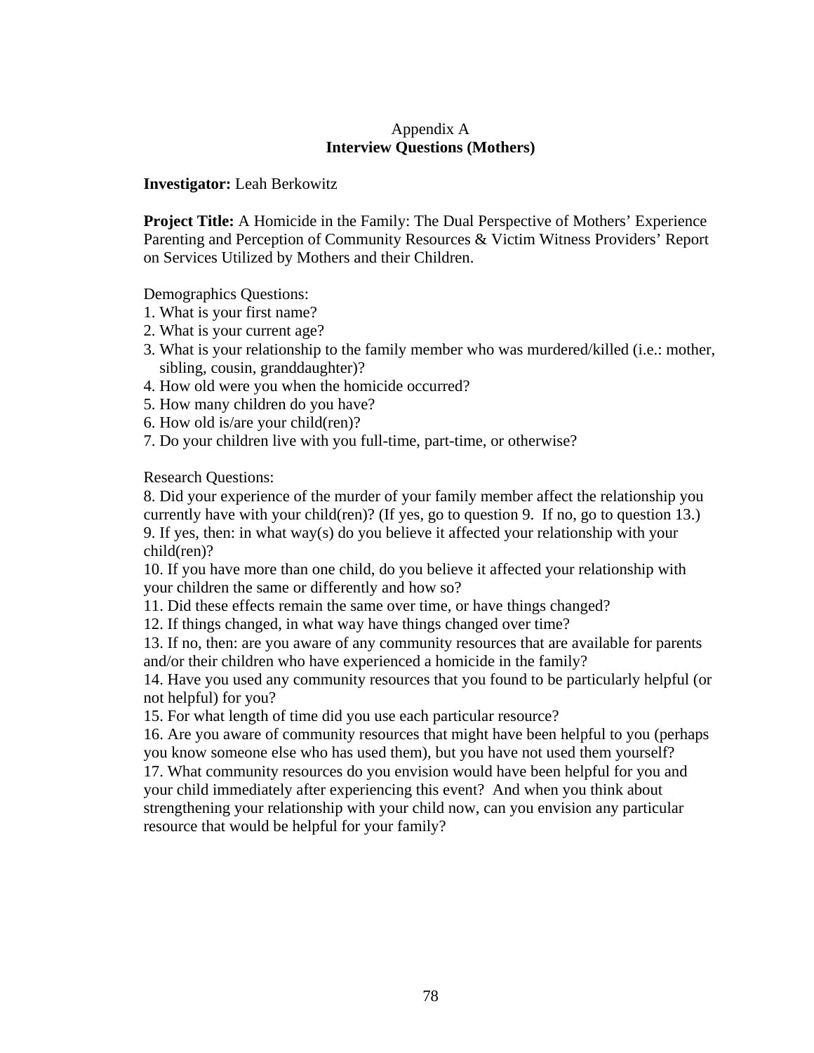Appendix A

# Interview Questions (Mothers)

**Investigator:** Leah Berkowitz

**Project Title:** A Homicide in the Family: The Dual Perspective of Mothers' Experience Parenting and Perception of Community Resources & Victim Witness Providers' Report on Services Utilized by Mothers and their Children.

Demographics Questions:

1. What is your first name?
2. What is your current age?
3. What is your relationship to the family member who was murdered/killed (i.e.: mother, sibling, cousin, granddaughter)?
4. How old were you when the homicide occurred?
5. How many children do you have?
6. How old is/are your child(ren)?
7. Do your children live with you full-time, part-time, or otherwise?

Research Questions:

8. Did your experience of the murder of your family member affect the relationship you currently have with your child(ren)? (If yes, go to question 9. If no, go to question 13.)
9. If yes, then: in what way(s) do you believe it affected your relationship with your child(ren)?
10. If you have more than one child, do you believe it affected your relationship with your children the same or differently and how so?
11. Did these effects remain the same over time, or have things changed?
12. If things changed, in what way have things changed over time?
13. If no, then: are you aware of any community resources that are available for parents and/or their children who have experienced a homicide in the family?
14. Have you used any community resources that you found to be particularly helpful (or not helpful) for you?
15. For what length of time did you use each particular resource?
16. Are you aware of community resources that might have been helpful to you (perhaps you know someone else who has used them), but you have not used them yourself?
17. What community resources do you envision would have been helpful for you and your child immediately after experiencing this event? And when you think about strengthening your relationship with your child now, can you envision any particular resource that would be helpful for your family?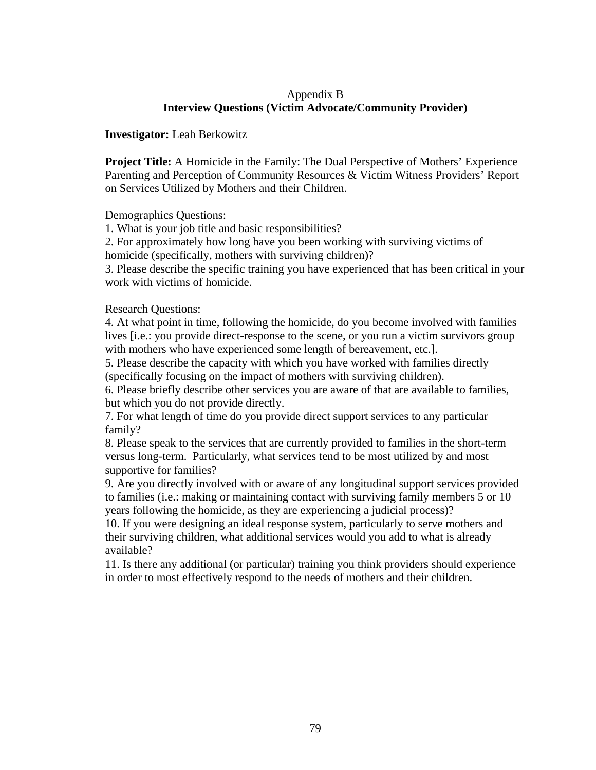Appendix B

## Interview Questions (Victim Advocate/Community Provider)

**Investigator:** Leah Berkowitz

**Project Title:** A Homicide in the Family: The Dual Perspective of Mothers' Experience Parenting and Perception of Community Resources & Victim Witness Providers' Report on Services Utilized by Mothers and their Children.

Demographics Questions:

1. What is your job title and basic responsibilities?
2. For approximately how long have you been working with surviving victims of homicide (specifically, mothers with surviving children)?
3. Please describe the specific training you have experienced that has been critical in your work with victims of homicide.

Research Questions:

4. At what point in time, following the homicide, do you become involved with families lives [i.e.: you provide direct-response to the scene, or you run a victim survivors group with mothers who have experienced some length of bereavement, etc.].
5. Please describe the capacity with which you have worked with families directly (specifically focusing on the impact of mothers with surviving children).
6. Please briefly describe other services you are aware of that are available to families, but which you do not provide directly.
7. For what length of time do you provide direct support services to any particular family?
8. Please speak to the services that are currently provided to families in the short-term versus long-term. Particularly, what services tend to be most utilized by and most supportive for families?
9. Are you directly involved with or aware of any longitudinal support services provided to families (i.e.: making or maintaining contact with surviving family members 5 or 10 years following the homicide, as they are experiencing a judicial process)?
10. If you were designing an ideal response system, particularly to serve mothers and their surviving children, what additional services would you add to what is already available?
11. Is there any additional (or particular) training you think providers should experience in order to most effectively respond to the needs of mothers and their children.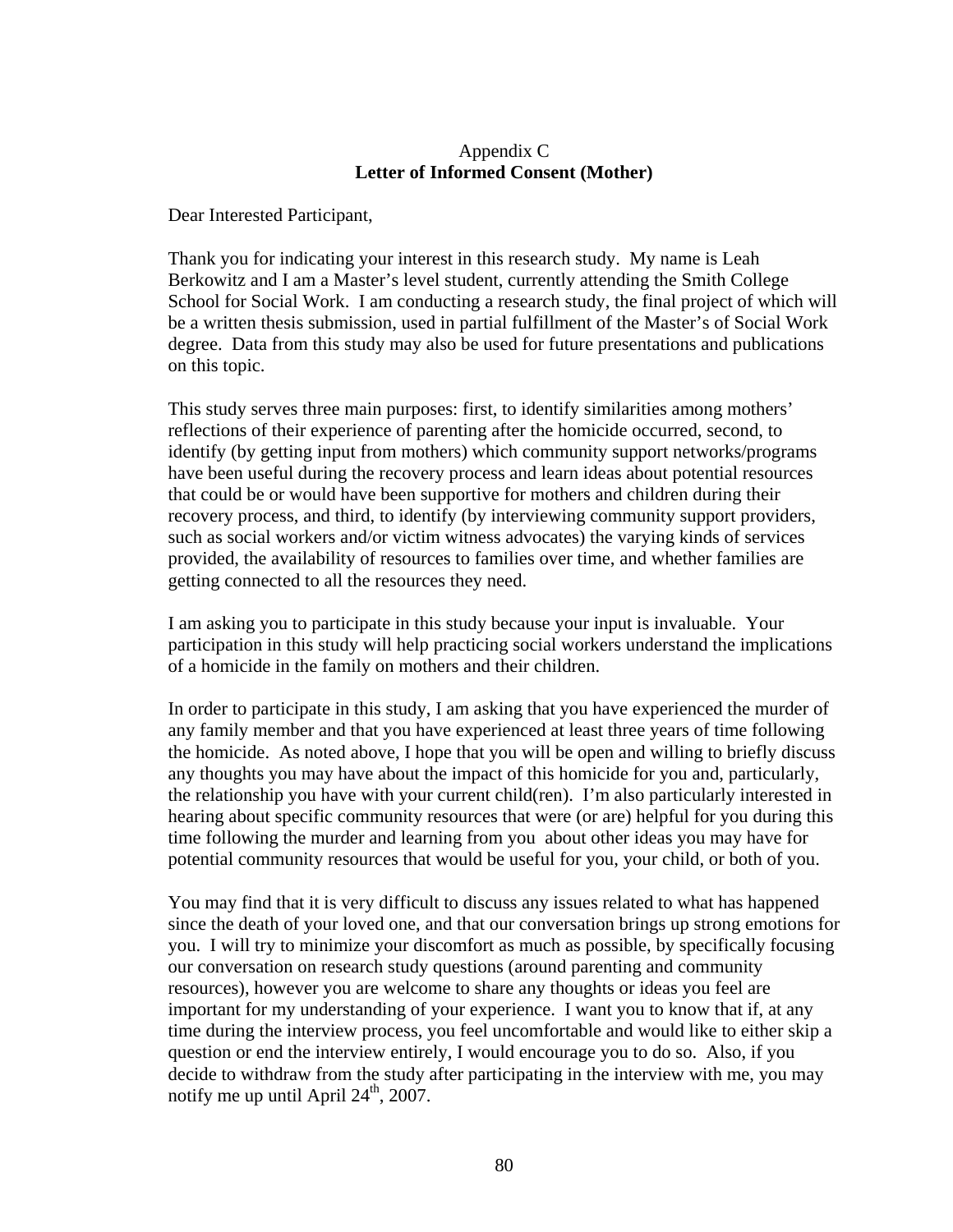Appendix C

**Letter of Informed Consent (Mother)**

Dear Interested Participant,

Thank you for indicating your interest in this research study. My name is Leah Berkowitz and I am a Master's level student, currently attending the Smith College School for Social Work. I am conducting a research study, the final project of which will be a written thesis submission, used in partial fulfillment of the Master's of Social Work degree. Data from this study may also be used for future presentations and publications on this topic.

This study serves three main purposes: first, to identify similarities among mothers' reflections of their experience of parenting after the homicide occurred, second, to identify (by getting input from mothers) which community support networks/programs have been useful during the recovery process and learn ideas about potential resources that could be or would have been supportive for mothers and children during their recovery process, and third, to identify (by interviewing community support providers, such as social workers and/or victim witness advocates) the varying kinds of services provided, the availability of resources to families over time, and whether families are getting connected to all the resources they need.

I am asking you to participate in this study because your input is invaluable. Your participation in this study will help practicing social workers understand the implications of a homicide in the family on mothers and their children.

In order to participate in this study, I am asking that you have experienced the murder of any family member and that you have experienced at least three years of time following the homicide. As noted above, I hope that you will be open and willing to briefly discuss any thoughts you may have about the impact of this homicide for you and, particularly, the relationship you have with your current child(ren). I'm also particularly interested in hearing about specific community resources that were (or are) helpful for you during this time following the murder and learning from you about other ideas you may have for potential community resources that would be useful for you, your child, or both of you.

You may find that it is very difficult to discuss any issues related to what has happened since the death of your loved one, and that our conversation brings up strong emotions for you. I will try to minimize your discomfort as much as possible, by specifically focusing our conversation on research study questions (around parenting and community resources), however you are welcome to share any thoughts or ideas you feel are important for my understanding of your experience. I want you to know that if, at any time during the interview process, you feel uncomfortable and would like to either skip a question or end the interview entirely, I would encourage you to do so. Also, if you decide to withdraw from the study after participating in the interview with me, you may notify me up until April 24th, 2007.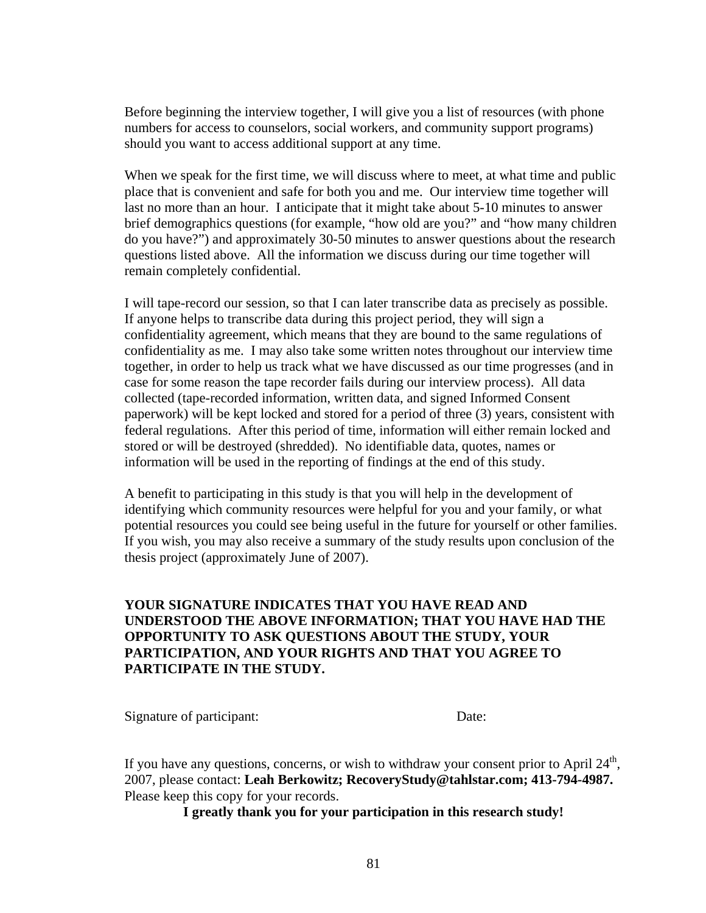Before beginning the interview together, I will give you a list of resources (with phone numbers for access to counselors, social workers, and community support programs) should you want to access additional support at any time.

When we speak for the first time, we will discuss where to meet, at what time and public place that is convenient and safe for both you and me. Our interview time together will last no more than an hour. I anticipate that it might take about 5-10 minutes to answer brief demographics questions (for example, "how old are you?" and "how many children do you have?") and approximately 30-50 minutes to answer questions about the research questions listed above. All the information we discuss during our time together will remain completely confidential.

I will tape-record our session, so that I can later transcribe data as precisely as possible. If anyone helps to transcribe data during this project period, they will sign a confidentiality agreement, which means that they are bound to the same regulations of confidentiality as me. I may also take some written notes throughout our interview time together, in order to help us track what we have discussed as our time progresses (and in case for some reason the tape recorder fails during our interview process). All data collected (tape-recorded information, written data, and signed Informed Consent paperwork) will be kept locked and stored for a period of three (3) years, consistent with federal regulations. After this period of time, information will either remain locked and stored or will be destroyed (shredded). No identifiable data, quotes, names or information will be used in the reporting of findings at the end of this study.

A benefit to participating in this study is that you will help in the development of identifying which community resources were helpful for you and your family, or what potential resources you could see being useful in the future for yourself or other families. If you wish, you may also receive a summary of the study results upon conclusion of the thesis project (approximately June of 2007).

**YOUR SIGNATURE INDICATES THAT YOU HAVE READ AND UNDERSTOOD THE ABOVE INFORMATION; THAT YOU HAVE HAD THE OPPORTUNITY TO ASK QUESTIONS ABOUT THE STUDY, YOUR PARTICIPATION, AND YOUR RIGHTS AND THAT YOU AGREE TO PARTICIPATE IN THE STUDY.**

Signature of participant: Date:

If you have any questions, concerns, or wish to withdraw your consent prior to April 24th, 2007, please contact: **Leah Berkowitz; RecoveryStudy@tahlstar.com; 413-794-4987.** Please keep this copy for your records.

**I greatly thank you for your participation in this research study!**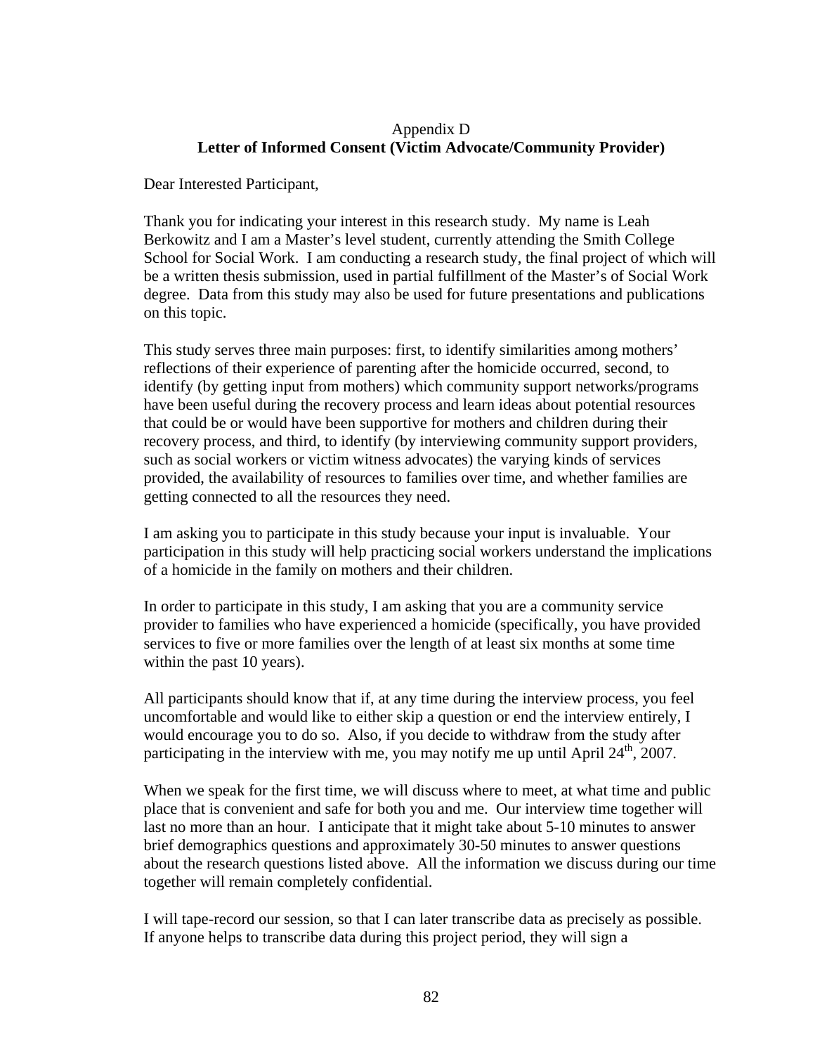Appendix D

**Letter of Informed Consent (Victim Advocate/Community Provider)**

Dear Interested Participant,

Thank you for indicating your interest in this research study. My name is Leah Berkowitz and I am a Master's level student, currently attending the Smith College School for Social Work. I am conducting a research study, the final project of which will be a written thesis submission, used in partial fulfillment of the Master's of Social Work degree. Data from this study may also be used for future presentations and publications on this topic.

This study serves three main purposes: first, to identify similarities among mothers' reflections of their experience of parenting after the homicide occurred, second, to identify (by getting input from mothers) which community support networks/programs have been useful during the recovery process and learn ideas about potential resources that could be or would have been supportive for mothers and children during their recovery process, and third, to identify (by interviewing community support providers, such as social workers or victim witness advocates) the varying kinds of services provided, the availability of resources to families over time, and whether families are getting connected to all the resources they need.

I am asking you to participate in this study because your input is invaluable. Your participation in this study will help practicing social workers understand the implications of a homicide in the family on mothers and their children.

In order to participate in this study, I am asking that you are a community service provider to families who have experienced a homicide (specifically, you have provided services to five or more families over the length of at least six months at some time within the past 10 years).

All participants should know that if, at any time during the interview process, you feel uncomfortable and would like to either skip a question or end the interview entirely, I would encourage you to do so. Also, if you decide to withdraw from the study after participating in the interview with me, you may notify me up until April 24th, 2007.

When we speak for the first time, we will discuss where to meet, at what time and public place that is convenient and safe for both you and me. Our interview time together will last no more than an hour. I anticipate that it might take about 5-10 minutes to answer brief demographics questions and approximately 30-50 minutes to answer questions about the research questions listed above. All the information we discuss during our time together will remain completely confidential.

I will tape-record our session, so that I can later transcribe data as precisely as possible. If anyone helps to transcribe data during this project period, they will sign a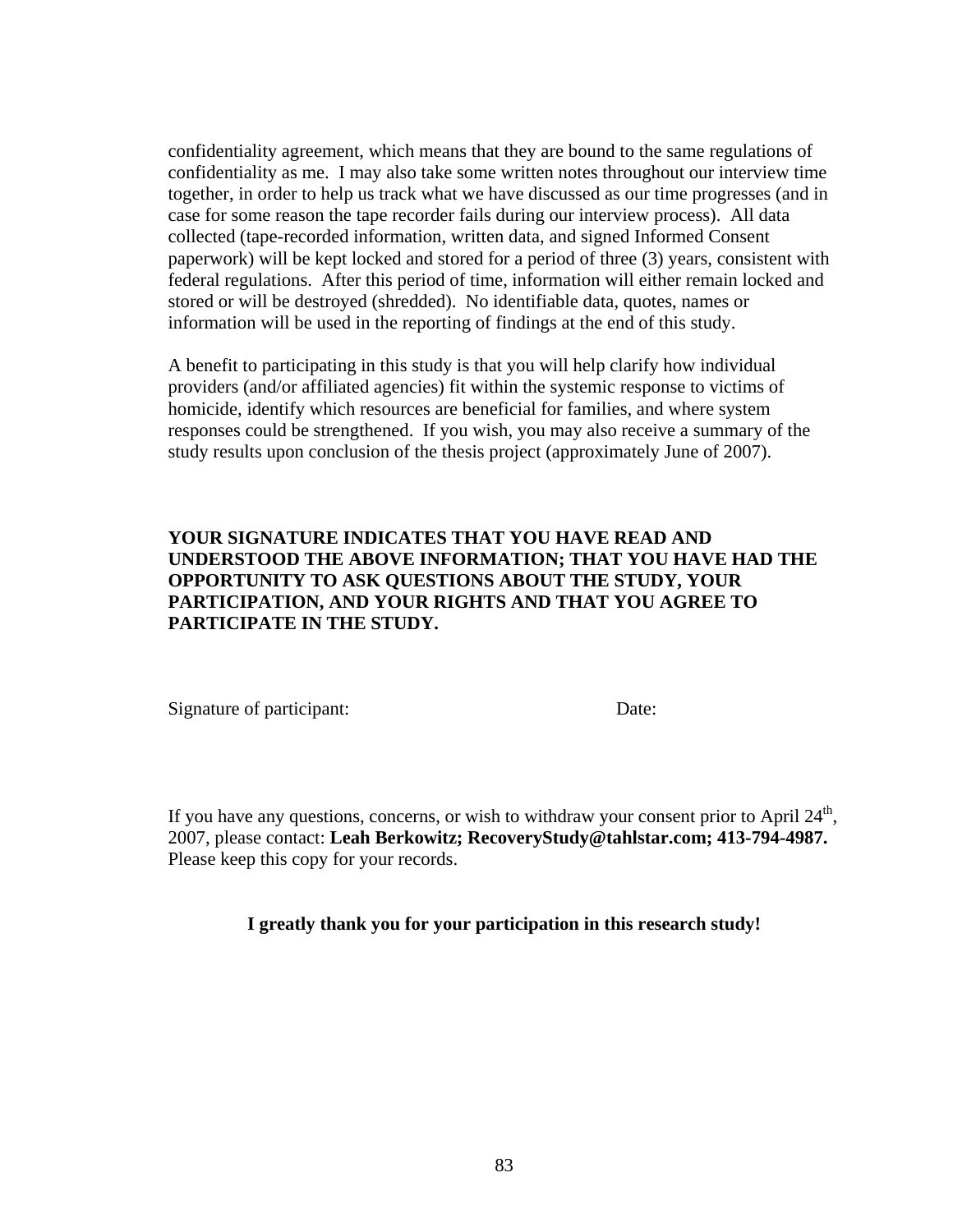confidentiality agreement, which means that they are bound to the same regulations of confidentiality as me. I may also take some written notes throughout our interview time together, in order to help us track what we have discussed as our time progresses (and in case for some reason the tape recorder fails during our interview process). All data collected (tape-recorded information, written data, and signed Informed Consent paperwork) will be kept locked and stored for a period of three (3) years, consistent with federal regulations. After this period of time, information will either remain locked and stored or will be destroyed (shredded). No identifiable data, quotes, names or information will be used in the reporting of findings at the end of this study.

A benefit to participating in this study is that you will help clarify how individual providers (and/or affiliated agencies) fit within the systemic response to victims of homicide, identify which resources are beneficial for families, and where system responses could be strengthened. If you wish, you may also receive a summary of the study results upon conclusion of the thesis project (approximately June of 2007).

**YOUR SIGNATURE INDICATES THAT YOU HAVE READ AND UNDERSTOOD THE ABOVE INFORMATION; THAT YOU HAVE HAD THE OPPORTUNITY TO ASK QUESTIONS ABOUT THE STUDY, YOUR PARTICIPATION, AND YOUR RIGHTS AND THAT YOU AGREE TO PARTICIPATE IN THE STUDY.**

Signature of participant: Date:

If you have any questions, concerns, or wish to withdraw your consent prior to April 24th, 2007, please contact: **Leah Berkowitz; RecoveryStudy@tahlstar.com; 413-794-4987.** Please keep this copy for your records.

**I greatly thank you for your participation in this research study!**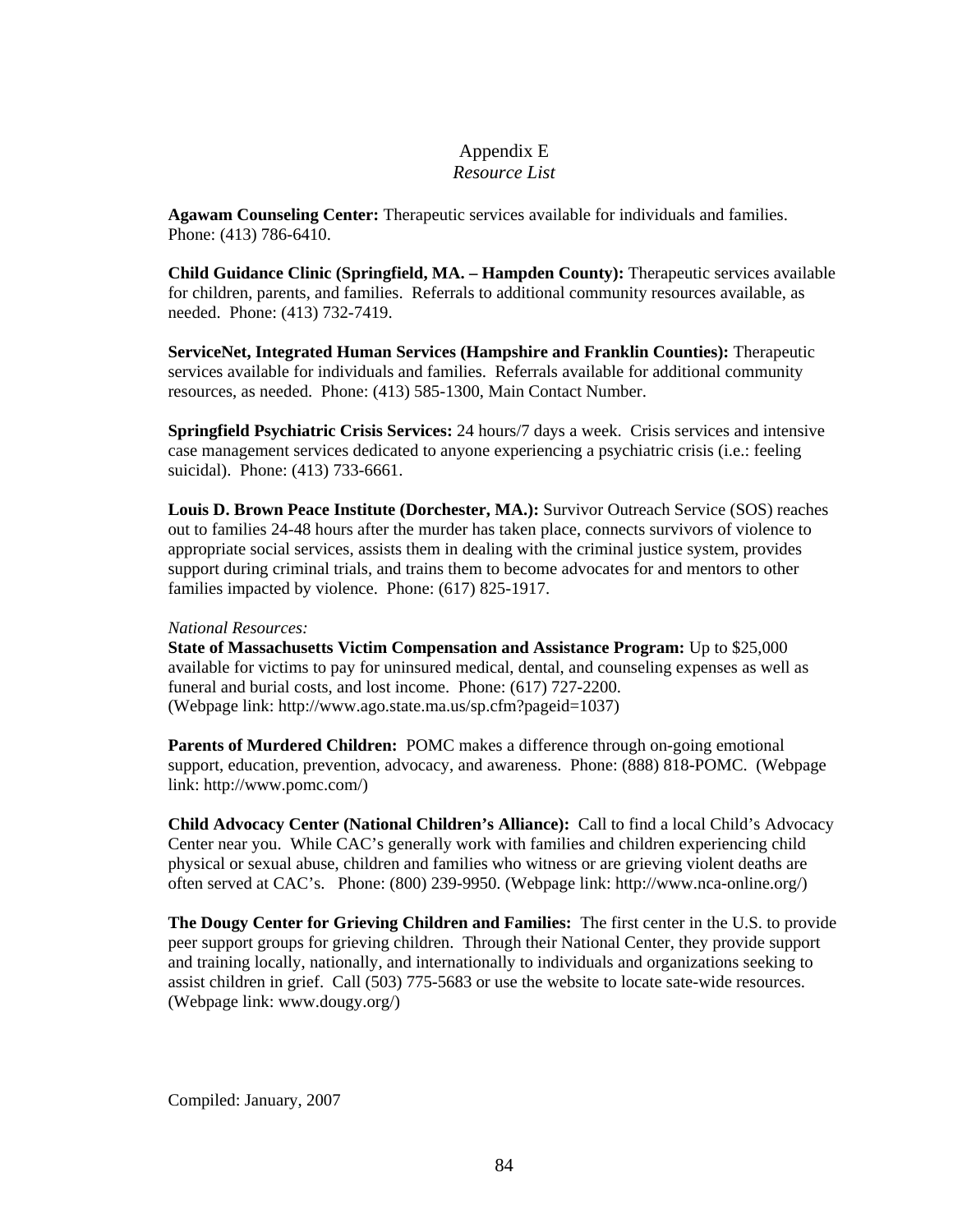# Appendix E
*Resource List*

**Agawam Counseling Center:** Therapeutic services available for individuals and families. Phone: (413) 786-6410.

**Child Guidance Clinic (Springfield, MA. – Hampden County):** Therapeutic services available for children, parents, and families. Referrals to additional community resources available, as needed. Phone: (413) 732-7419.

**ServiceNet, Integrated Human Services (Hampshire and Franklin Counties):** Therapeutic services available for individuals and families. Referrals available for additional community resources, as needed. Phone: (413) 585-1300, Main Contact Number.

**Springfield Psychiatric Crisis Services:** 24 hours/7 days a week. Crisis services and intensive case management services dedicated to anyone experiencing a psychiatric crisis (i.e.: feeling suicidal). Phone: (413) 733-6661.

**Louis D. Brown Peace Institute (Dorchester, MA.):** Survivor Outreach Service (SOS) reaches out to families 24-48 hours after the murder has taken place, connects survivors of violence to appropriate social services, assists them in dealing with the criminal justice system, provides support during criminal trials, and trains them to become advocates for and mentors to other families impacted by violence. Phone: (617) 825-1917.

*National Resources:*

**State of Massachusetts Victim Compensation and Assistance Program:** Up to $25,000 available for victims to pay for uninsured medical, dental, and counseling expenses as well as funeral and burial costs, and lost income. Phone: (617) 727-2200. (Webpage link: http://www.ago.state.ma.us/sp.cfm?pageid=1037)

**Parents of Murdered Children:** POMC makes a difference through on-going emotional support, education, prevention, advocacy, and awareness. Phone: (888) 818-POMC. (Webpage link: http://www.pomc.com/)

**Child Advocacy Center (National Children's Alliance):** Call to find a local Child's Advocacy Center near you. While CAC's generally work with families and children experiencing child physical or sexual abuse, children and families who witness or are grieving violent deaths are often served at CAC's. Phone: (800) 239-9950. (Webpage link: http://www.nca-online.org/)

**The Dougy Center for Grieving Children and Families:** The first center in the U.S. to provide peer support groups for grieving children. Through their National Center, they provide support and training locally, nationally, and internationally to individuals and organizations seeking to assist children in grief. Call (503) 775-5683 or use the website to locate sate-wide resources. (Webpage link: www.dougy.org/)

Compiled: January, 2007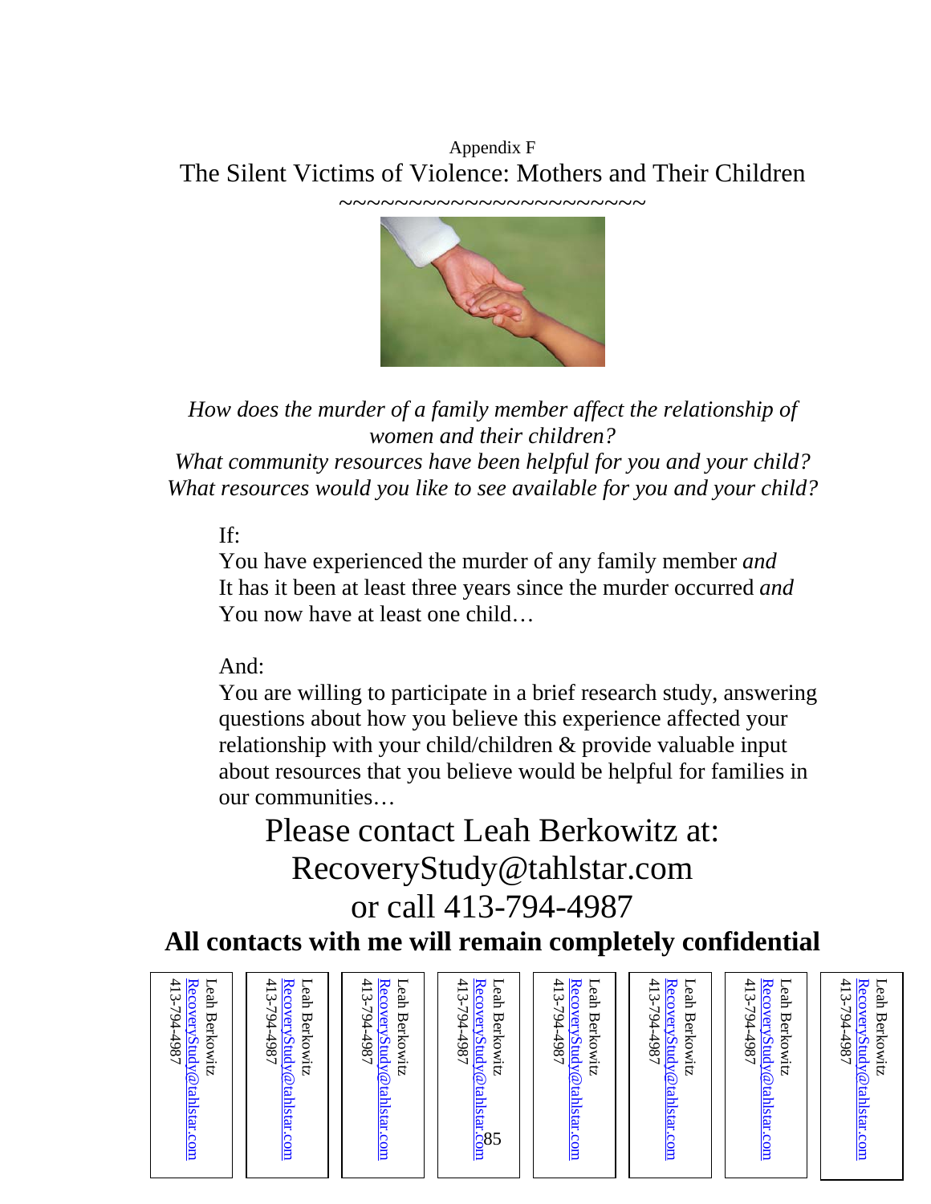Appendix F

# The Silent Victims of Violence: Mothers and Their Children

~~~~~~~~~~~~~~~~~~~~~~~~

*How does the murder of a family member affect the relationship of women and their children?*
*What community resources have been helpful for you and your child?*
*What resources would you like to see available for you and your child?*

If:
You have experienced the murder of any family member *and*
It has it been at least three years since the murder occurred *and*
You now have at least one child…

And:
You are willing to participate in a brief research study, answering questions about how you believe this experience affected your relationship with your child/children & provide valuable input about resources that you believe would be helpful for families in our communities…

Please contact Leah Berkowitz at:
RecoveryStudy@tahlstar.com
or call 413-794-4987

**All contacts with me will remain completely confidential**

| Leah Berkowitz RecoveryStudy@tahlstar.com 413-794-4987 | Leah Berkowitz RecoveryStudy@tahlstar.com 413-794-4987 | Leah Berkowitz RecoveryStudy@tahlstar.com 413-794-4987 | Leah Berkowitz RecoveryStudy@tahlstar.com 413-794-4987 | Leah Berkowitz RecoveryStudy@tahlstar.com 413-794-4987 | Leah Berkowitz RecoveryStudy@tahlstar.com 413-794-4987 | Leah Berkowitz RecoveryStudy@tahlstar.com 413-794-4987 | Leah Berkowitz RecoveryStudy@tahlstar.com 413-794-4987 |
|---|---|---|---|---|---|---|---|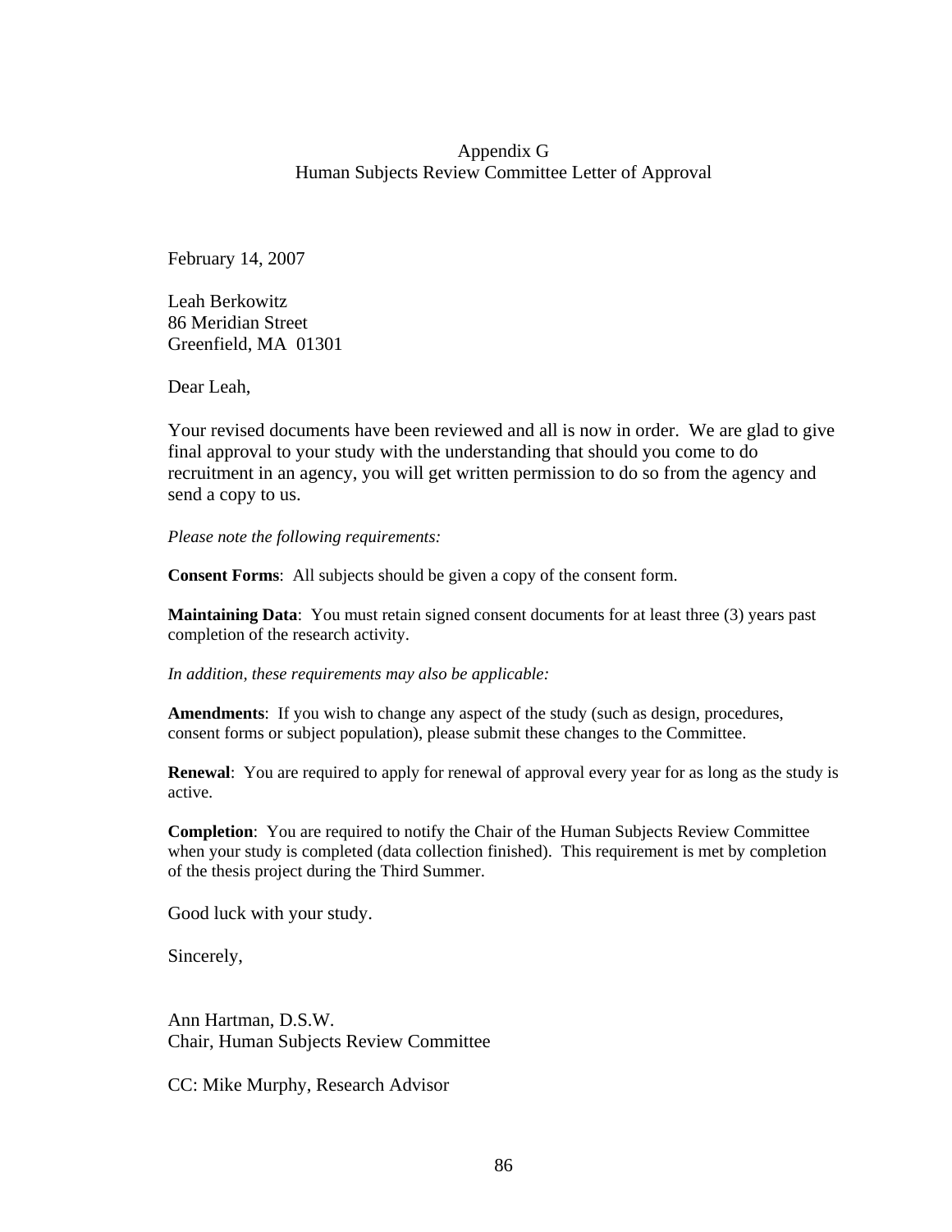# Appendix G
## Human Subjects Review Committee Letter of Approval

February 14, 2007

Leah Berkowitz
86 Meridian Street
Greenfield, MA 01301

Dear Leah,

Your revised documents have been reviewed and all is now in order. We are glad to give final approval to your study with the understanding that should you come to do recruitment in an agency, you will get written permission to do so from the agency and send a copy to us.

*Please note the following requirements:*

**Consent Forms**: All subjects should be given a copy of the consent form.

**Maintaining Data**: You must retain signed consent documents for at least three (3) years past completion of the research activity.

*In addition, these requirements may also be applicable:*

**Amendments**: If you wish to change any aspect of the study (such as design, procedures, consent forms or subject population), please submit these changes to the Committee.

**Renewal**: You are required to apply for renewal of approval every year for as long as the study is active.

**Completion**: You are required to notify the Chair of the Human Subjects Review Committee when your study is completed (data collection finished). This requirement is met by completion of the thesis project during the Third Summer.

Good luck with your study.

Sincerely,

Ann Hartman, D.S.W.
Chair, Human Subjects Review Committee

CC: Mike Murphy, Research Advisor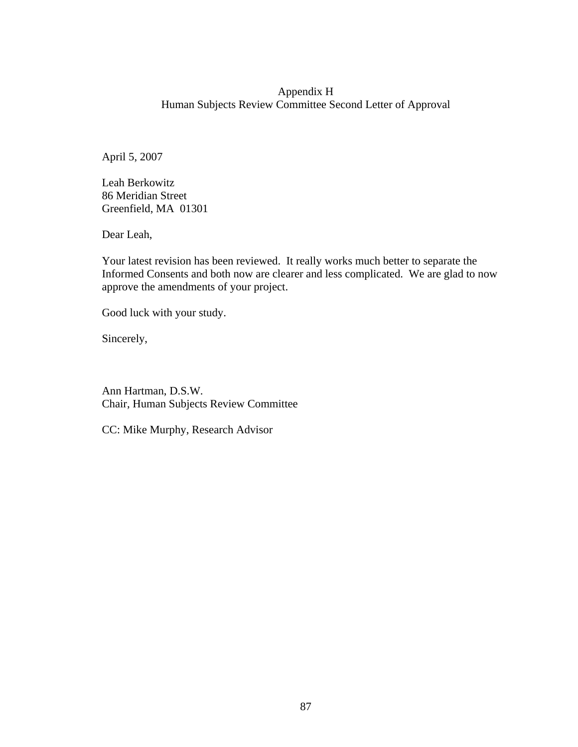## Appendix H
## Human Subjects Review Committee Second Letter of Approval

April 5, 2007

Leah Berkowitz
86 Meridian Street
Greenfield, MA 01301

Dear Leah,

Your latest revision has been reviewed. It really works much better to separate the Informed Consents and both now are clearer and less complicated. We are glad to now approve the amendments of your project.

Good luck with your study.

Sincerely,

Ann Hartman, D.S.W.
Chair, Human Subjects Review Committee

CC: Mike Murphy, Research Advisor